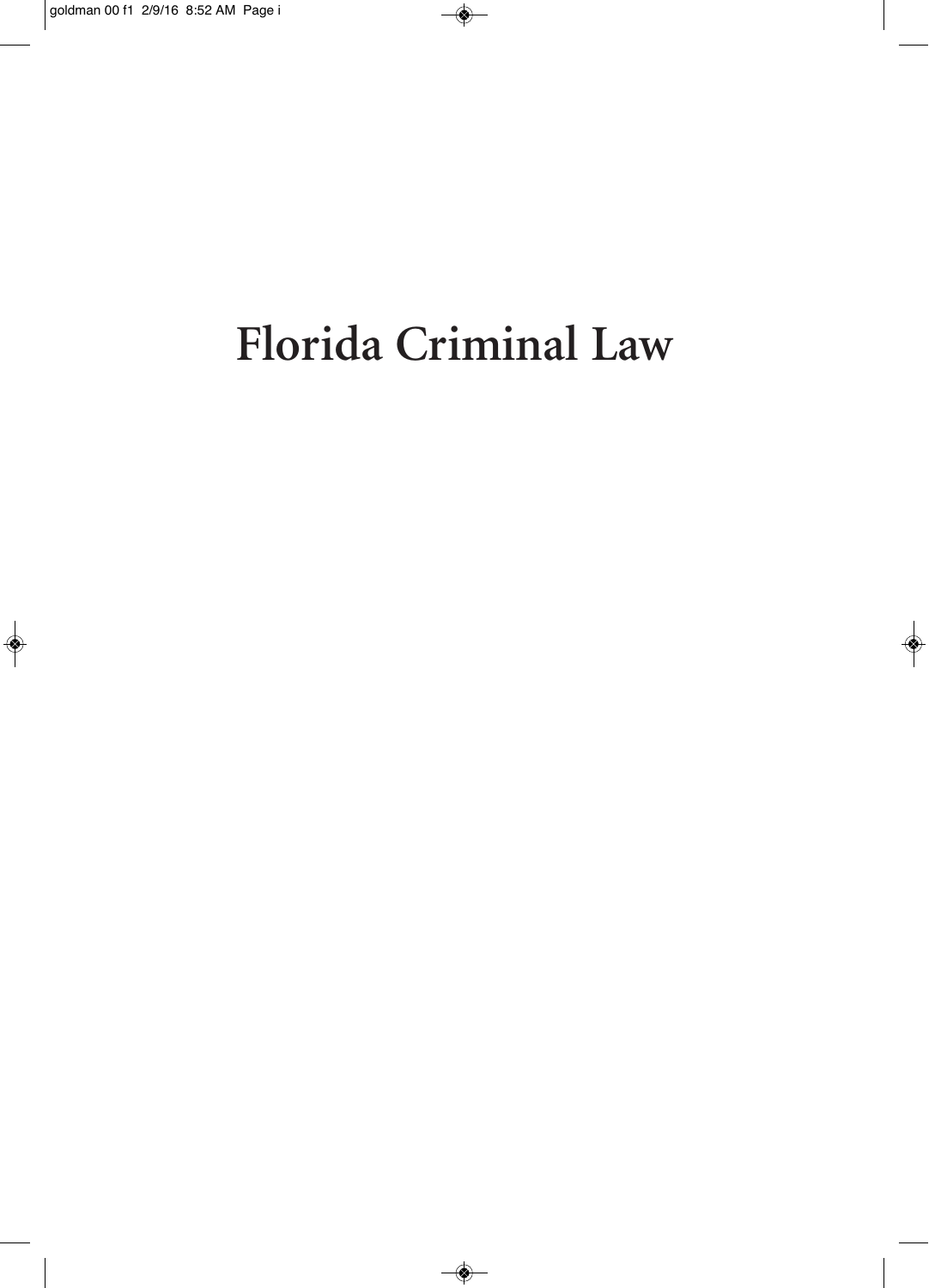# Florida Criminal Law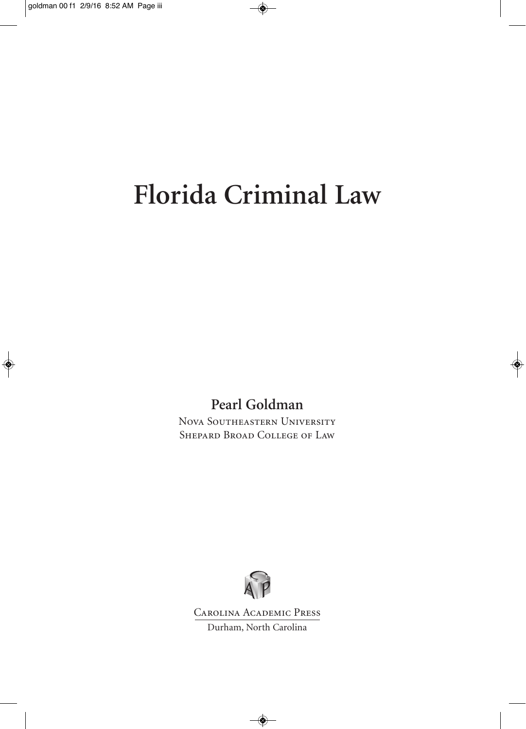# Florida Criminal Law

**Pearl Goldman**

Nova Southeastern University
Shepard Broad College of Law

Carolina Academic Press
Durham, North Carolina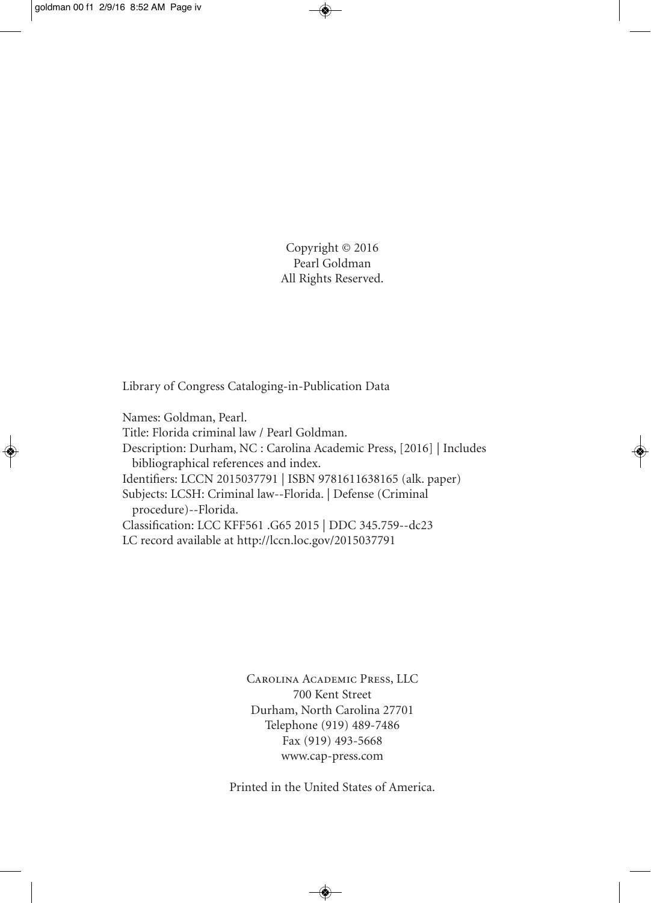Copyright © 2016
Pearl Goldman
All Rights Reserved.

Library of Congress Cataloging-in-Publication Data

Names: Goldman, Pearl.
Title: Florida criminal law / Pearl Goldman.
Description: Durham, NC : Carolina Academic Press, [2016] | Includes bibliographical references and index.
Identifiers: LCCN 2015037791 | ISBN 9781611638165 (alk. paper)
Subjects: LCSH: Criminal law--Florida. | Defense (Criminal procedure)--Florida.
Classification: LCC KFF561 .G65 2015 | DDC 345.759--dc23
LC record available at http://lccn.loc.gov/2015037791

Carolina Academic Press, LLC
700 Kent Street
Durham, North Carolina 27701
Telephone (919) 489-7486
Fax (919) 493-5668
www.cap-press.com

Printed in the United States of America.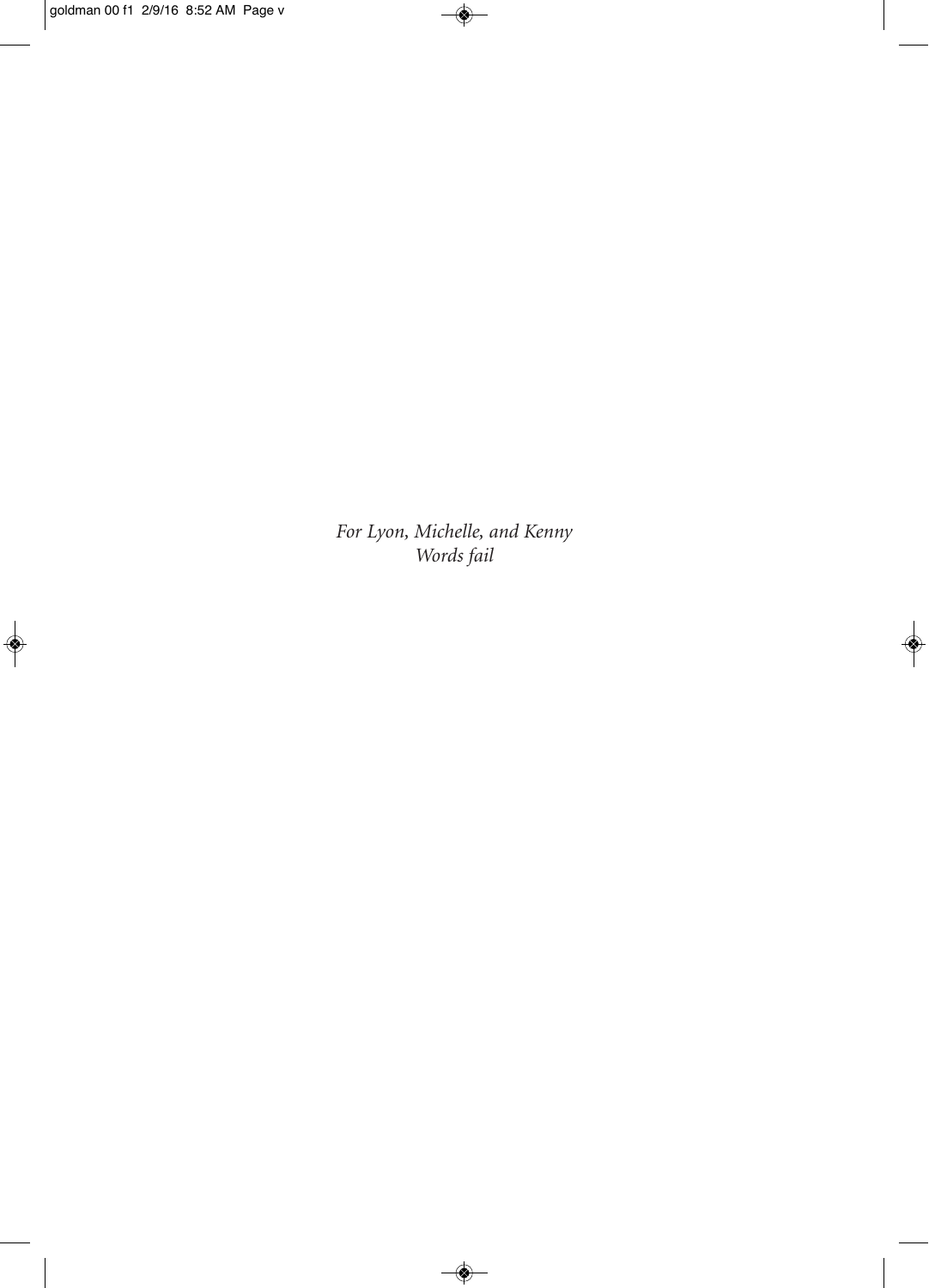*For Lyon, Michelle, and Kenny*
*Words fail*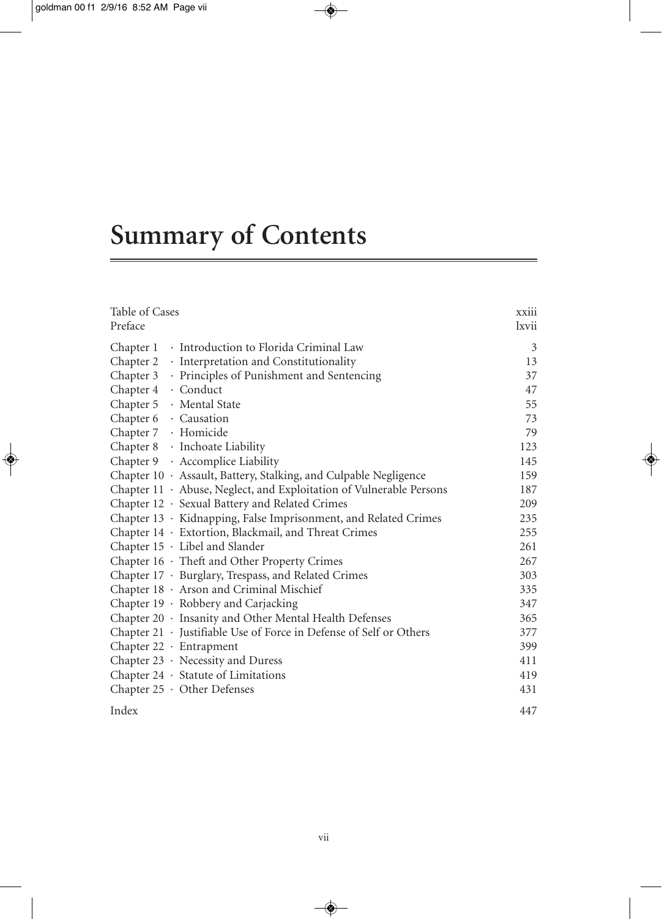# Summary of Contents

| | |
|---|---|
| Table of Cases | xxiii |
| Preface | lxvii |
| Chapter 1 · Introduction to Florida Criminal Law | 3 |
| Chapter 2 · Interpretation and Constitutionality | 13 |
| Chapter 3 · Principles of Punishment and Sentencing | 37 |
| Chapter 4 · Conduct | 47 |
| Chapter 5 · Mental State | 55 |
| Chapter 6 · Causation | 73 |
| Chapter 7 · Homicide | 79 |
| Chapter 8 · Inchoate Liability | 123 |
| Chapter 9 · Accomplice Liability | 145 |
| Chapter 10 · Assault, Battery, Stalking, and Culpable Negligence | 159 |
| Chapter 11 · Abuse, Neglect, and Exploitation of Vulnerable Persons | 187 |
| Chapter 12 · Sexual Battery and Related Crimes | 209 |
| Chapter 13 · Kidnapping, False Imprisonment, and Related Crimes | 235 |
| Chapter 14 · Extortion, Blackmail, and Threat Crimes | 255 |
| Chapter 15 · Libel and Slander | 261 |
| Chapter 16 · Theft and Other Property Crimes | 267 |
| Chapter 17 · Burglary, Trespass, and Related Crimes | 303 |
| Chapter 18 · Arson and Criminal Mischief | 335 |
| Chapter 19 · Robbery and Carjacking | 347 |
| Chapter 20 · Insanity and Other Mental Health Defenses | 365 |
| Chapter 21 · Justifiable Use of Force in Defense of Self or Others | 377 |
| Chapter 22 · Entrapment | 399 |
| Chapter 23 · Necessity and Duress | 411 |
| Chapter 24 · Statute of Limitations | 419 |
| Chapter 25 · Other Defenses | 431 |
| Index | 447 |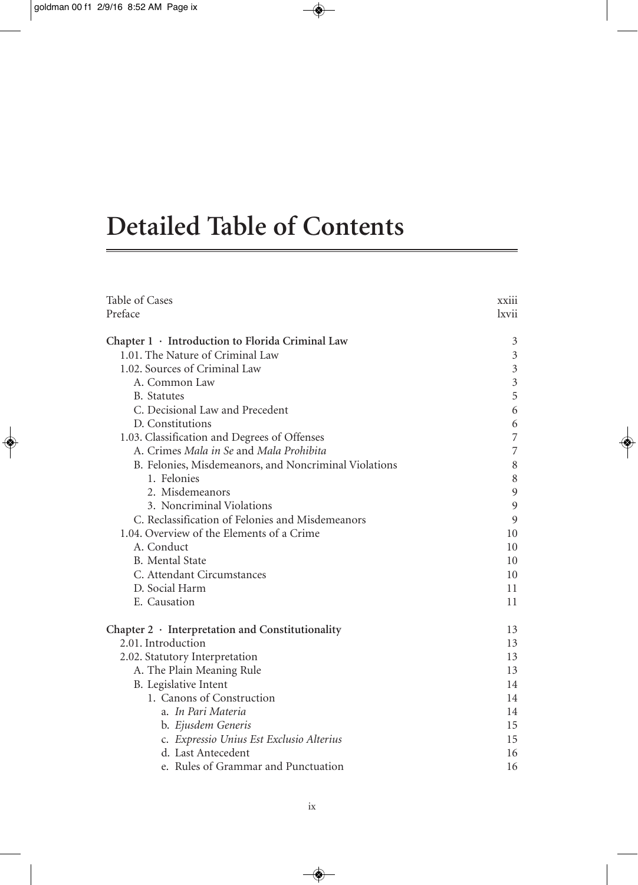# Detailed Table of Contents

| | |
|---|---|
| Table of Cases | xxiii |
| Preface | lxvii |
| **Chapter 1 · Introduction to Florida Criminal Law** | 3 |
| 1.01. The Nature of Criminal Law | 3 |
| 1.02. Sources of Criminal Law | 3 |
| A. Common Law | 3 |
| B. Statutes | 5 |
| C. Decisional Law and Precedent | 6 |
| D. Constitutions | 6 |
| 1.03. Classification and Degrees of Offenses | 7 |
| A. Crimes *Mala in Se* and *Mala Prohibita* | 7 |
| B. Felonies, Misdemeanors, and Noncriminal Violations | 8 |
| 1. Felonies | 8 |
| 2. Misdemeanors | 9 |
| 3. Noncriminal Violations | 9 |
| C. Reclassification of Felonies and Misdemeanors | 9 |
| 1.04. Overview of the Elements of a Crime | 10 |
| A. Conduct | 10 |
| B. Mental State | 10 |
| C. Attendant Circumstances | 10 |
| D. Social Harm | 11 |
| E. Causation | 11 |
| **Chapter 2 · Interpretation and Constitutionality** | 13 |
| 2.01. Introduction | 13 |
| 2.02. Statutory Interpretation | 13 |
| A. The Plain Meaning Rule | 13 |
| B. Legislative Intent | 14 |
| 1. Canons of Construction | 14 |
| a. *In Pari Materia* | 14 |
| b. *Ejusdem Generis* | 15 |
| c. *Expressio Unius Est Exclusio Alterius* | 15 |
| d. Last Antecedent | 16 |
| e. Rules of Grammar and Punctuation | 16 |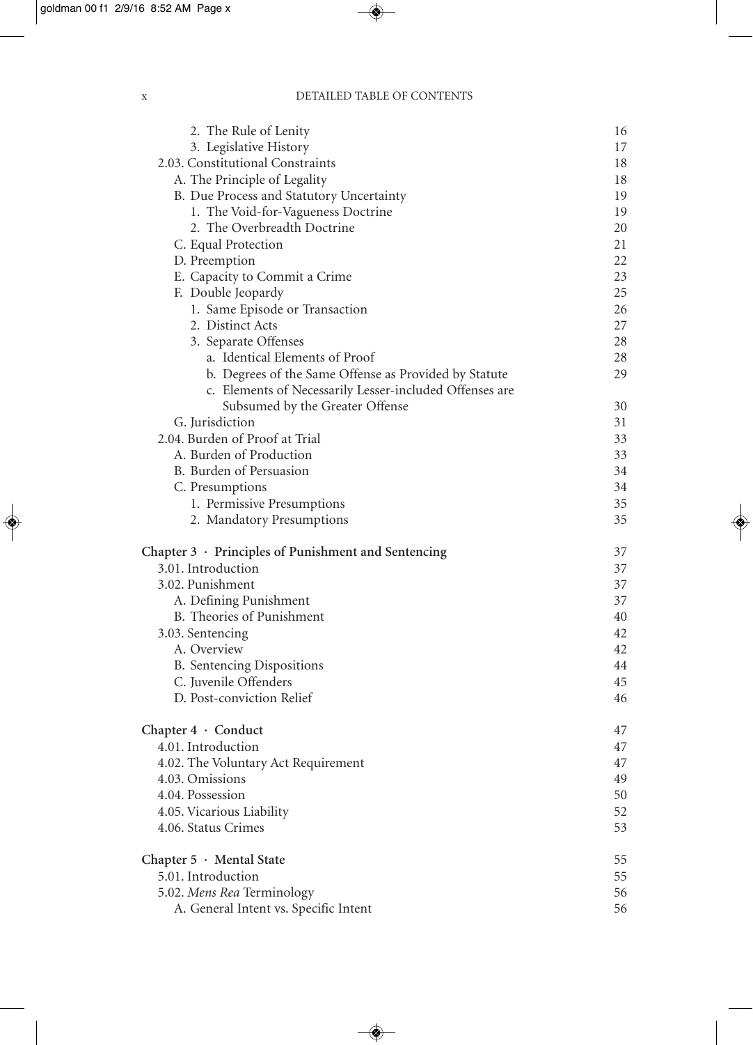2. The Rule of Lenity 16
3. Legislative History 17

2.03. Constitutional Constraints 18

A. The Principle of Legality 18

B. Due Process and Statutory Uncertainty 19

1. The Void-for-Vagueness Doctrine 19
2. The Overbreadth Doctrine 20

C. Equal Protection 21

D. Preemption 22

E. Capacity to Commit a Crime 23

F. Double Jeopardy 25

1. Same Episode or Transaction 26
2. Distinct Acts 27
3. Separate Offenses 28
   a. Identical Elements of Proof 28
   b. Degrees of the Same Offense as Provided by Statute 29
   c. Elements of Necessarily Lesser-included Offenses are Subsumed by the Greater Offense 30

G. Jurisdiction 31

2.04. Burden of Proof at Trial 33

A. Burden of Production 33

B. Burden of Persuasion 34

C. Presumptions 34

1. Permissive Presumptions 35
2. Mandatory Presumptions 35

**Chapter 3 · Principles of Punishment and Sentencing** 37

3.01. Introduction 37

3.02. Punishment 37

A. Defining Punishment 37

B. Theories of Punishment 40

3.03. Sentencing 42

A. Overview 42

B. Sentencing Dispositions 44

C. Juvenile Offenders 45

D. Post-conviction Relief 46

**Chapter 4 · Conduct** 47

4.01. Introduction 47

4.02. The Voluntary Act Requirement 47

4.03. Omissions 49

4.04. Possession 50

4.05. Vicarious Liability 52

4.06. Status Crimes 53

**Chapter 5 · Mental State** 55

5.01. Introduction 55

5.02. *Mens Rea* Terminology 56

A. General Intent vs. Specific Intent 56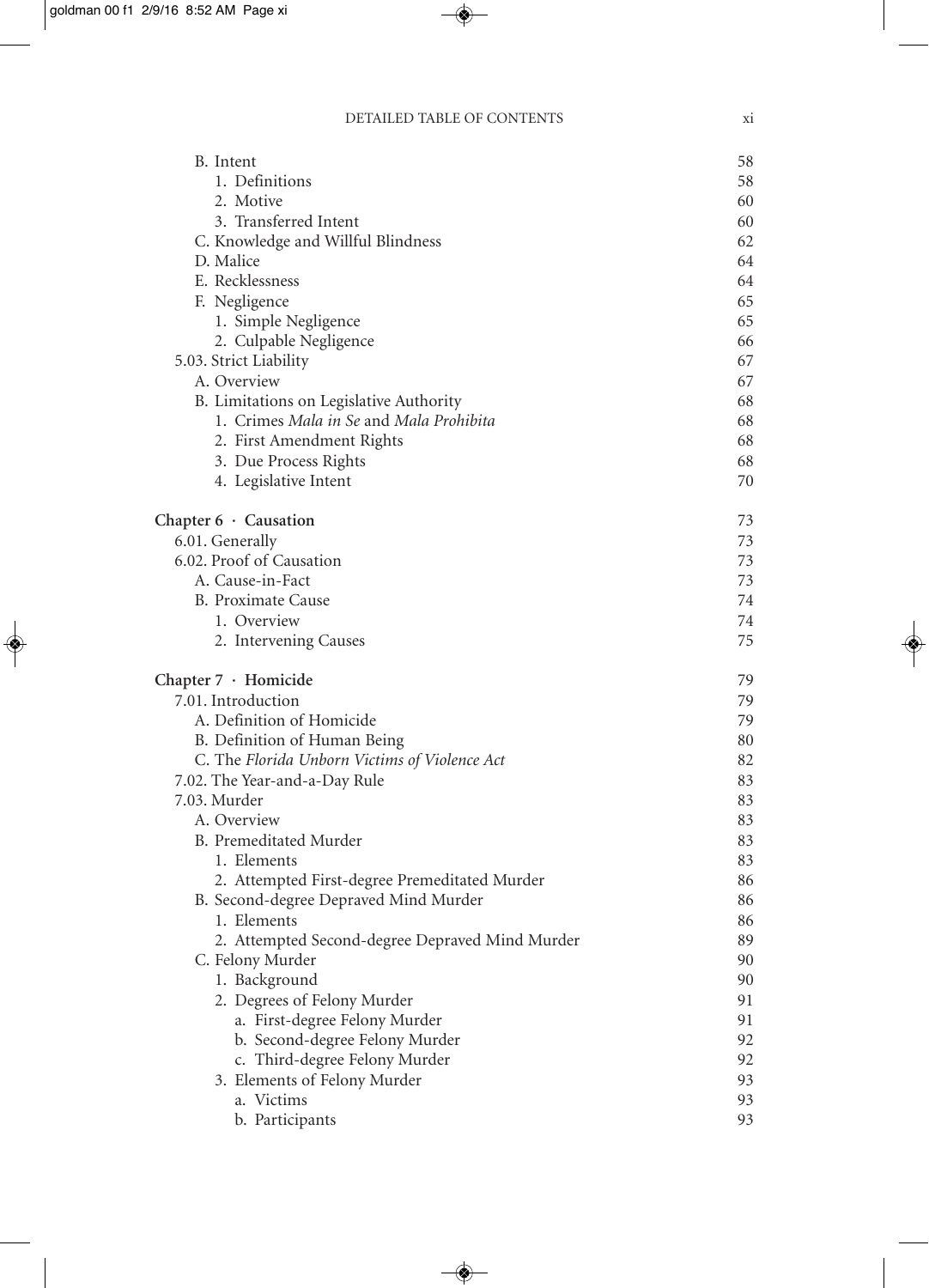B. Intent 58
1. Definitions 58
2. Motive 60
3. Transferred Intent 60
C. Knowledge and Willful Blindness 62
D. Malice 64
E. Recklessness 64
F. Negligence 65
1. Simple Negligence 65
2. Culpable Negligence 66
5.03. Strict Liability 67
A. Overview 67
B. Limitations on Legislative Authority 68
1. Crimes *Mala in Se* and *Mala Prohibita* 68
2. First Amendment Rights 68
3. Due Process Rights 68
4. Legislative Intent 70

**Chapter 6 · Causation** 73
6.01. Generally 73
6.02. Proof of Causation 73
A. Cause-in-Fact 73
B. Proximate Cause 74
1. Overview 74
2. Intervening Causes 75

**Chapter 7 · Homicide** 79
7.01. Introduction 79
A. Definition of Homicide 79
B. Definition of Human Being 80
C. The *Florida Unborn Victims of Violence Act* 82
7.02. The Year-and-a-Day Rule 83
7.03. Murder 83
A. Overview 83
B. Premeditated Murder 83
1. Elements 83
2. Attempted First-degree Premeditated Murder 86
B. Second-degree Depraved Mind Murder 86
1. Elements 86
2. Attempted Second-degree Depraved Mind Murder 89
C. Felony Murder 90
1. Background 90
2. Degrees of Felony Murder 91
a. First-degree Felony Murder 91
b. Second-degree Felony Murder 92
c. Third-degree Felony Murder 92
3. Elements of Felony Murder 93
a. Victims 93
b. Participants 93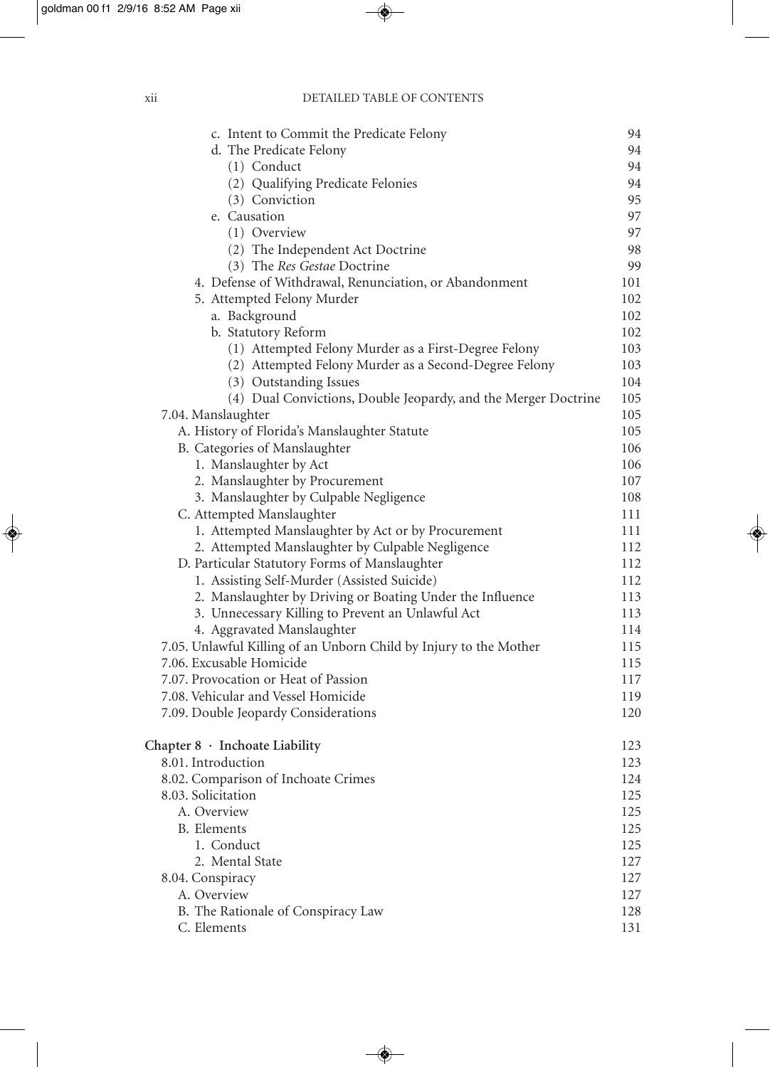c. Intent to Commit the Predicate Felony 94
d. The Predicate Felony 94
(1) Conduct 94
(2) Qualifying Predicate Felonies 94
(3) Conviction 95
e. Causation 97
(1) Overview 97
(2) The Independent Act Doctrine 98
(3) The *Res Gestae* Doctrine 99
4. Defense of Withdrawal, Renunciation, or Abandonment 101
5. Attempted Felony Murder 102
a. Background 102
b. Statutory Reform 102
(1) Attempted Felony Murder as a First-Degree Felony 103
(2) Attempted Felony Murder as a Second-Degree Felony 103
(3) Outstanding Issues 104
(4) Dual Convictions, Double Jeopardy, and the Merger Doctrine 105
7.04. Manslaughter 105
A. History of Florida's Manslaughter Statute 105
B. Categories of Manslaughter 106
1. Manslaughter by Act 106
2. Manslaughter by Procurement 107
3. Manslaughter by Culpable Negligence 108
C. Attempted Manslaughter 111
1. Attempted Manslaughter by Act or by Procurement 111
2. Attempted Manslaughter by Culpable Negligence 112
D. Particular Statutory Forms of Manslaughter 112
1. Assisting Self-Murder (Assisted Suicide) 112
2. Manslaughter by Driving or Boating Under the Influence 113
3. Unnecessary Killing to Prevent an Unlawful Act 113
4. Aggravated Manslaughter 114
7.05. Unlawful Killing of an Unborn Child by Injury to the Mother 115
7.06. Excusable Homicide 115
7.07. Provocation or Heat of Passion 117
7.08. Vehicular and Vessel Homicide 119
7.09. Double Jeopardy Considerations 120

**Chapter 8 · Inchoate Liability** 123
8.01. Introduction 123
8.02. Comparison of Inchoate Crimes 124
8.03. Solicitation 125
A. Overview 125
B. Elements 125
1. Conduct 125
2. Mental State 127
8.04. Conspiracy 127
A. Overview 127
B. The Rationale of Conspiracy Law 128
C. Elements 131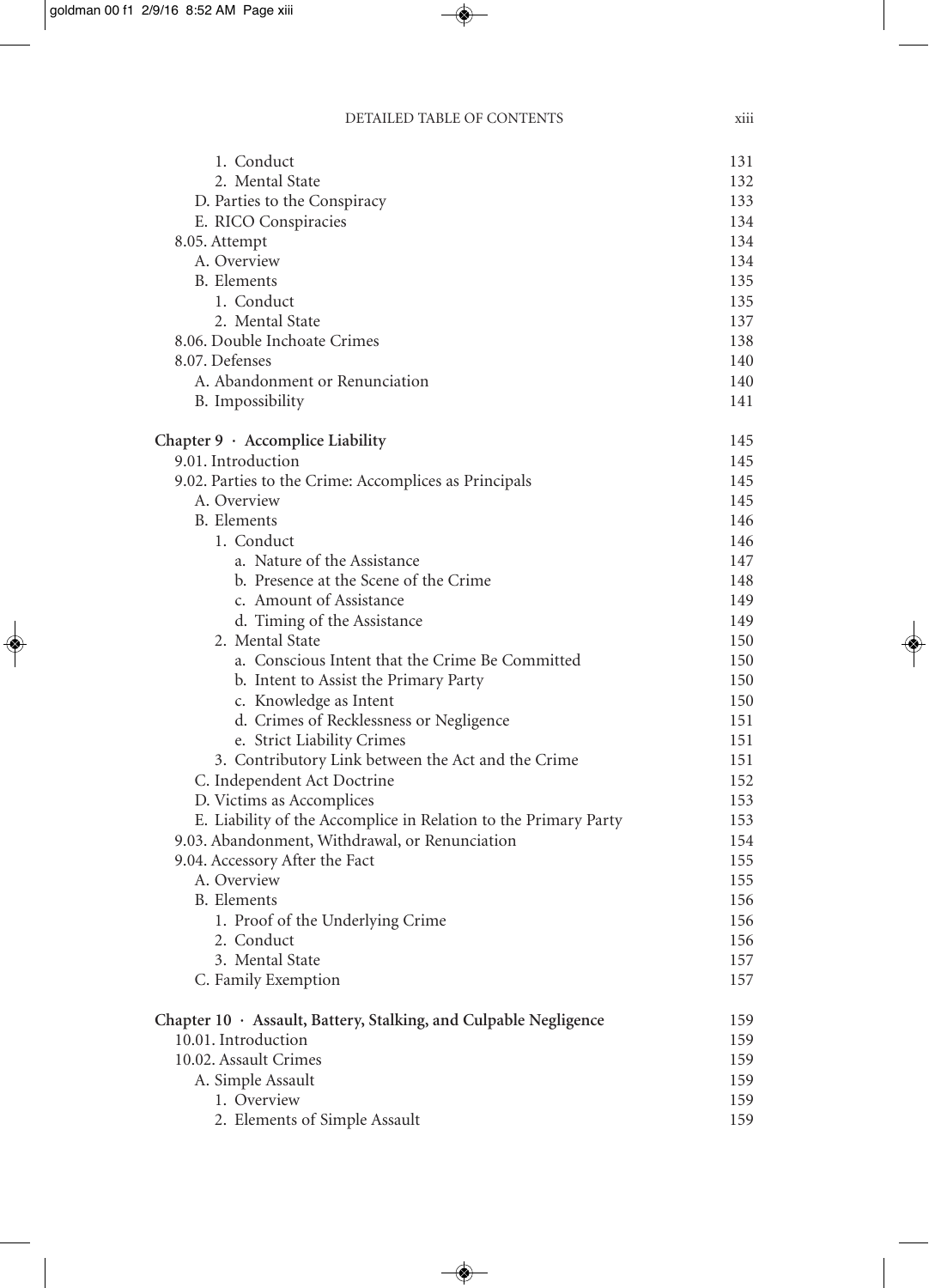| | |
|---|---|
| 1. Conduct | 131 |
| 2. Mental State | 132 |
| D. Parties to the Conspiracy | 133 |
| E. RICO Conspiracies | 134 |
| 8.05. Attempt | 134 |
| A. Overview | 134 |
| B. Elements | 135 |
| 1. Conduct | 135 |
| 2. Mental State | 137 |
| 8.06. Double Inchoate Crimes | 138 |
| 8.07. Defenses | 140 |
| A. Abandonment or Renunciation | 140 |
| B. Impossibility | 141 |
| **Chapter 9 · Accomplice Liability** | **145** |
| 9.01. Introduction | 145 |
| 9.02. Parties to the Crime: Accomplices as Principals | 145 |
| A. Overview | 145 |
| B. Elements | 146 |
| 1. Conduct | 146 |
| a. Nature of the Assistance | 147 |
| b. Presence at the Scene of the Crime | 148 |
| c. Amount of Assistance | 149 |
| d. Timing of the Assistance | 149 |
| 2. Mental State | 150 |
| a. Conscious Intent that the Crime Be Committed | 150 |
| b. Intent to Assist the Primary Party | 150 |
| c. Knowledge as Intent | 150 |
| d. Crimes of Recklessness or Negligence | 151 |
| e. Strict Liability Crimes | 151 |
| 3. Contributory Link between the Act and the Crime | 151 |
| C. Independent Act Doctrine | 152 |
| D. Victims as Accomplices | 153 |
| E. Liability of the Accomplice in Relation to the Primary Party | 153 |
| 9.03. Abandonment, Withdrawal, or Renunciation | 154 |
| 9.04. Accessory After the Fact | 155 |
| A. Overview | 155 |
| B. Elements | 156 |
| 1. Proof of the Underlying Crime | 156 |
| 2. Conduct | 156 |
| 3. Mental State | 157 |
| C. Family Exemption | 157 |
| **Chapter 10 · Assault, Battery, Stalking, and Culpable Negligence** | **159** |
| 10.01. Introduction | 159 |
| 10.02. Assault Crimes | 159 |
| A. Simple Assault | 159 |
| 1. Overview | 159 |
| 2. Elements of Simple Assault | 159 |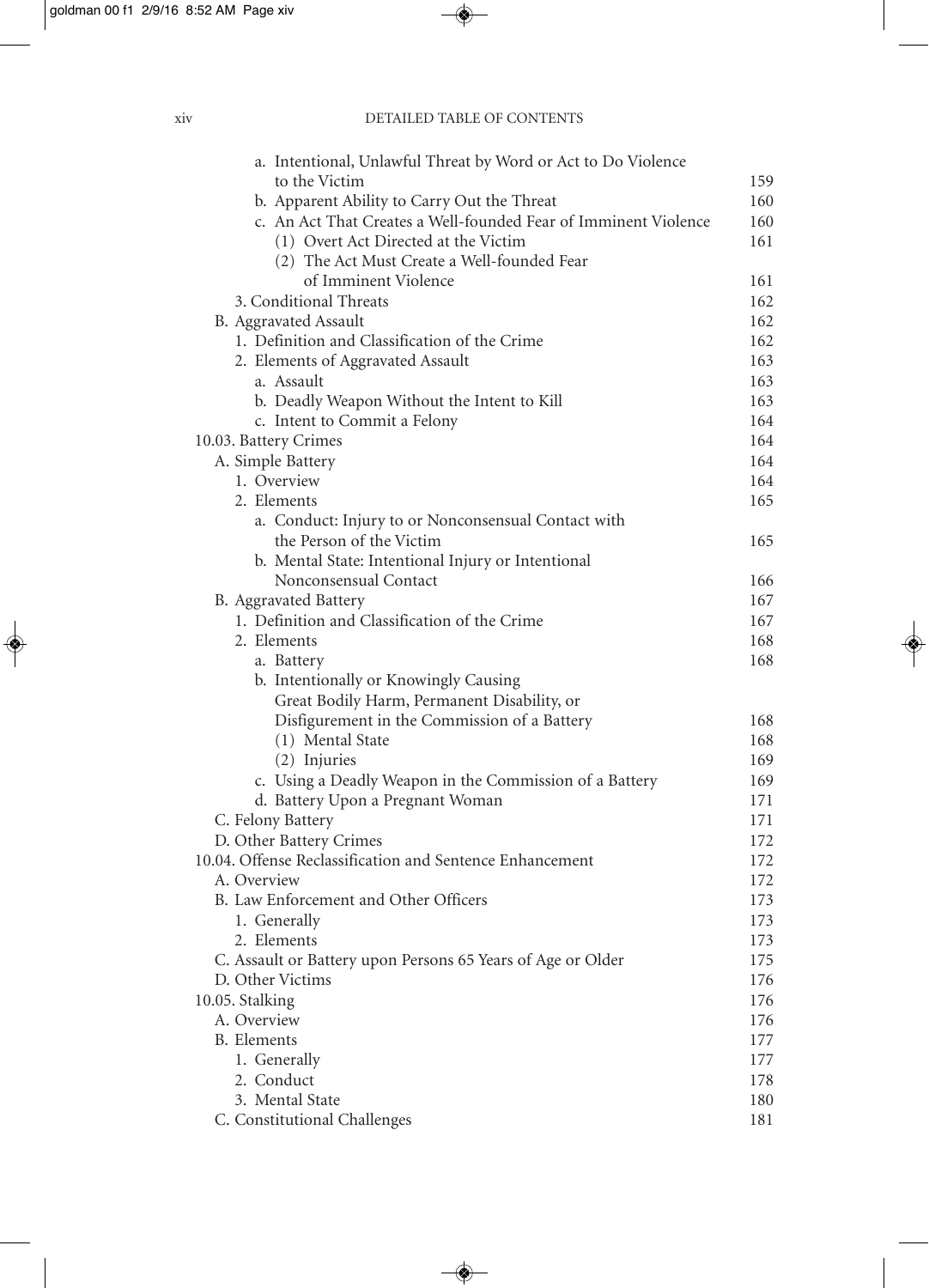a. Intentional, Unlawful Threat by Word or Act to Do Violence to the Victim 159
b. Apparent Ability to Carry Out the Threat 160
c. An Act That Creates a Well-founded Fear of Imminent Violence 160
(1) Overt Act Directed at the Victim 161
(2) The Act Must Create a Well-founded Fear of Imminent Violence 161
3. Conditional Threats 162
B. Aggravated Assault 162
1. Definition and Classification of the Crime 162
2. Elements of Aggravated Assault 163
a. Assault 163
b. Deadly Weapon Without the Intent to Kill 163
c. Intent to Commit a Felony 164
10.03. Battery Crimes 164
A. Simple Battery 164
1. Overview 164
2. Elements 165
a. Conduct: Injury to or Nonconsensual Contact with the Person of the Victim 165
b. Mental State: Intentional Injury or Intentional Nonconsensual Contact 166
B. Aggravated Battery 167
1. Definition and Classification of the Crime 167
2. Elements 168
a. Battery 168
b. Intentionally or Knowingly Causing Great Bodily Harm, Permanent Disability, or Disfigurement in the Commission of a Battery 168
(1) Mental State 168
(2) Injuries 169
c. Using a Deadly Weapon in the Commission of a Battery 169
d. Battery Upon a Pregnant Woman 171
C. Felony Battery 171
D. Other Battery Crimes 172
10.04. Offense Reclassification and Sentence Enhancement 172
A. Overview 172
B. Law Enforcement and Other Officers 173
1. Generally 173
2. Elements 173
C. Assault or Battery upon Persons 65 Years of Age or Older 175
D. Other Victims 176
10.05. Stalking 176
A. Overview 176
B. Elements 177
1. Generally 177
2. Conduct 178
3. Mental State 180
C. Constitutional Challenges 181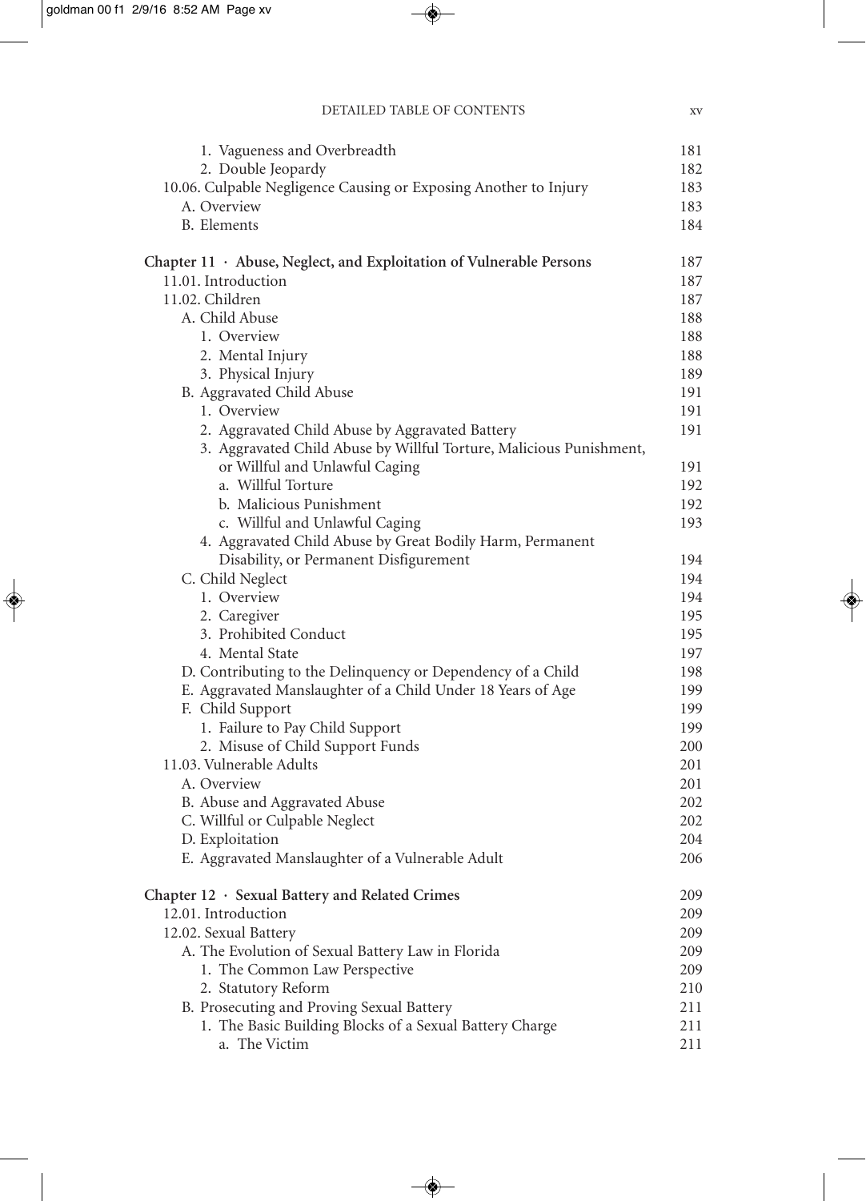1. Vagueness and Overbreadth 181
2. Double Jeopardy 182

10.06. Culpable Negligence Causing or Exposing Another to Injury 183

A. Overview 183
B. Elements 184

**Chapter 11 · Abuse, Neglect, and Exploitation of Vulnerable Persons** 187

11.01. Introduction 187

11.02. Children 187

A. Child Abuse 188
1. Overview 188
2. Mental Injury 188
3. Physical Injury 189

B. Aggravated Child Abuse 191
1. Overview 191
2. Aggravated Child Abuse by Aggravated Battery 191
3. Aggravated Child Abuse by Willful Torture, Malicious Punishment, or Willful and Unlawful Caging 191
a. Willful Torture 192
b. Malicious Punishment 192
c. Willful and Unlawful Caging 193
4. Aggravated Child Abuse by Great Bodily Harm, Permanent Disability, or Permanent Disfigurement 194

C. Child Neglect 194
1. Overview 194
2. Caregiver 195
3. Prohibited Conduct 195
4. Mental State 197

D. Contributing to the Delinquency or Dependency of a Child 198
E. Aggravated Manslaughter of a Child Under 18 Years of Age 199
F. Child Support 199
1. Failure to Pay Child Support 199
2. Misuse of Child Support Funds 200

11.03. Vulnerable Adults 201

A. Overview 201
B. Abuse and Aggravated Abuse 202
C. Willful or Culpable Neglect 202
D. Exploitation 204
E. Aggravated Manslaughter of a Vulnerable Adult 206

**Chapter 12 · Sexual Battery and Related Crimes** 209

12.01. Introduction 209

12.02. Sexual Battery 209

A. The Evolution of Sexual Battery Law in Florida 209
1. The Common Law Perspective 209
2. Statutory Reform 210

B. Prosecuting and Proving Sexual Battery 211
1. The Basic Building Blocks of a Sexual Battery Charge 211
a. The Victim 211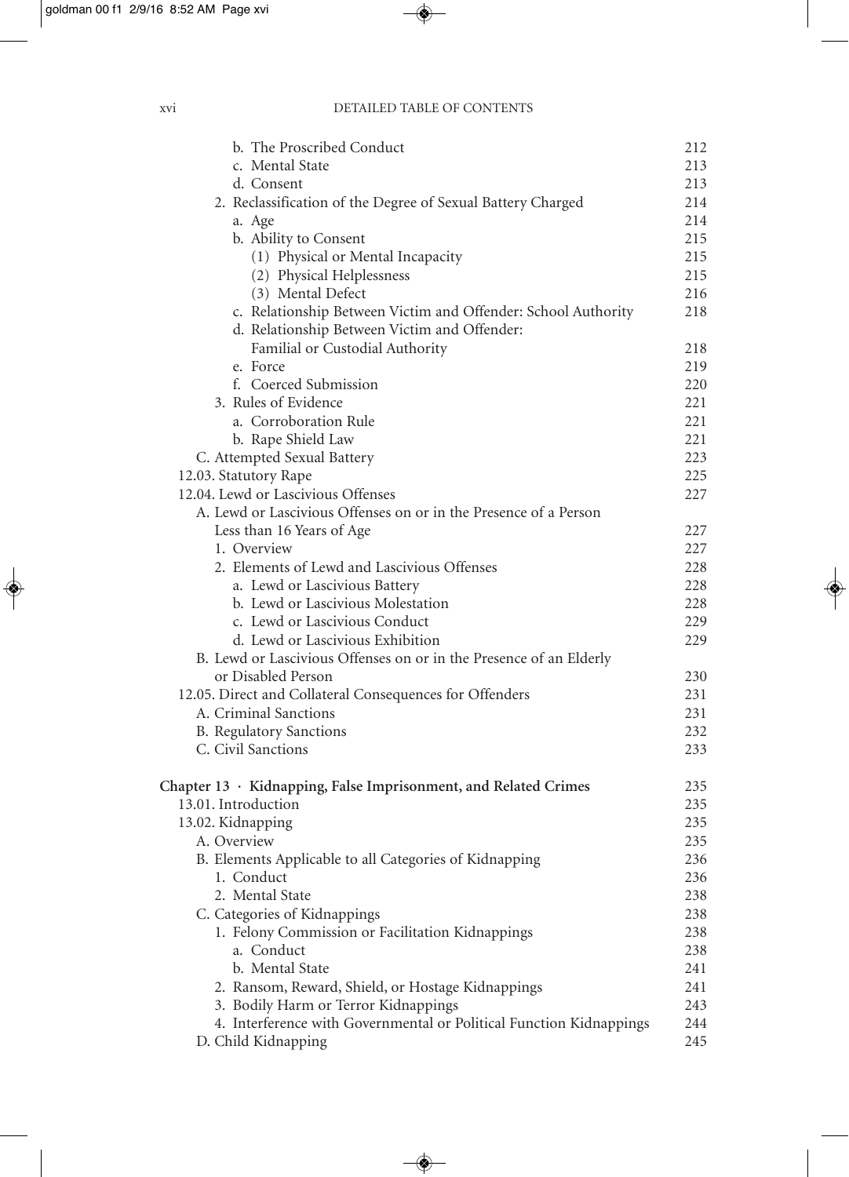b. The Proscribed Conduct 212
c. Mental State 213
d. Consent 213
2. Reclassification of the Degree of Sexual Battery Charged 214
a. Age 214
b. Ability to Consent 215
(1) Physical or Mental Incapacity 215
(2) Physical Helplessness 215
(3) Mental Defect 216
c. Relationship Between Victim and Offender: School Authority 218
d. Relationship Between Victim and Offender: Familial or Custodial Authority 218
e. Force 219
f. Coerced Submission 220
3. Rules of Evidence 221
a. Corroboration Rule 221
b. Rape Shield Law 221
C. Attempted Sexual Battery 223
12.03. Statutory Rape 225
12.04. Lewd or Lascivious Offenses 227
A. Lewd or Lascivious Offenses on or in the Presence of a Person Less than 16 Years of Age 227
1. Overview 227
2. Elements of Lewd and Lascivious Offenses 228
a. Lewd or Lascivious Battery 228
b. Lewd or Lascivious Molestation 228
c. Lewd or Lascivious Conduct 229
d. Lewd or Lascivious Exhibition 229
B. Lewd or Lascivious Offenses on or in the Presence of an Elderly or Disabled Person 230
12.05. Direct and Collateral Consequences for Offenders 231
A. Criminal Sanctions 231
B. Regulatory Sanctions 232
C. Civil Sanctions 233

**Chapter 13 · Kidnapping, False Imprisonment, and Related Crimes** 235
13.01. Introduction 235
13.02. Kidnapping 235
A. Overview 235
B. Elements Applicable to all Categories of Kidnapping 236
1. Conduct 236
2. Mental State 238
C. Categories of Kidnappings 238
1. Felony Commission or Facilitation Kidnappings 238
a. Conduct 238
b. Mental State 241
2. Ransom, Reward, Shield, or Hostage Kidnappings 241
3. Bodily Harm or Terror Kidnappings 243
4. Interference with Governmental or Political Function Kidnappings 244
D. Child Kidnapping 245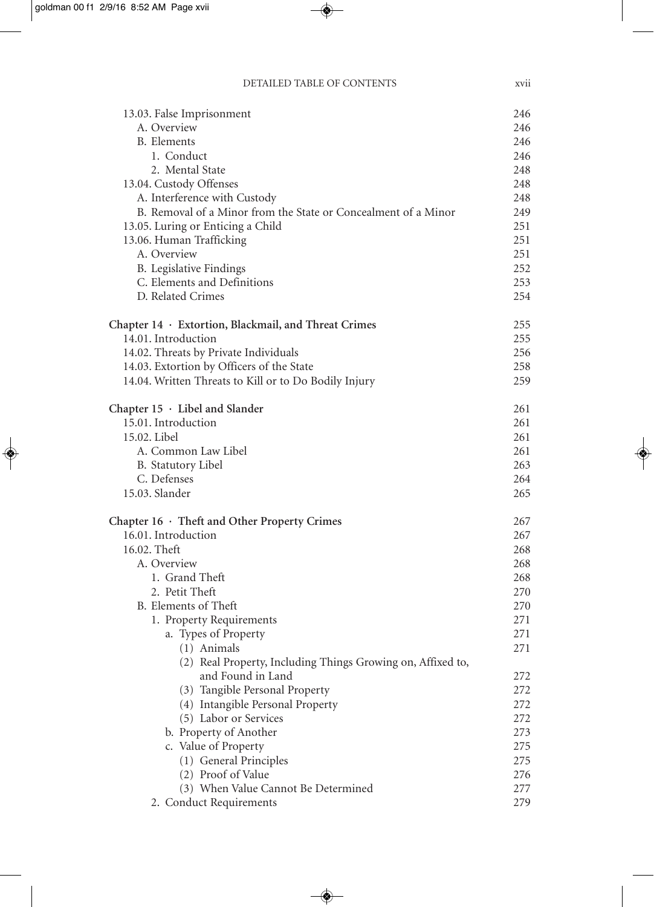13.03. False Imprisonment 246
- A. Overview 246
- B. Elements 246
  - 1. Conduct 246
  - 2. Mental State 248

13.04. Custody Offenses 248
- A. Interference with Custody 248
- B. Removal of a Minor from the State or Concealment of a Minor 249

13.05. Luring or Enticing a Child 251

13.06. Human Trafficking 251
- A. Overview 251
- B. Legislative Findings 252
- C. Elements and Definitions 253
- D. Related Crimes 254

**Chapter 14 · Extortion, Blackmail, and Threat Crimes 255**

14.01. Introduction 255

14.02. Threats by Private Individuals 256

14.03. Extortion by Officers of the State 258

14.04. Written Threats to Kill or to Do Bodily Injury 259

**Chapter 15 · Libel and Slander 261**

15.01. Introduction 261

15.02. Libel 261
- A. Common Law Libel 261
- B. Statutory Libel 263
- C. Defenses 264

15.03. Slander 265

**Chapter 16 · Theft and Other Property Crimes 267**

16.01. Introduction 267

16.02. Theft 268
- A. Overview 268
  - 1. Grand Theft 268
  - 2. Petit Theft 270
- B. Elements of Theft 270
  - 1. Property Requirements 271
    - a. Types of Property 271
      - (1) Animals 271
      - (2) Real Property, Including Things Growing on, Affixed to, and Found in Land 272
      - (3) Tangible Personal Property 272
      - (4) Intangible Personal Property 272
      - (5) Labor or Services 272
    - b. Property of Another 273
    - c. Value of Property 275
      - (1) General Principles 275
      - (2) Proof of Value 276
      - (3) When Value Cannot Be Determined 277
  - 2. Conduct Requirements 279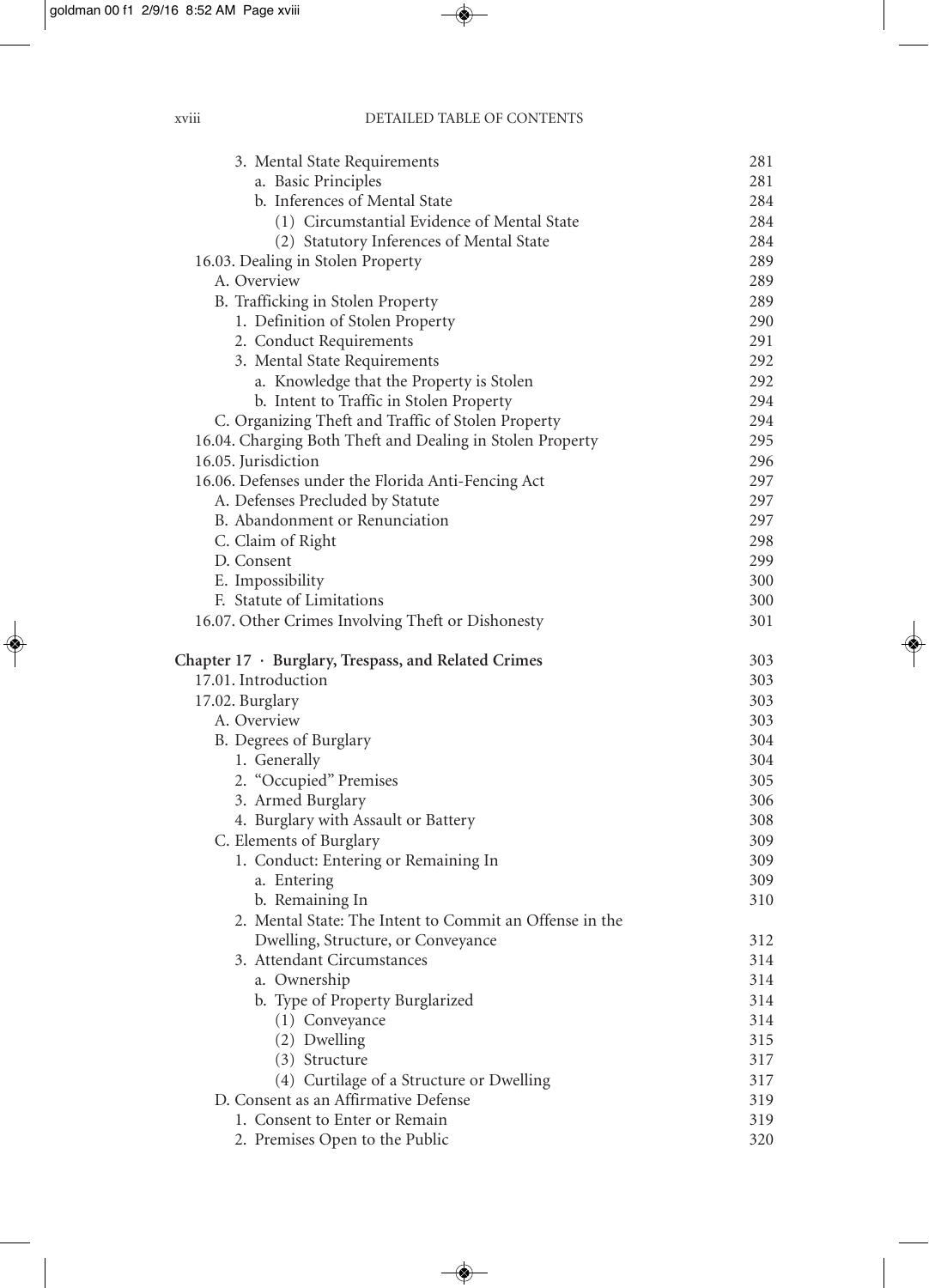3. Mental State Requirements 281
  a. Basic Principles 281
  b. Inferences of Mental State 284
    (1) Circumstantial Evidence of Mental State 284
    (2) Statutory Inferences of Mental State 284

16.03. Dealing in Stolen Property 289
  A. Overview 289
  B. Trafficking in Stolen Property 289
    1. Definition of Stolen Property 290
    2. Conduct Requirements 291
    3. Mental State Requirements 292
      a. Knowledge that the Property is Stolen 292
      b. Intent to Traffic in Stolen Property 294
  C. Organizing Theft and Traffic of Stolen Property 294

16.04. Charging Both Theft and Dealing in Stolen Property 295

16.05. Jurisdiction 296

16.06. Defenses under the Florida Anti-Fencing Act 297
  A. Defenses Precluded by Statute 297
  B. Abandonment or Renunciation 297
  C. Claim of Right 298
  D. Consent 299
  E. Impossibility 300
  F. Statute of Limitations 300

16.07. Other Crimes Involving Theft or Dishonesty 301

**Chapter 17 · Burglary, Trespass, and Related Crimes** 303

17.01. Introduction 303

17.02. Burglary 303
  A. Overview 303
  B. Degrees of Burglary 304
    1. Generally 304
    2. "Occupied" Premises 305
    3. Armed Burglary 306
    4. Burglary with Assault or Battery 308
  C. Elements of Burglary 309
    1. Conduct: Entering or Remaining In 309
      a. Entering 309
      b. Remaining In 310
    2. Mental State: The Intent to Commit an Offense in the Dwelling, Structure, or Conveyance 312
    3. Attendant Circumstances 314
      a. Ownership 314
      b. Type of Property Burglarized 314
        (1) Conveyance 314
        (2) Dwelling 315
        (3) Structure 317
        (4) Curtilage of a Structure or Dwelling 317
  D. Consent as an Affirmative Defense 319
    1. Consent to Enter or Remain 319
    2. Premises Open to the Public 320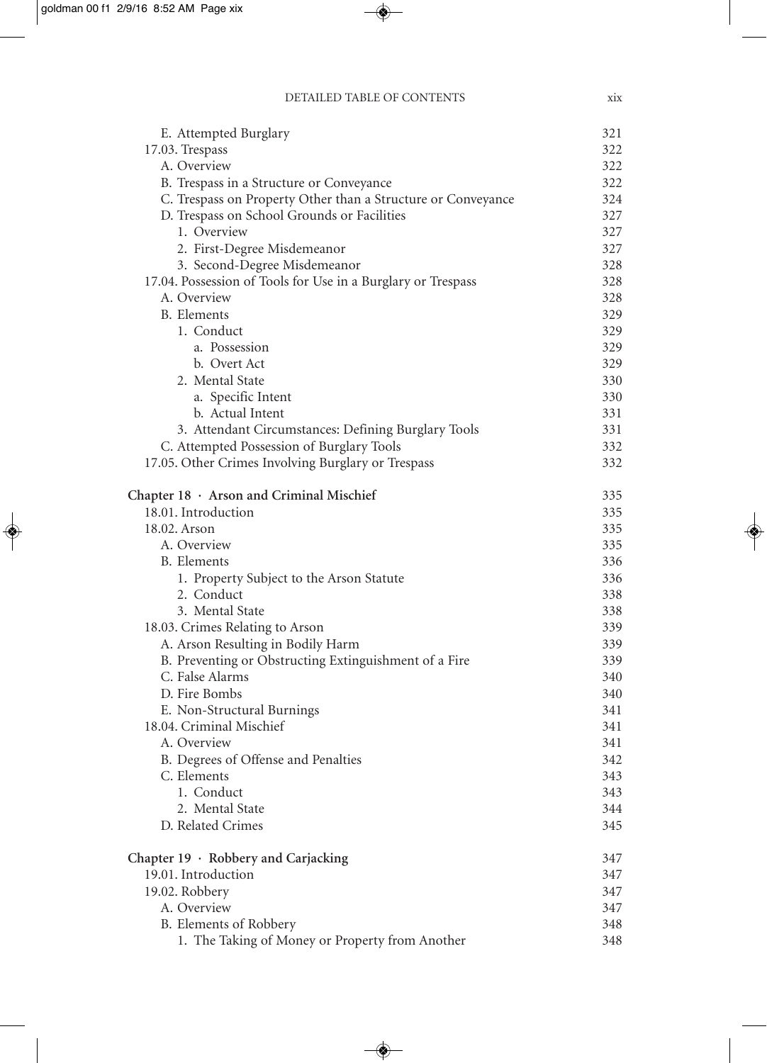E. Attempted Burglary 321
17.03. Trespass 322
A. Overview 322
B. Trespass in a Structure or Conveyance 322
C. Trespass on Property Other than a Structure or Conveyance 324
D. Trespass on School Grounds or Facilities 327
1. Overview 327
2. First-Degree Misdemeanor 327
3. Second-Degree Misdemeanor 328
17.04. Possession of Tools for Use in a Burglary or Trespass 328
A. Overview 328
B. Elements 329
1. Conduct 329
a. Possession 329
b. Overt Act 329
2. Mental State 330
a. Specific Intent 330
b. Actual Intent 331
3. Attendant Circumstances: Defining Burglary Tools 331
C. Attempted Possession of Burglary Tools 332
17.05. Other Crimes Involving Burglary or Trespass 332

**Chapter 18 · Arson and Criminal Mischief** 335
18.01. Introduction 335
18.02. Arson 335
A. Overview 335
B. Elements 336
1. Property Subject to the Arson Statute 336
2. Conduct 338
3. Mental State 338
18.03. Crimes Relating to Arson 339
A. Arson Resulting in Bodily Harm 339
B. Preventing or Obstructing Extinguishment of a Fire 339
C. False Alarms 340
D. Fire Bombs 340
E. Non-Structural Burnings 341
18.04. Criminal Mischief 341
A. Overview 341
B. Degrees of Offense and Penalties 342
C. Elements 343
1. Conduct 343
2. Mental State 344
D. Related Crimes 345

**Chapter 19 · Robbery and Carjacking** 347
19.01. Introduction 347
19.02. Robbery 347
A. Overview 347
B. Elements of Robbery 348
1. The Taking of Money or Property from Another 348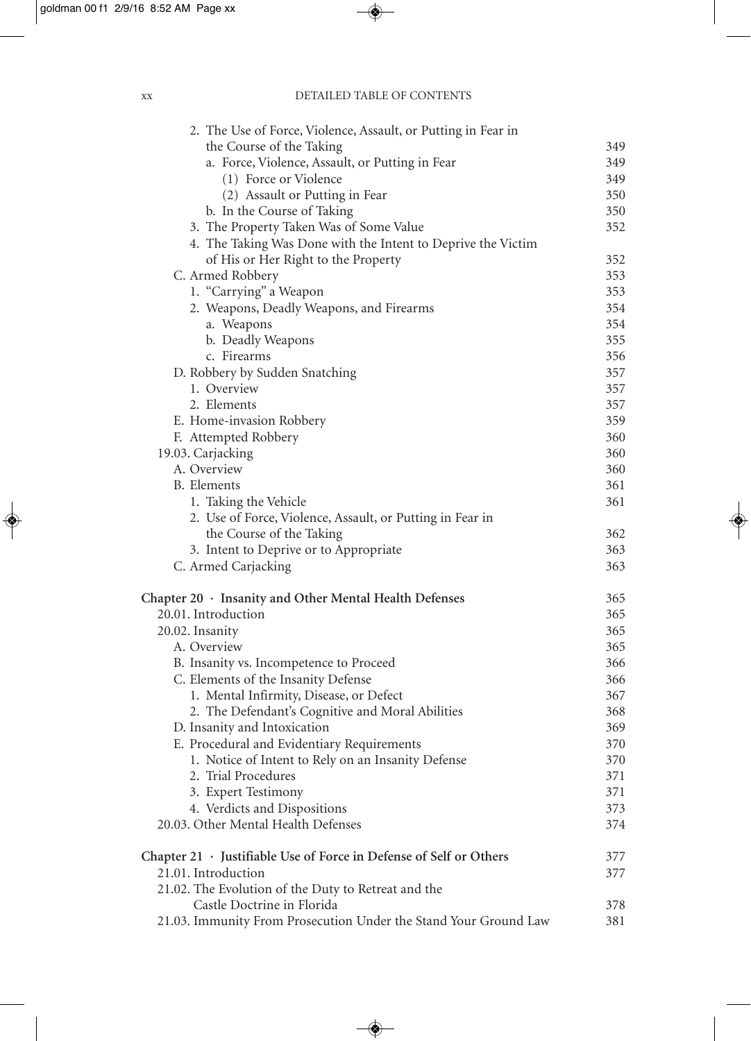2. The Use of Force, Violence, Assault, or Putting in Fear in the Course of the Taking 349
   a. Force, Violence, Assault, or Putting in Fear 349
      (1) Force or Violence 349
      (2) Assault or Putting in Fear 350
   b. In the Course of Taking 350
3. The Property Taken Was of Some Value 352
4. The Taking Was Done with the Intent to Deprive the Victim of His or Her Right to the Property 352

C. Armed Robbery 353
1. "Carrying" a Weapon 353
2. Weapons, Deadly Weapons, and Firearms 354
   a. Weapons 354
   b. Deadly Weapons 355
   c. Firearms 356

D. Robbery by Sudden Snatching 357
1. Overview 357
2. Elements 357

E. Home-invasion Robbery 359

F. Attempted Robbery 360

19.03. Carjacking 360

A. Overview 360

B. Elements 361
1. Taking the Vehicle 361
2. Use of Force, Violence, Assault, or Putting in Fear in the Course of the Taking 362
3. Intent to Deprive or to Appropriate 363

C. Armed Carjacking 363

**Chapter 20 · Insanity and Other Mental Health Defenses** 365

20.01. Introduction 365

20.02. Insanity 365

A. Overview 365

B. Insanity vs. Incompetence to Proceed 366

C. Elements of the Insanity Defense 366
1. Mental Infirmity, Disease, or Defect 367
2. The Defendant's Cognitive and Moral Abilities 368

D. Insanity and Intoxication 369

E. Procedural and Evidentiary Requirements 370
1. Notice of Intent to Rely on an Insanity Defense 370
2. Trial Procedures 371
3. Expert Testimony 371
4. Verdicts and Dispositions 373

20.03. Other Mental Health Defenses 374

**Chapter 21 · Justifiable Use of Force in Defense of Self or Others** 377

21.01. Introduction 377

21.02. The Evolution of the Duty to Retreat and the Castle Doctrine in Florida 378

21.03. Immunity From Prosecution Under the Stand Your Ground Law 381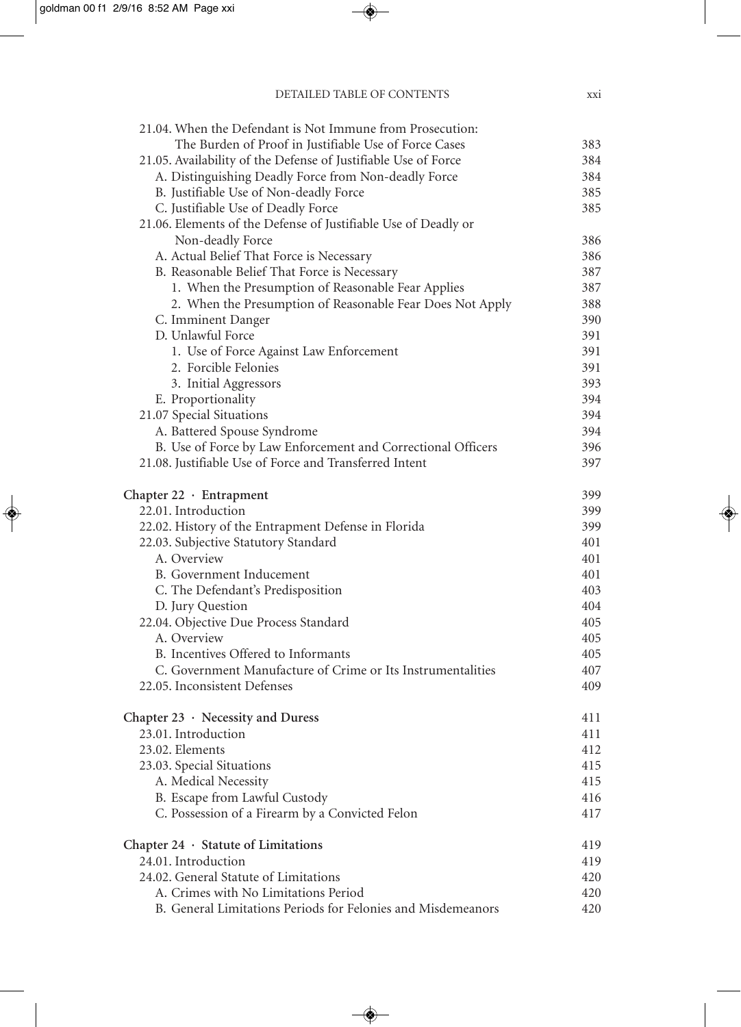21.04. When the Defendant is Not Immune from Prosecution: The Burden of Proof in Justifiable Use of Force Cases 383
21.05. Availability of the Defense of Justifiable Use of Force 384
- A. Distinguishing Deadly Force from Non-deadly Force 384
- B. Justifiable Use of Non-deadly Force 385
- C. Justifiable Use of Deadly Force 385

21.06. Elements of the Defense of Justifiable Use of Deadly or Non-deadly Force 386
- A. Actual Belief That Force is Necessary 386
- B. Reasonable Belief That Force is Necessary 387
  - 1. When the Presumption of Reasonable Fear Applies 387
  - 2. When the Presumption of Reasonable Fear Does Not Apply 388
- C. Imminent Danger 390
- D. Unlawful Force 391
  - 1. Use of Force Against Law Enforcement 391
  - 2. Forcible Felonies 391
  - 3. Initial Aggressors 393
- E. Proportionality 394

21.07 Special Situations 394
- A. Battered Spouse Syndrome 394
- B. Use of Force by Law Enforcement and Correctional Officers 396

21.08. Justifiable Use of Force and Transferred Intent 397

**Chapter 22 · Entrapment** 399

22.01. Introduction 399
22.02. History of the Entrapment Defense in Florida 399
22.03. Subjective Statutory Standard 401
- A. Overview 401
- B. Government Inducement 401
- C. The Defendant's Predisposition 403
- D. Jury Question 404

22.04. Objective Due Process Standard 405
- A. Overview 405
- B. Incentives Offered to Informants 405
- C. Government Manufacture of Crime or Its Instrumentalities 407

22.05. Inconsistent Defenses 409

**Chapter 23 · Necessity and Duress** 411

23.01. Introduction 411
23.02. Elements 412
23.03. Special Situations 415
- A. Medical Necessity 415
- B. Escape from Lawful Custody 416
- C. Possession of a Firearm by a Convicted Felon 417

**Chapter 24 · Statute of Limitations** 419

24.01. Introduction 419
24.02. General Statute of Limitations 420
- A. Crimes with No Limitations Period 420
- B. General Limitations Periods for Felonies and Misdemeanors 420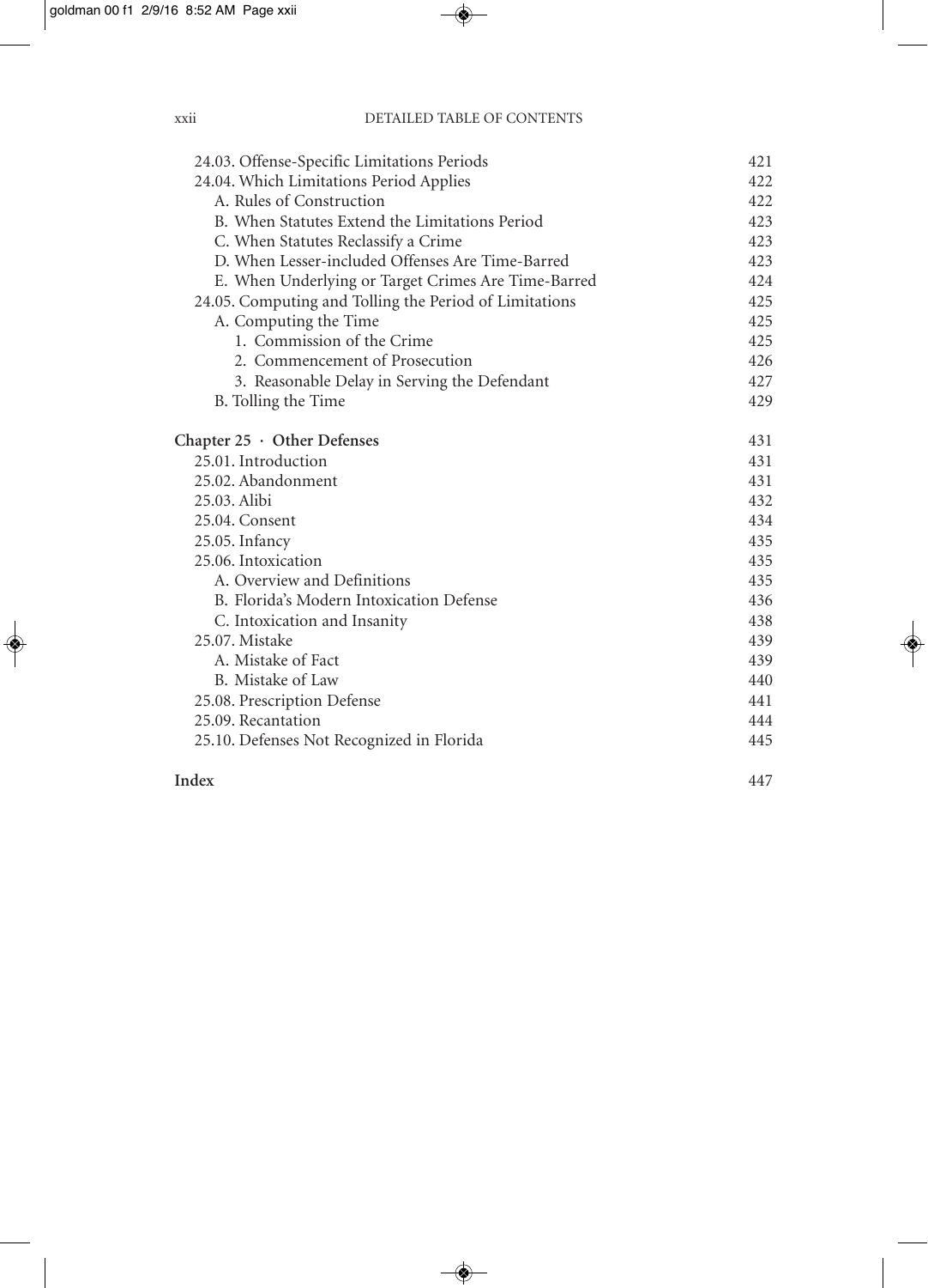24.03. Offense-Specific Limitations Periods 421

24.04. Which Limitations Period Applies 422

- A. Rules of Construction 422
- B. When Statutes Extend the Limitations Period 423
- C. When Statutes Reclassify a Crime 423
- D. When Lesser-included Offenses Are Time-Barred 423
- E. When Underlying or Target Crimes Are Time-Barred 424

24.05. Computing and Tolling the Period of Limitations 425

- A. Computing the Time 425
  - 1. Commission of the Crime 425
  - 2. Commencement of Prosecution 426
  - 3. Reasonable Delay in Serving the Defendant 427
- B. Tolling the Time 429

**Chapter 25 · Other Defenses** 431

25.01. Introduction 431

25.02. Abandonment 431

25.03. Alibi 432

25.04. Consent 434

25.05. Infancy 435

25.06. Intoxication 435

- A. Overview and Definitions 435
- B. Florida's Modern Intoxication Defense 436
- C. Intoxication and Insanity 438

25.07. Mistake 439

- A. Mistake of Fact 439
- B. Mistake of Law 440

25.08. Prescription Defense 441

25.09. Recantation 444

25.10. Defenses Not Recognized in Florida 445

**Index** 447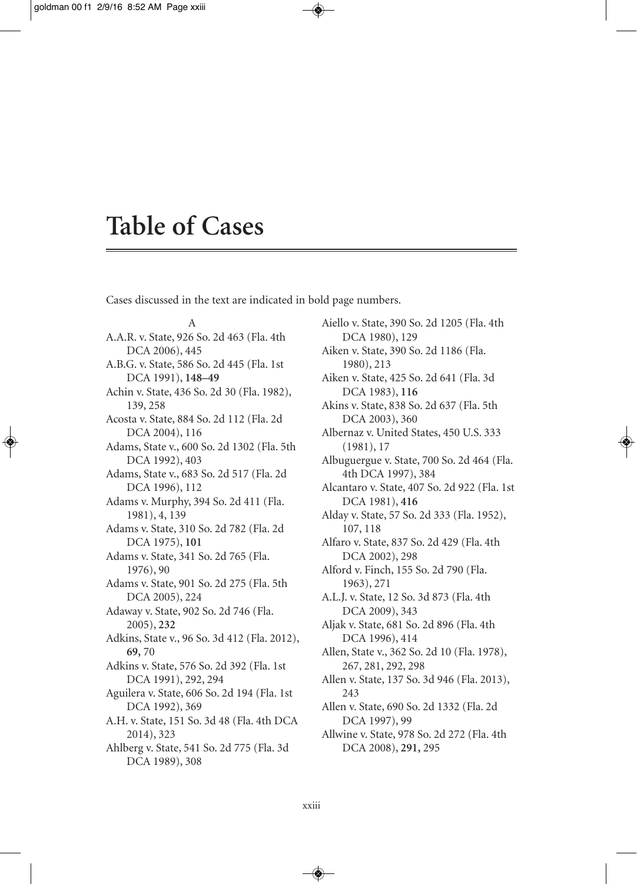# Table of Cases

Cases discussed in the text are indicated in bold page numbers.

A

A.A.R. v. State, 926 So. 2d 463 (Fla. 4th DCA 2006), 445

A.B.G. v. State, 586 So. 2d 445 (Fla. 1st DCA 1991), **148–49**

Achin v. State, 436 So. 2d 30 (Fla. 1982), 139, 258

Acosta v. State, 884 So. 2d 112 (Fla. 2d DCA 2004), 116

Adams, State v., 600 So. 2d 1302 (Fla. 5th DCA 1992), 403

Adams, State v., 683 So. 2d 517 (Fla. 2d DCA 1996), 112

Adams v. Murphy, 394 So. 2d 411 (Fla. 1981), 4, 139

Adams v. State, 310 So. 2d 782 (Fla. 2d DCA 1975), **101**

Adams v. State, 341 So. 2d 765 (Fla. 1976), 90

Adams v. State, 901 So. 2d 275 (Fla. 5th DCA 2005), 224

Adaway v. State, 902 So. 2d 746 (Fla. 2005), **232**

Adkins, State v., 96 So. 3d 412 (Fla. 2012), **69,** 70

Adkins v. State, 576 So. 2d 392 (Fla. 1st DCA 1991), 292, 294

Aguilera v. State, 606 So. 2d 194 (Fla. 1st DCA 1992), 369

A.H. v. State, 151 So. 3d 48 (Fla. 4th DCA 2014), 323

Ahlberg v. State, 541 So. 2d 775 (Fla. 3d DCA 1989), 308

Aiello v. State, 390 So. 2d 1205 (Fla. 4th DCA 1980), 129

Aiken v. State, 390 So. 2d 1186 (Fla. 1980), 213

Aiken v. State, 425 So. 2d 641 (Fla. 3d DCA 1983), **116**

Akins v. State, 838 So. 2d 637 (Fla. 5th DCA 2003), 360

Albernaz v. United States, 450 U.S. 333 (1981), 17

Albuguergue v. State, 700 So. 2d 464 (Fla. 4th DCA 1997), 384

Alcantaro v. State, 407 So. 2d 922 (Fla. 1st DCA 1981), **416**

Alday v. State, 57 So. 2d 333 (Fla. 1952), 107, 118

Alfaro v. State, 837 So. 2d 429 (Fla. 4th DCA 2002), 298

Alford v. Finch, 155 So. 2d 790 (Fla. 1963), 271

A.L.J. v. State, 12 So. 3d 873 (Fla. 4th DCA 2009), 343

Aljak v. State, 681 So. 2d 896 (Fla. 4th DCA 1996), 414

Allen, State v., 362 So. 2d 10 (Fla. 1978), 267, 281, 292, 298

Allen v. State, 137 So. 3d 946 (Fla. 2013), 243

Allen v. State, 690 So. 2d 1332 (Fla. 2d DCA 1997), 99

Allwine v. State, 978 So. 2d 272 (Fla. 4th DCA 2008), **291,** 295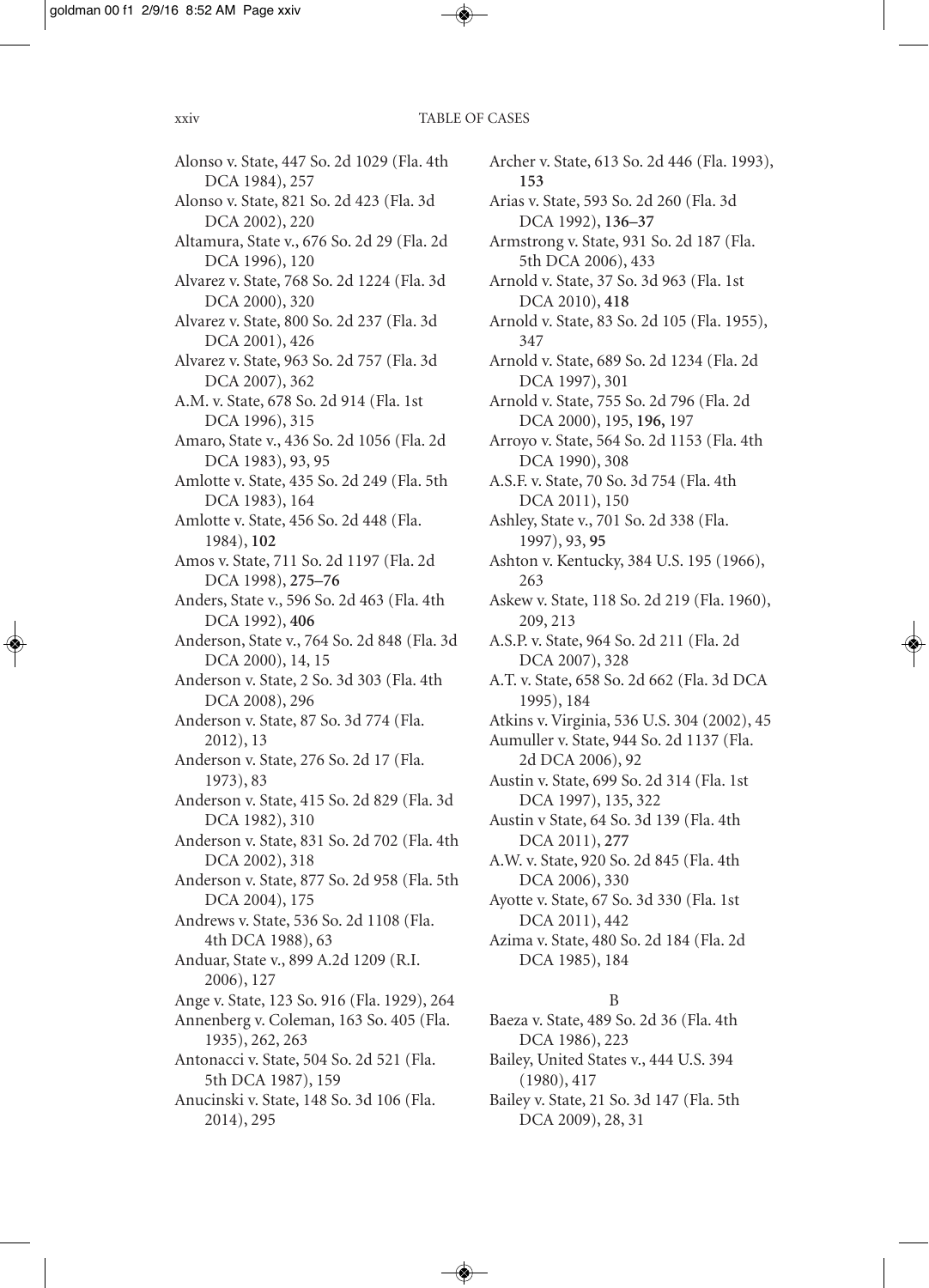Alonso v. State, 447 So. 2d 1029 (Fla. 4th DCA 1984), 257

Alonso v. State, 821 So. 2d 423 (Fla. 3d DCA 2002), 220

Altamura, State v., 676 So. 2d 29 (Fla. 2d DCA 1996), 120

Alvarez v. State, 768 So. 2d 1224 (Fla. 3d DCA 2000), 320

Alvarez v. State, 800 So. 2d 237 (Fla. 3d DCA 2001), 426

Alvarez v. State, 963 So. 2d 757 (Fla. 3d DCA 2007), 362

A.M. v. State, 678 So. 2d 914 (Fla. 1st DCA 1996), 315

Amaro, State v., 436 So. 2d 1056 (Fla. 2d DCA 1983), 93, 95

Amlotte v. State, 435 So. 2d 249 (Fla. 5th DCA 1983), 164

Amlotte v. State, 456 So. 2d 448 (Fla. 1984), **102**

Amos v. State, 711 So. 2d 1197 (Fla. 2d DCA 1998), **275–76**

Anders, State v., 596 So. 2d 463 (Fla. 4th DCA 1992), **406**

Anderson, State v., 764 So. 2d 848 (Fla. 3d DCA 2000), 14, 15

Anderson v. State, 2 So. 3d 303 (Fla. 4th DCA 2008), 296

Anderson v. State, 87 So. 3d 774 (Fla. 2012), 13

Anderson v. State, 276 So. 2d 17 (Fla. 1973), 83

Anderson v. State, 415 So. 2d 829 (Fla. 3d DCA 1982), 310

Anderson v. State, 831 So. 2d 702 (Fla. 4th DCA 2002), 318

Anderson v. State, 877 So. 2d 958 (Fla. 5th DCA 2004), 175

Andrews v. State, 536 So. 2d 1108 (Fla. 4th DCA 1988), 63

Anduar, State v., 899 A.2d 1209 (R.I. 2006), 127

Ange v. State, 123 So. 916 (Fla. 1929), 264

Annenberg v. Coleman, 163 So. 405 (Fla. 1935), 262, 263

Antonacci v. State, 504 So. 2d 521 (Fla. 5th DCA 1987), 159

Anucinski v. State, 148 So. 3d 106 (Fla. 2014), 295

Archer v. State, 613 So. 2d 446 (Fla. 1993), **153**

Arias v. State, 593 So. 2d 260 (Fla. 3d DCA 1992), **136–37**

Armstrong v. State, 931 So. 2d 187 (Fla. 5th DCA 2006), 433

Arnold v. State, 37 So. 3d 963 (Fla. 1st DCA 2010), **418**

Arnold v. State, 83 So. 2d 105 (Fla. 1955), 347

Arnold v. State, 689 So. 2d 1234 (Fla. 2d DCA 1997), 301

Arnold v. State, 755 So. 2d 796 (Fla. 2d DCA 2000), 195, **196,** 197

Arroyo v. State, 564 So. 2d 1153 (Fla. 4th DCA 1990), 308

A.S.F. v. State, 70 So. 3d 754 (Fla. 4th DCA 2011), 150

Ashley, State v., 701 So. 2d 338 (Fla. 1997), 93, **95**

Ashton v. Kentucky, 384 U.S. 195 (1966), 263

Askew v. State, 118 So. 2d 219 (Fla. 1960), 209, 213

A.S.P. v. State, 964 So. 2d 211 (Fla. 2d DCA 2007), 328

A.T. v. State, 658 So. 2d 662 (Fla. 3d DCA 1995), 184

Atkins v. Virginia, 536 U.S. 304 (2002), 45

Aumuller v. State, 944 So. 2d 1137 (Fla. 2d DCA 2006), 92

Austin v. State, 699 So. 2d 314 (Fla. 1st DCA 1997), 135, 322

Austin v State, 64 So. 3d 139 (Fla. 4th DCA 2011), **277**

A.W. v. State, 920 So. 2d 845 (Fla. 4th DCA 2006), 330

Ayotte v. State, 67 So. 3d 330 (Fla. 1st DCA 2011), 442

Azima v. State, 480 So. 2d 184 (Fla. 2d DCA 1985), 184

## B

Baeza v. State, 489 So. 2d 36 (Fla. 4th DCA 1986), 223

Bailey, United States v., 444 U.S. 394 (1980), 417

Bailey v. State, 21 So. 3d 147 (Fla. 5th DCA 2009), 28, 31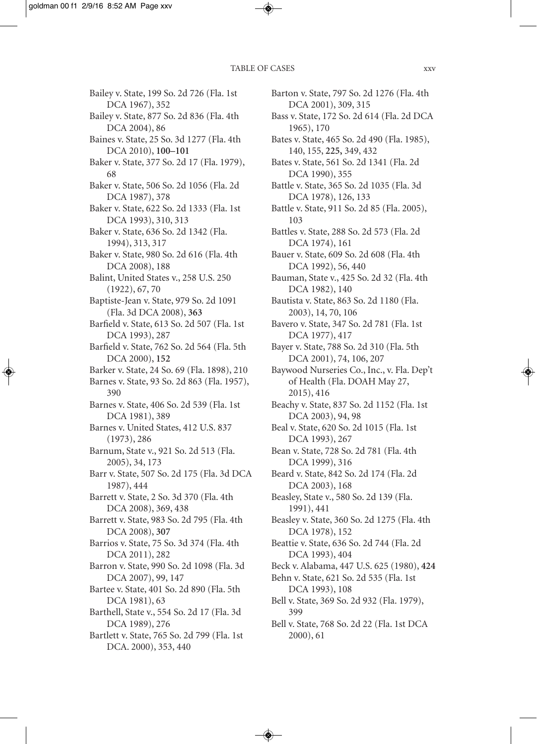Bailey v. State, 199 So. 2d 726 (Fla. 1st DCA 1967), 352

Bailey v. State, 877 So. 2d 836 (Fla. 4th DCA 2004), 86

Baines v. State, 25 So. 3d 1277 (Fla. 4th DCA 2010), **100–101**

Baker v. State, 377 So. 2d 17 (Fla. 1979), 68

Baker v. State, 506 So. 2d 1056 (Fla. 2d DCA 1987), 378

Baker v. State, 622 So. 2d 1333 (Fla. 1st DCA 1993), 310, 313

Baker v. State, 636 So. 2d 1342 (Fla. 1994), 313, 317

Baker v. State, 980 So. 2d 616 (Fla. 4th DCA 2008), 188

Balint, United States v., 258 U.S. 250 (1922), 67, 70

Baptiste-Jean v. State, 979 So. 2d 1091 (Fla. 3d DCA 2008), **363**

Barfield v. State, 613 So. 2d 507 (Fla. 1st DCA 1993), 287

Barfield v. State, 762 So. 2d 564 (Fla. 5th DCA 2000), **152**

Barker v. State, 24 So. 69 (Fla. 1898), 210

Barnes v. State, 93 So. 2d 863 (Fla. 1957), 390

Barnes v. State, 406 So. 2d 539 (Fla. 1st DCA 1981), 389

Barnes v. United States, 412 U.S. 837 (1973), 286

Barnum, State v., 921 So. 2d 513 (Fla. 2005), 34, 173

Barr v. State, 507 So. 2d 175 (Fla. 3d DCA 1987), 444

Barrett v. State, 2 So. 3d 370 (Fla. 4th DCA 2008), 369, 438

Barrett v. State, 983 So. 2d 795 (Fla. 4th DCA 2008), **307**

Barrios v. State, 75 So. 3d 374 (Fla. 4th DCA 2011), 282

Barron v. State, 990 So. 2d 1098 (Fla. 3d DCA 2007), 99, 147

Bartee v. State, 401 So. 2d 890 (Fla. 5th DCA 1981), 63

Barthell, State v., 554 So. 2d 17 (Fla. 3d DCA 1989), 276

Bartlett v. State, 765 So. 2d 799 (Fla. 1st DCA. 2000), 353, 440

Barton v. State, 797 So. 2d 1276 (Fla. 4th DCA 2001), 309, 315

Bass v. State, 172 So. 2d 614 (Fla. 2d DCA 1965), 170

Bates v. State, 465 So. 2d 490 (Fla. 1985), 140, 155, **225**, 349, 432

Bates v. State, 561 So. 2d 1341 (Fla. 2d DCA 1990), 355

Battle v. State, 365 So. 2d 1035 (Fla. 3d DCA 1978), 126, 133

Battle v. State, 911 So. 2d 85 (Fla. 2005), 103

Battles v. State, 288 So. 2d 573 (Fla. 2d DCA 1974), 161

Bauer v. State, 609 So. 2d 608 (Fla. 4th DCA 1992), 56, 440

Bauman, State v., 425 So. 2d 32 (Fla. 4th DCA 1982), 140

Bautista v. State, 863 So. 2d 1180 (Fla. 2003), 14, 70, 106

Bavero v. State, 347 So. 2d 781 (Fla. 1st DCA 1977), 417

Bayer v. State, 788 So. 2d 310 (Fla. 5th DCA 2001), 74, 106, 207

Baywood Nurseries Co., Inc., v. Fla. Dep't of Health (Fla. DOAH May 27, 2015), 416

Beachy v. State, 837 So. 2d 1152 (Fla. 1st DCA 2003), 94, 98

Beal v. State, 620 So. 2d 1015 (Fla. 1st DCA 1993), 267

Bean v. State, 728 So. 2d 781 (Fla. 4th DCA 1999), 316

Beard v. State, 842 So. 2d 174 (Fla. 2d DCA 2003), 168

Beasley, State v., 580 So. 2d 139 (Fla. 1991), 441

Beasley v. State, 360 So. 2d 1275 (Fla. 4th DCA 1978), 152

Beattie v. State, 636 So. 2d 744 (Fla. 2d DCA 1993), 404

Beck v. Alabama, 447 U.S. 625 (1980), **424**

Behn v. State, 621 So. 2d 535 (Fla. 1st DCA 1993), 108

Bell v. State, 369 So. 2d 932 (Fla. 1979), 399

Bell v. State, 768 So. 2d 22 (Fla. 1st DCA 2000), 61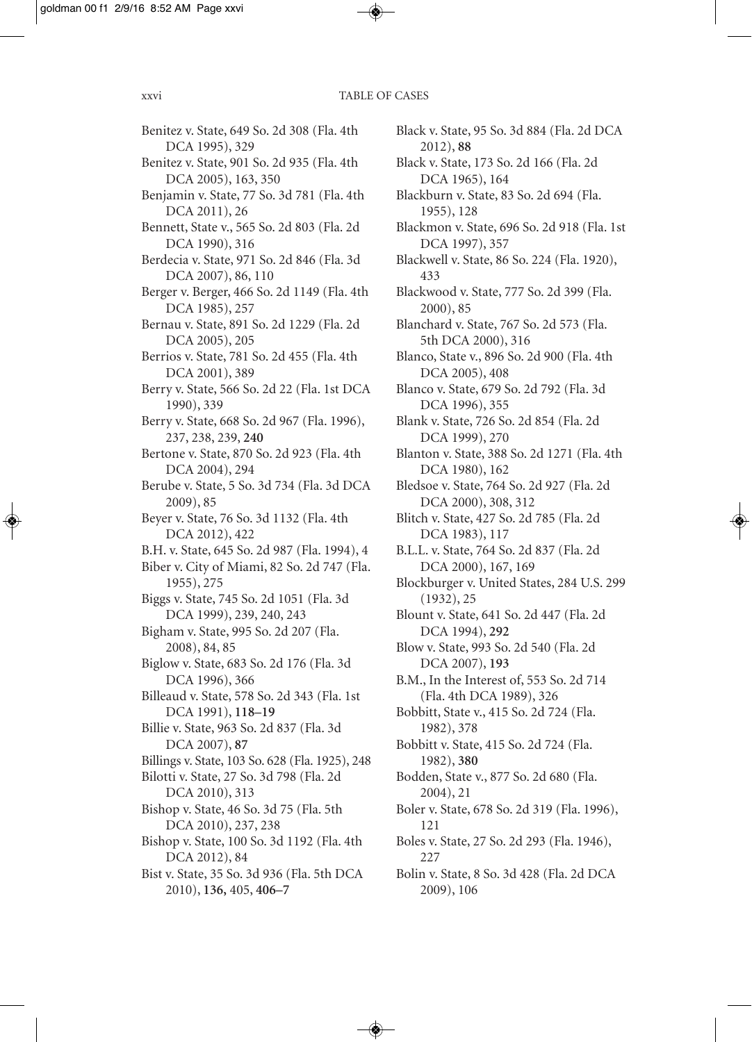Benitez v. State, 649 So. 2d 308 (Fla. 4th DCA 1995), 329

Benitez v. State, 901 So. 2d 935 (Fla. 4th DCA 2005), 163, 350

Benjamin v. State, 77 So. 3d 781 (Fla. 4th DCA 2011), 26

Bennett, State v., 565 So. 2d 803 (Fla. 2d DCA 1990), 316

Berdecia v. State, 971 So. 2d 846 (Fla. 3d DCA 2007), 86, 110

Berger v. Berger, 466 So. 2d 1149 (Fla. 4th DCA 1985), 257

Bernau v. State, 891 So. 2d 1229 (Fla. 2d DCA 2005), 205

Berrios v. State, 781 So. 2d 455 (Fla. 4th DCA 2001), 389

Berry v. State, 566 So. 2d 22 (Fla. 1st DCA 1990), 339

Berry v. State, 668 So. 2d 967 (Fla. 1996), 237, 238, 239, **240**

Bertone v. State, 870 So. 2d 923 (Fla. 4th DCA 2004), 294

Berube v. State, 5 So. 3d 734 (Fla. 3d DCA 2009), 85

Beyer v. State, 76 So. 3d 1132 (Fla. 4th DCA 2012), 422

B.H. v. State, 645 So. 2d 987 (Fla. 1994), 4

Biber v. City of Miami, 82 So. 2d 747 (Fla. 1955), 275

Biggs v. State, 745 So. 2d 1051 (Fla. 3d DCA 1999), 239, 240, 243

Bigham v. State, 995 So. 2d 207 (Fla. 2008), 84, 85

Biglow v. State, 683 So. 2d 176 (Fla. 3d DCA 1996), 366

Billeaud v. State, 578 So. 2d 343 (Fla. 1st DCA 1991), **118–19**

Billie v. State, 963 So. 2d 837 (Fla. 3d DCA 2007), **87**

Billings v. State, 103 So. 628 (Fla. 1925), 248

Bilotti v. State, 27 So. 3d 798 (Fla. 2d DCA 2010), 313

Bishop v. State, 46 So. 3d 75 (Fla. 5th DCA 2010), 237, 238

Bishop v. State, 100 So. 3d 1192 (Fla. 4th DCA 2012), 84

Bist v. State, 35 So. 3d 936 (Fla. 5th DCA 2010), **136,** 405, **406–7**

Black v. State, 95 So. 3d 884 (Fla. 2d DCA 2012), **88**

Black v. State, 173 So. 2d 166 (Fla. 2d DCA 1965), 164

Blackburn v. State, 83 So. 2d 694 (Fla. 1955), 128

Blackmon v. State, 696 So. 2d 918 (Fla. 1st DCA 1997), 357

Blackwell v. State, 86 So. 224 (Fla. 1920), 433

Blackwood v. State, 777 So. 2d 399 (Fla. 2000), 85

Blanchard v. State, 767 So. 2d 573 (Fla. 5th DCA 2000), 316

Blanco, State v., 896 So. 2d 900 (Fla. 4th DCA 2005), 408

Blanco v. State, 679 So. 2d 792 (Fla. 3d DCA 1996), 355

Blank v. State, 726 So. 2d 854 (Fla. 2d DCA 1999), 270

Blanton v. State, 388 So. 2d 1271 (Fla. 4th DCA 1980), 162

Bledsoe v. State, 764 So. 2d 927 (Fla. 2d DCA 2000), 308, 312

Blitch v. State, 427 So. 2d 785 (Fla. 2d DCA 1983), 117

B.L.L. v. State, 764 So. 2d 837 (Fla. 2d DCA 2000), 167, 169

Blockburger v. United States, 284 U.S. 299 (1932), 25

Blount v. State, 641 So. 2d 447 (Fla. 2d DCA 1994), **292**

Blow v. State, 993 So. 2d 540 (Fla. 2d DCA 2007), **193**

B.M., In the Interest of, 553 So. 2d 714 (Fla. 4th DCA 1989), 326

Bobbitt, State v., 415 So. 2d 724 (Fla. 1982), 378

Bobbitt v. State, 415 So. 2d 724 (Fla. 1982), **380**

Bodden, State v., 877 So. 2d 680 (Fla. 2004), 21

Boler v. State, 678 So. 2d 319 (Fla. 1996), 121

Boles v. State, 27 So. 2d 293 (Fla. 1946), 227

Bolin v. State, 8 So. 3d 428 (Fla. 2d DCA 2009), 106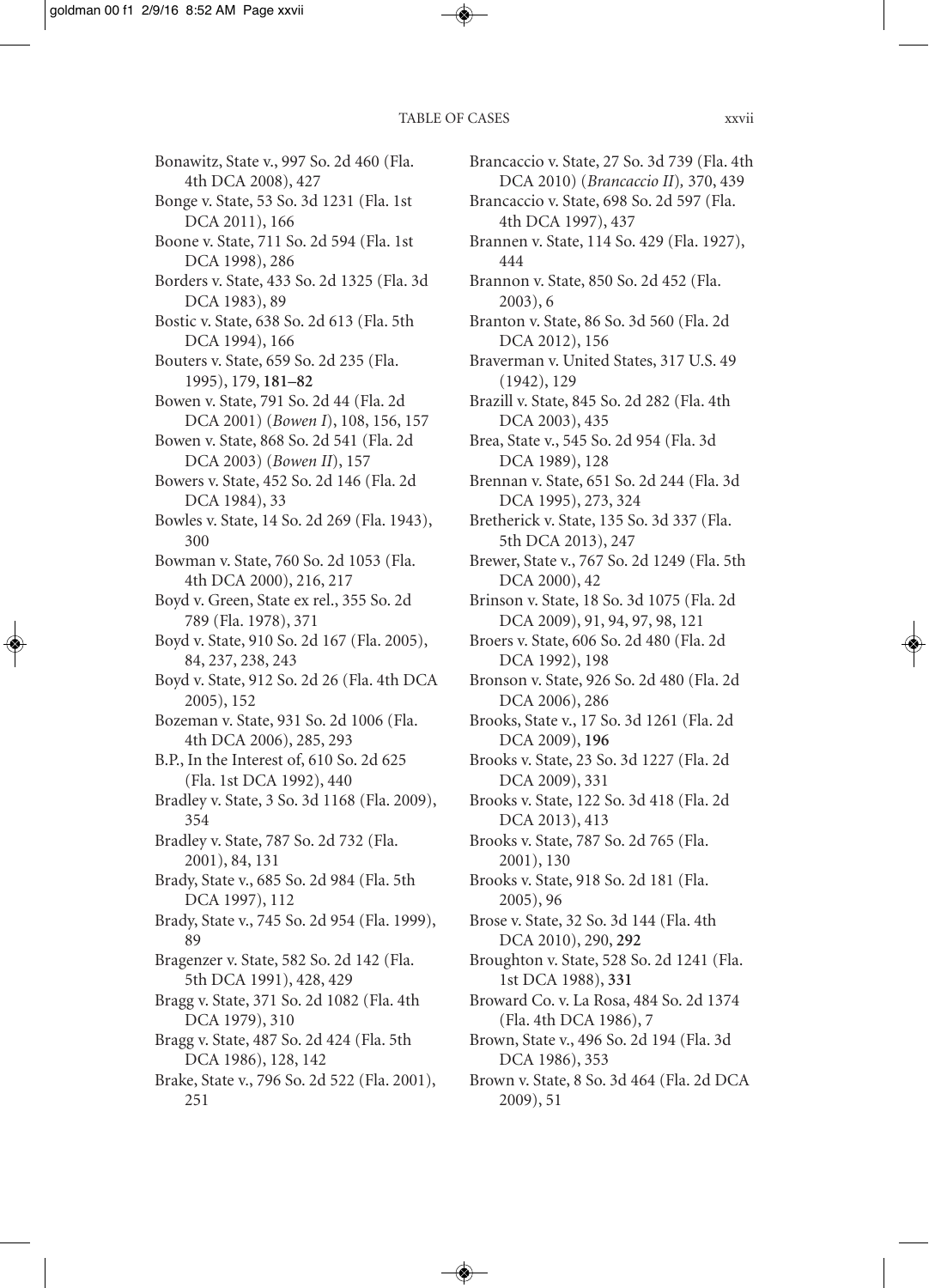Bonawitz, State v., 997 So. 2d 460 (Fla. 4th DCA 2008), 427

Bonge v. State, 53 So. 3d 1231 (Fla. 1st DCA 2011), 166

Boone v. State, 711 So. 2d 594 (Fla. 1st DCA 1998), 286

Borders v. State, 433 So. 2d 1325 (Fla. 3d DCA 1983), 89

Bostic v. State, 638 So. 2d 613 (Fla. 5th DCA 1994), 166

Bouters v. State, 659 So. 2d 235 (Fla. 1995), 179, **181–82**

Bowen v. State, 791 So. 2d 44 (Fla. 2d DCA 2001) (*Bowen I*), 108, 156, 157

Bowen v. State, 868 So. 2d 541 (Fla. 2d DCA 2003) (*Bowen II*), 157

Bowers v. State, 452 So. 2d 146 (Fla. 2d DCA 1984), 33

Bowles v. State, 14 So. 2d 269 (Fla. 1943), 300

Bowman v. State, 760 So. 2d 1053 (Fla. 4th DCA 2000), 216, 217

Boyd v. Green, State ex rel., 355 So. 2d 789 (Fla. 1978), 371

Boyd v. State, 910 So. 2d 167 (Fla. 2005), 84, 237, 238, 243

Boyd v. State, 912 So. 2d 26 (Fla. 4th DCA 2005), 152

Bozeman v. State, 931 So. 2d 1006 (Fla. 4th DCA 2006), 285, 293

B.P., In the Interest of, 610 So. 2d 625 (Fla. 1st DCA 1992), 440

Bradley v. State, 3 So. 3d 1168 (Fla. 2009), 354

Bradley v. State, 787 So. 2d 732 (Fla. 2001), 84, 131

Brady, State v., 685 So. 2d 984 (Fla. 5th DCA 1997), 112

Brady, State v., 745 So. 2d 954 (Fla. 1999), 89

Bragenzer v. State, 582 So. 2d 142 (Fla. 5th DCA 1991), 428, 429

Bragg v. State, 371 So. 2d 1082 (Fla. 4th DCA 1979), 310

Bragg v. State, 487 So. 2d 424 (Fla. 5th DCA 1986), 128, 142

Brake, State v., 796 So. 2d 522 (Fla. 2001), 251

Brancaccio v. State, 27 So. 3d 739 (Fla. 4th DCA 2010) (*Brancaccio II*), 370, 439

Brancaccio v. State, 698 So. 2d 597 (Fla. 4th DCA 1997), 437

Brannen v. State, 114 So. 429 (Fla. 1927), 444

Brannon v. State, 850 So. 2d 452 (Fla. 2003), 6

Branton v. State, 86 So. 3d 560 (Fla. 2d DCA 2012), 156

Braverman v. United States, 317 U.S. 49 (1942), 129

Brazill v. State, 845 So. 2d 282 (Fla. 4th DCA 2003), 435

Brea, State v., 545 So. 2d 954 (Fla. 3d DCA 1989), 128

Brennan v. State, 651 So. 2d 244 (Fla. 3d DCA 1995), 273, 324

Bretherick v. State, 135 So. 3d 337 (Fla. 5th DCA 2013), 247

Brewer, State v., 767 So. 2d 1249 (Fla. 5th DCA 2000), 42

Brinson v. State, 18 So. 3d 1075 (Fla. 2d DCA 2009), 91, 94, 97, 98, 121

Broers v. State, 606 So. 2d 480 (Fla. 2d DCA 1992), 198

Bronson v. State, 926 So. 2d 480 (Fla. 2d DCA 2006), 286

Brooks, State v., 17 So. 3d 1261 (Fla. 2d DCA 2009), **196**

Brooks v. State, 23 So. 3d 1227 (Fla. 2d DCA 2009), 331

Brooks v. State, 122 So. 3d 418 (Fla. 2d DCA 2013), 413

Brooks v. State, 787 So. 2d 765 (Fla. 2001), 130

Brooks v. State, 918 So. 2d 181 (Fla. 2005), 96

Brose v. State, 32 So. 3d 144 (Fla. 4th DCA 2010), 290, **292**

Broughton v. State, 528 So. 2d 1241 (Fla. 1st DCA 1988), **331**

Broward Co. v. La Rosa, 484 So. 2d 1374 (Fla. 4th DCA 1986), 7

Brown, State v., 496 So. 2d 194 (Fla. 3d DCA 1986), 353

Brown v. State, 8 So. 3d 464 (Fla. 2d DCA 2009), 51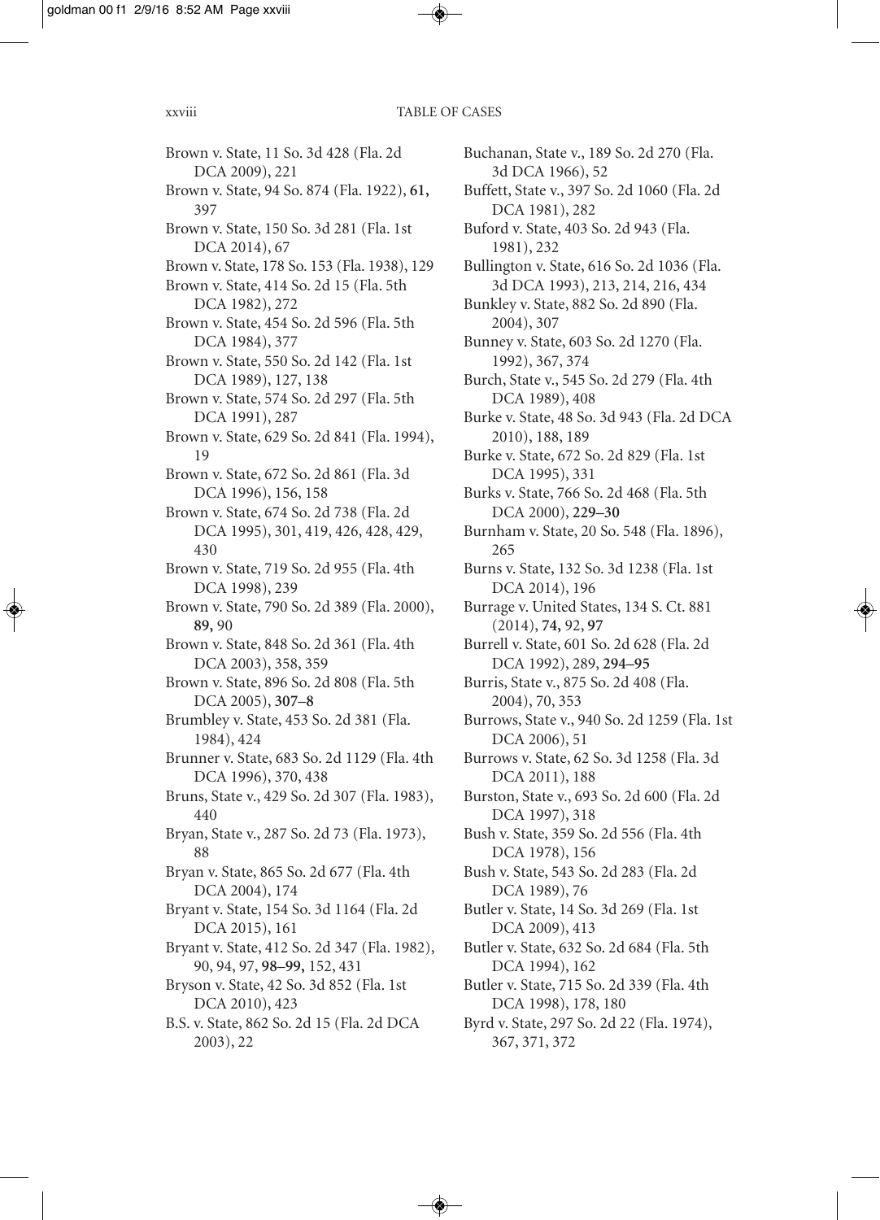Brown v. State, 11 So. 3d 428 (Fla. 2d DCA 2009), 221

Brown v. State, 94 So. 874 (Fla. 1922), **61,** 397

Brown v. State, 150 So. 3d 281 (Fla. 1st DCA 2014), 67

Brown v. State, 178 So. 153 (Fla. 1938), 129

Brown v. State, 414 So. 2d 15 (Fla. 5th DCA 1982), 272

Brown v. State, 454 So. 2d 596 (Fla. 5th DCA 1984), 377

Brown v. State, 550 So. 2d 142 (Fla. 1st DCA 1989), 127, 138

Brown v. State, 574 So. 2d 297 (Fla. 5th DCA 1991), 287

Brown v. State, 629 So. 2d 841 (Fla. 1994), 19

Brown v. State, 672 So. 2d 861 (Fla. 3d DCA 1996), 156, 158

Brown v. State, 674 So. 2d 738 (Fla. 2d DCA 1995), 301, 419, 426, 428, 429, 430

Brown v. State, 719 So. 2d 955 (Fla. 4th DCA 1998), 239

Brown v. State, 790 So. 2d 389 (Fla. 2000), **89,** 90

Brown v. State, 848 So. 2d 361 (Fla. 4th DCA 2003), 358, 359

Brown v. State, 896 So. 2d 808 (Fla. 5th DCA 2005), **307–8**

Brumbley v. State, 453 So. 2d 381 (Fla. 1984), 424

Brunner v. State, 683 So. 2d 1129 (Fla. 4th DCA 1996), 370, 438

Bruns, State v., 429 So. 2d 307 (Fla. 1983), 440

Bryan, State v., 287 So. 2d 73 (Fla. 1973), 88

Bryan v. State, 865 So. 2d 677 (Fla. 4th DCA 2004), 174

Bryant v. State, 154 So. 3d 1164 (Fla. 2d DCA 2015), 161

Bryant v. State, 412 So. 2d 347 (Fla. 1982), 90, 94, 97, **98–99,** 152, 431

Bryson v. State, 42 So. 3d 852 (Fla. 1st DCA 2010), 423

B.S. v. State, 862 So. 2d 15 (Fla. 2d DCA 2003), 22

Buchanan, State v., 189 So. 2d 270 (Fla. 3d DCA 1966), 52

Buffett, State v., 397 So. 2d 1060 (Fla. 2d DCA 1981), 282

Buford v. State, 403 So. 2d 943 (Fla. 1981), 232

Bullington v. State, 616 So. 2d 1036 (Fla. 3d DCA 1993), 213, 214, 216, 434

Bunkley v. State, 882 So. 2d 890 (Fla. 2004), 307

Bunney v. State, 603 So. 2d 1270 (Fla. 1992), 367, 374

Burch, State v., 545 So. 2d 279 (Fla. 4th DCA 1989), 408

Burke v. State, 48 So. 3d 943 (Fla. 2d DCA 2010), 188, 189

Burke v. State, 672 So. 2d 829 (Fla. 1st DCA 1995), 331

Burks v. State, 766 So. 2d 468 (Fla. 5th DCA 2000), **229–30**

Burnham v. State, 20 So. 548 (Fla. 1896), 265

Burns v. State, 132 So. 3d 1238 (Fla. 1st DCA 2014), 196

Burrage v. United States, 134 S. Ct. 881 (2014), **74,** 92, **97**

Burrell v. State, 601 So. 2d 628 (Fla. 2d DCA 1992), 289, **294–95**

Burris, State v., 875 So. 2d 408 (Fla. 2004), 70, 353

Burrows, State v., 940 So. 2d 1259 (Fla. 1st DCA 2006), 51

Burrows v. State, 62 So. 3d 1258 (Fla. 3d DCA 2011), 188

Burston, State v., 693 So. 2d 600 (Fla. 2d DCA 1997), 318

Bush v. State, 359 So. 2d 556 (Fla. 4th DCA 1978), 156

Bush v. State, 543 So. 2d 283 (Fla. 2d DCA 1989), 76

Butler v. State, 14 So. 3d 269 (Fla. 1st DCA 2009), 413

Butler v. State, 632 So. 2d 684 (Fla. 5th DCA 1994), 162

Butler v. State, 715 So. 2d 339 (Fla. 4th DCA 1998), 178, 180

Byrd v. State, 297 So. 2d 22 (Fla. 1974), 367, 371, 372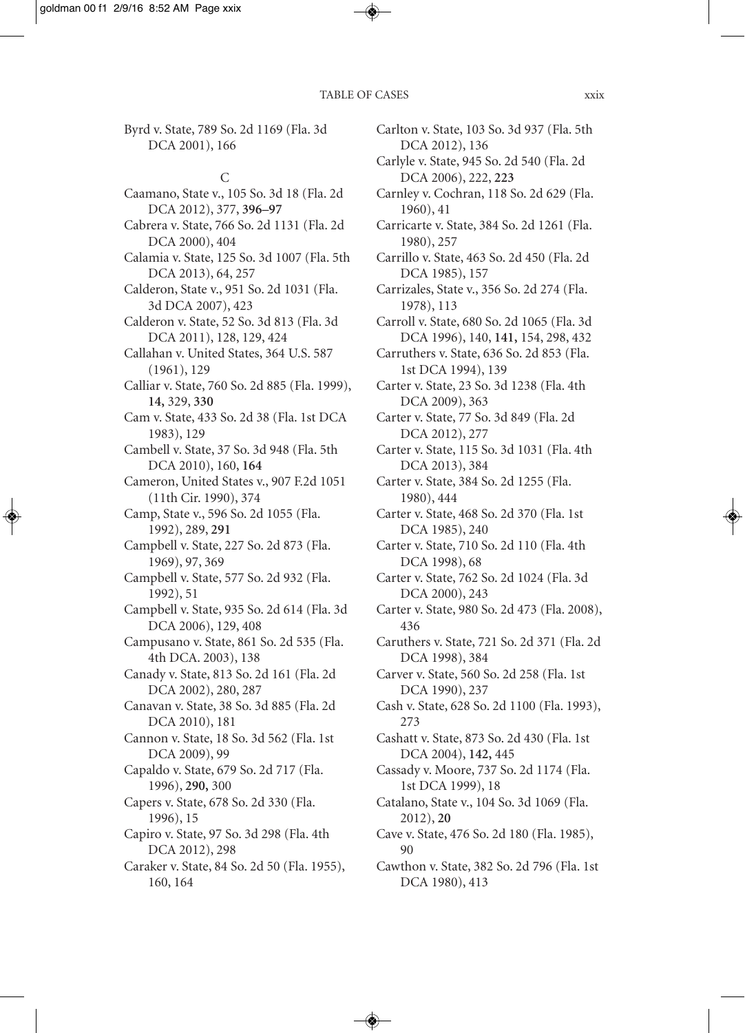Byrd v. State, 789 So. 2d 1169 (Fla. 3d DCA 2001), 166

## C

Caamano, State v., 105 So. 3d 18 (Fla. 2d DCA 2012), 377, **396–97**

Cabrera v. State, 766 So. 2d 1131 (Fla. 2d DCA 2000), 404

Calamia v. State, 125 So. 3d 1007 (Fla. 5th DCA 2013), 64, 257

Calderon, State v., 951 So. 2d 1031 (Fla. 3d DCA 2007), 423

Calderon v. State, 52 So. 3d 813 (Fla. 3d DCA 2011), 128, 129, 424

Callahan v. United States, 364 U.S. 587 (1961), 129

Calliar v. State, 760 So. 2d 885 (Fla. 1999), **14,** 329, **330**

Cam v. State, 433 So. 2d 38 (Fla. 1st DCA 1983), 129

Cambell v. State, 37 So. 3d 948 (Fla. 5th DCA 2010), 160, **164**

Cameron, United States v., 907 F.2d 1051 (11th Cir. 1990), 374

Camp, State v., 596 So. 2d 1055 (Fla. 1992), 289, **291**

Campbell v. State, 227 So. 2d 873 (Fla. 1969), 97, 369

Campbell v. State, 577 So. 2d 932 (Fla. 1992), 51

Campbell v. State, 935 So. 2d 614 (Fla. 3d DCA 2006), 129, 408

Campusano v. State, 861 So. 2d 535 (Fla. 4th DCA. 2003), 138

Canady v. State, 813 So. 2d 161 (Fla. 2d DCA 2002), 280, 287

Canavan v. State, 38 So. 3d 885 (Fla. 2d DCA 2010), 181

Cannon v. State, 18 So. 3d 562 (Fla. 1st DCA 2009), 99

Capaldo v. State, 679 So. 2d 717 (Fla. 1996), **290,** 300

Capers v. State, 678 So. 2d 330 (Fla. 1996), 15

Capiro v. State, 97 So. 3d 298 (Fla. 4th DCA 2012), 298

Caraker v. State, 84 So. 2d 50 (Fla. 1955), 160, 164

Carlton v. State, 103 So. 3d 937 (Fla. 5th DCA 2012), 136

Carlyle v. State, 945 So. 2d 540 (Fla. 2d DCA 2006), 222, **223**

Carnley v. Cochran, 118 So. 2d 629 (Fla. 1960), 41

Carricarte v. State, 384 So. 2d 1261 (Fla. 1980), 257

Carrillo v. State, 463 So. 2d 450 (Fla. 2d DCA 1985), 157

Carrizales, State v., 356 So. 2d 274 (Fla. 1978), 113

Carroll v. State, 680 So. 2d 1065 (Fla. 3d DCA 1996), 140, **141,** 154, 298, 432

Carruthers v. State, 636 So. 2d 853 (Fla. 1st DCA 1994), 139

Carter v. State, 23 So. 3d 1238 (Fla. 4th DCA 2009), 363

Carter v. State, 77 So. 3d 849 (Fla. 2d DCA 2012), 277

Carter v. State, 115 So. 3d 1031 (Fla. 4th DCA 2013), 384

Carter v. State, 384 So. 2d 1255 (Fla. 1980), 444

Carter v. State, 468 So. 2d 370 (Fla. 1st DCA 1985), 240

Carter v. State, 710 So. 2d 110 (Fla. 4th DCA 1998), 68

Carter v. State, 762 So. 2d 1024 (Fla. 3d DCA 2000), 243

Carter v. State, 980 So. 2d 473 (Fla. 2008), 436

Caruthers v. State, 721 So. 2d 371 (Fla. 2d DCA 1998), 384

Carver v. State, 560 So. 2d 258 (Fla. 1st DCA 1990), 237

Cash v. State, 628 So. 2d 1100 (Fla. 1993), 273

Cashatt v. State, 873 So. 2d 430 (Fla. 1st DCA 2004), **142,** 445

Cassady v. Moore, 737 So. 2d 1174 (Fla. 1st DCA 1999), 18

Catalano, State v., 104 So. 3d 1069 (Fla. 2012), **20**

Cave v. State, 476 So. 2d 180 (Fla. 1985), 90

Cawthon v. State, 382 So. 2d 796 (Fla. 1st DCA 1980), 413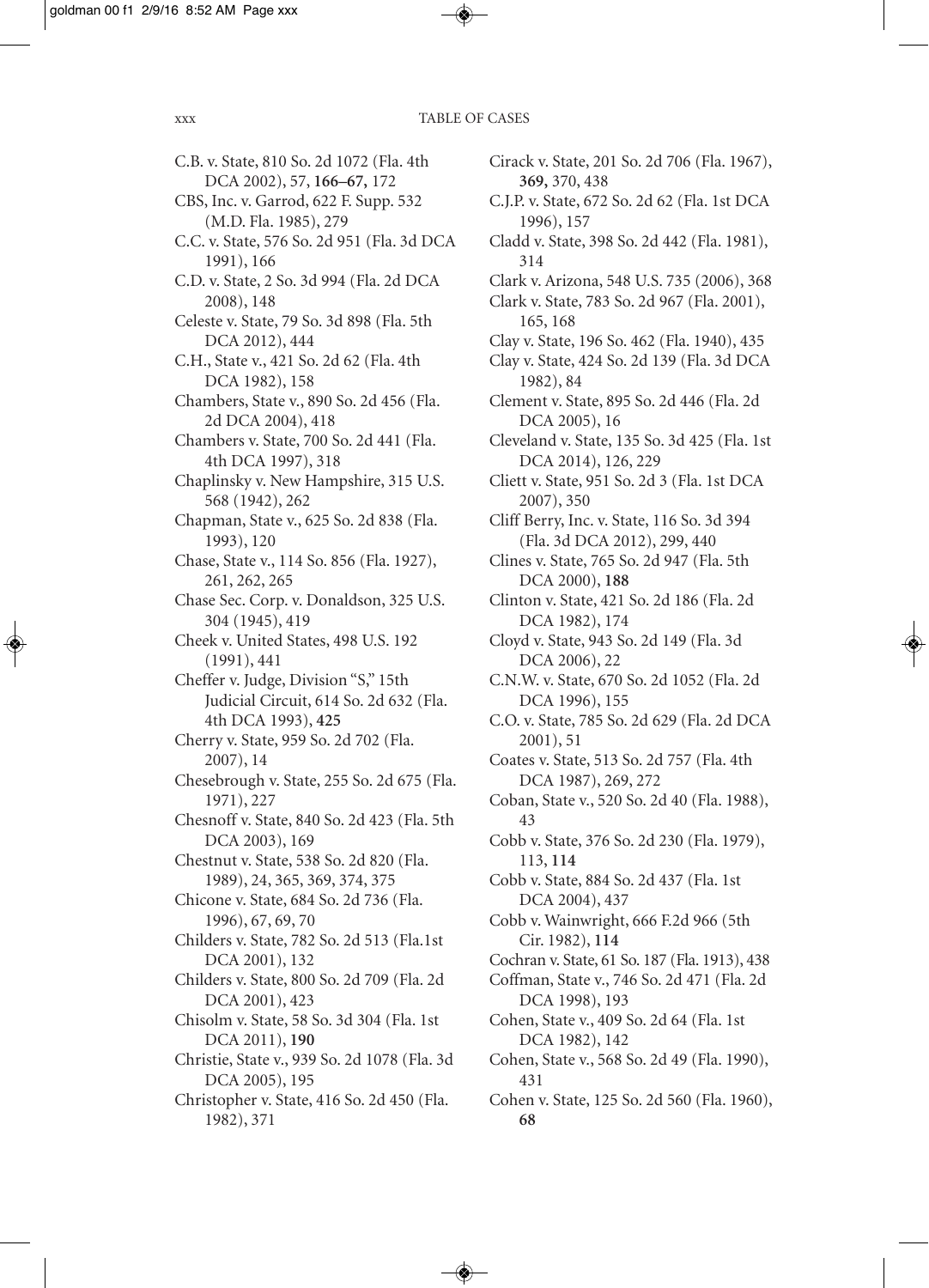C.B. v. State, 810 So. 2d 1072 (Fla. 4th DCA 2002), 57, **166–67,** 172

CBS, Inc. v. Garrod, 622 F. Supp. 532 (M.D. Fla. 1985), 279

C.C. v. State, 576 So. 2d 951 (Fla. 3d DCA 1991), 166

C.D. v. State, 2 So. 3d 994 (Fla. 2d DCA 2008), 148

Celeste v. State, 79 So. 3d 898 (Fla. 5th DCA 2012), 444

C.H., State v., 421 So. 2d 62 (Fla. 4th DCA 1982), 158

Chambers, State v., 890 So. 2d 456 (Fla. 2d DCA 2004), 418

Chambers v. State, 700 So. 2d 441 (Fla. 4th DCA 1997), 318

Chaplinsky v. New Hampshire, 315 U.S. 568 (1942), 262

Chapman, State v., 625 So. 2d 838 (Fla. 1993), 120

Chase, State v., 114 So. 856 (Fla. 1927), 261, 262, 265

Chase Sec. Corp. v. Donaldson, 325 U.S. 304 (1945), 419

Cheek v. United States, 498 U.S. 192 (1991), 441

Cheffer v. Judge, Division "S," 15th Judicial Circuit, 614 So. 2d 632 (Fla. 4th DCA 1993), **425**

Cherry v. State, 959 So. 2d 702 (Fla. 2007), 14

Chesebrough v. State, 255 So. 2d 675 (Fla. 1971), 227

Chesnoff v. State, 840 So. 2d 423 (Fla. 5th DCA 2003), 169

Chestnut v. State, 538 So. 2d 820 (Fla. 1989), 24, 365, 369, 374, 375

Chicone v. State, 684 So. 2d 736 (Fla. 1996), 67, 69, 70

Childers v. State, 782 So. 2d 513 (Fla.1st DCA 2001), 132

Childers v. State, 800 So. 2d 709 (Fla. 2d DCA 2001), 423

Chisolm v. State, 58 So. 3d 304 (Fla. 1st DCA 2011), **190**

Christie, State v., 939 So. 2d 1078 (Fla. 3d DCA 2005), 195

Christopher v. State, 416 So. 2d 450 (Fla. 1982), 371

Cirack v. State, 201 So. 2d 706 (Fla. 1967), **369,** 370, 438

C.J.P. v. State, 672 So. 2d 62 (Fla. 1st DCA 1996), 157

Cladd v. State, 398 So. 2d 442 (Fla. 1981), 314

Clark v. Arizona, 548 U.S. 735 (2006), 368

Clark v. State, 783 So. 2d 967 (Fla. 2001), 165, 168

Clay v. State, 196 So. 462 (Fla. 1940), 435

Clay v. State, 424 So. 2d 139 (Fla. 3d DCA 1982), 84

Clement v. State, 895 So. 2d 446 (Fla. 2d DCA 2005), 16

Cleveland v. State, 135 So. 3d 425 (Fla. 1st DCA 2014), 126, 229

Cliett v. State, 951 So. 2d 3 (Fla. 1st DCA 2007), 350

Cliff Berry, Inc. v. State, 116 So. 3d 394 (Fla. 3d DCA 2012), 299, 440

Clines v. State, 765 So. 2d 947 (Fla. 5th DCA 2000), **188**

Clinton v. State, 421 So. 2d 186 (Fla. 2d DCA 1982), 174

Cloyd v. State, 943 So. 2d 149 (Fla. 3d DCA 2006), 22

C.N.W. v. State, 670 So. 2d 1052 (Fla. 2d DCA 1996), 155

C.O. v. State, 785 So. 2d 629 (Fla. 2d DCA 2001), 51

Coates v. State, 513 So. 2d 757 (Fla. 4th DCA 1987), 269, 272

Coban, State v., 520 So. 2d 40 (Fla. 1988), 43

Cobb v. State, 376 So. 2d 230 (Fla. 1979), 113, **114**

Cobb v. State, 884 So. 2d 437 (Fla. 1st DCA 2004), 437

Cobb v. Wainwright, 666 F.2d 966 (5th Cir. 1982), **114**

Cochran v. State, 61 So. 187 (Fla. 1913), 438

Coffman, State v., 746 So. 2d 471 (Fla. 2d DCA 1998), 193

Cohen, State v., 409 So. 2d 64 (Fla. 1st DCA 1982), 142

Cohen, State v., 568 So. 2d 49 (Fla. 1990), 431

Cohen v. State, 125 So. 2d 560 (Fla. 1960), **68**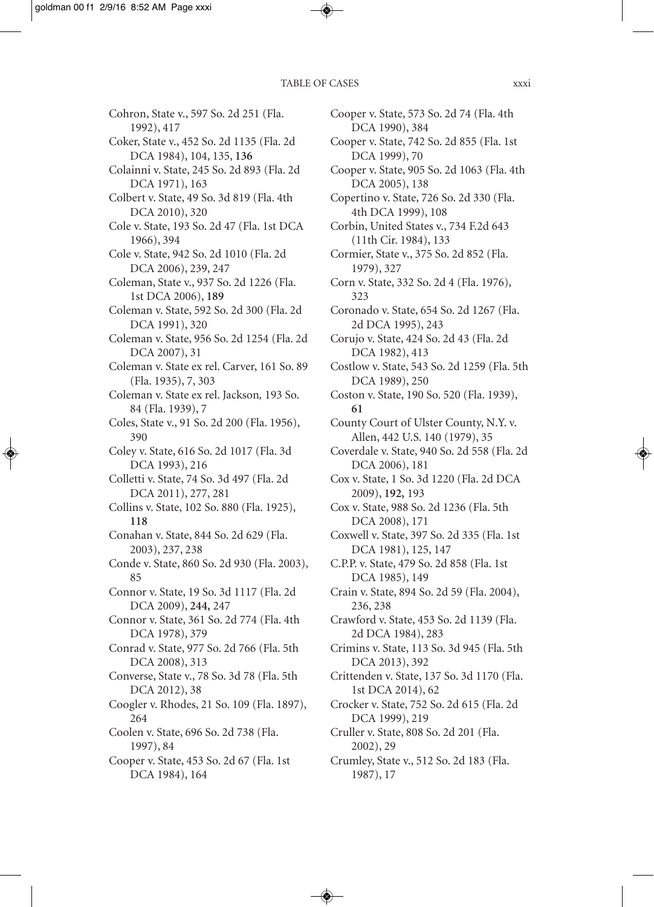Cohron, State v., 597 So. 2d 251 (Fla. 1992), 417

Coker, State v., 452 So. 2d 1135 (Fla. 2d DCA 1984), 104, 135, **136**

Colainni v. State, 245 So. 2d 893 (Fla. 2d DCA 1971), 163

Colbert v. State, 49 So. 3d 819 (Fla. 4th DCA 2010), 320

Cole v. State, 193 So. 2d 47 (Fla. 1st DCA 1966), 394

Cole v. State, 942 So. 2d 1010 (Fla. 2d DCA 2006), 239, 247

Coleman, State v., 937 So. 2d 1226 (Fla. 1st DCA 2006), **189**

Coleman v. State, 592 So. 2d 300 (Fla. 2d DCA 1991), 320

Coleman v. State, 956 So. 2d 1254 (Fla. 2d DCA 2007), 31

Coleman v. State ex rel. Carver, 161 So. 89 (Fla. 1935), 7, 303

Coleman v. State ex rel. Jackson, 193 So. 84 (Fla. 1939), 7

Coles, State v., 91 So. 2d 200 (Fla. 1956), 390

Coley v. State, 616 So. 2d 1017 (Fla. 3d DCA 1993), 216

Colletti v. State, 74 So. 3d 497 (Fla. 2d DCA 2011), 277, 281

Collins v. State, 102 So. 880 (Fla. 1925), **118**

Conahan v. State, 844 So. 2d 629 (Fla. 2003), 237, 238

Conde v. State, 860 So. 2d 930 (Fla. 2003), 85

Connor v. State, 19 So. 3d 1117 (Fla. 2d DCA 2009), **244,** 247

Connor v. State, 361 So. 2d 774 (Fla. 4th DCA 1978), 379

Conrad v. State, 977 So. 2d 766 (Fla. 5th DCA 2008), 313

Converse, State v., 78 So. 3d 78 (Fla. 5th DCA 2012), 38

Coogler v. Rhodes, 21 So. 109 (Fla. 1897), 264

Coolen v. State, 696 So. 2d 738 (Fla. 1997), 84

Cooper v. State, 453 So. 2d 67 (Fla. 1st DCA 1984), 164

Cooper v. State, 573 So. 2d 74 (Fla. 4th DCA 1990), 384

Cooper v. State, 742 So. 2d 855 (Fla. 1st DCA 1999), 70

Cooper v. State, 905 So. 2d 1063 (Fla. 4th DCA 2005), 138

Copertino v. State, 726 So. 2d 330 (Fla. 4th DCA 1999), 108

Corbin, United States v., 734 F.2d 643 (11th Cir. 1984), 133

Cormier, State v., 375 So. 2d 852 (Fla. 1979), 327

Corn v. State, 332 So. 2d 4 (Fla. 1976), 323

Coronado v. State, 654 So. 2d 1267 (Fla. 2d DCA 1995), 243

Corujo v. State, 424 So. 2d 43 (Fla. 2d DCA 1982), 413

Costlow v. State, 543 So. 2d 1259 (Fla. 5th DCA 1989), 250

Coston v. State, 190 So. 520 (Fla. 1939), **61**

County Court of Ulster County, N.Y. v. Allen, 442 U.S. 140 (1979), 35

Coverdale v. State, 940 So. 2d 558 (Fla. 2d DCA 2006), 181

Cox v. State, 1 So. 3d 1220 (Fla. 2d DCA 2009), **192,** 193

Cox v. State, 988 So. 2d 1236 (Fla. 5th DCA 2008), 171

Coxwell v. State, 397 So. 2d 335 (Fla. 1st DCA 1981), 125, 147

C.P.P. v. State, 479 So. 2d 858 (Fla. 1st DCA 1985), 149

Crain v. State, 894 So. 2d 59 (Fla. 2004), 236, 238

Crawford v. State, 453 So. 2d 1139 (Fla. 2d DCA 1984), 283

Crimins v. State, 113 So. 3d 945 (Fla. 5th DCA 2013), 392

Crittenden v. State, 137 So. 3d 1170 (Fla. 1st DCA 2014), 62

Crocker v. State, 752 So. 2d 615 (Fla. 2d DCA 1999), 219

Cruller v. State, 808 So. 2d 201 (Fla. 2002), 29

Crumley, State v., 512 So. 2d 183 (Fla. 1987), 17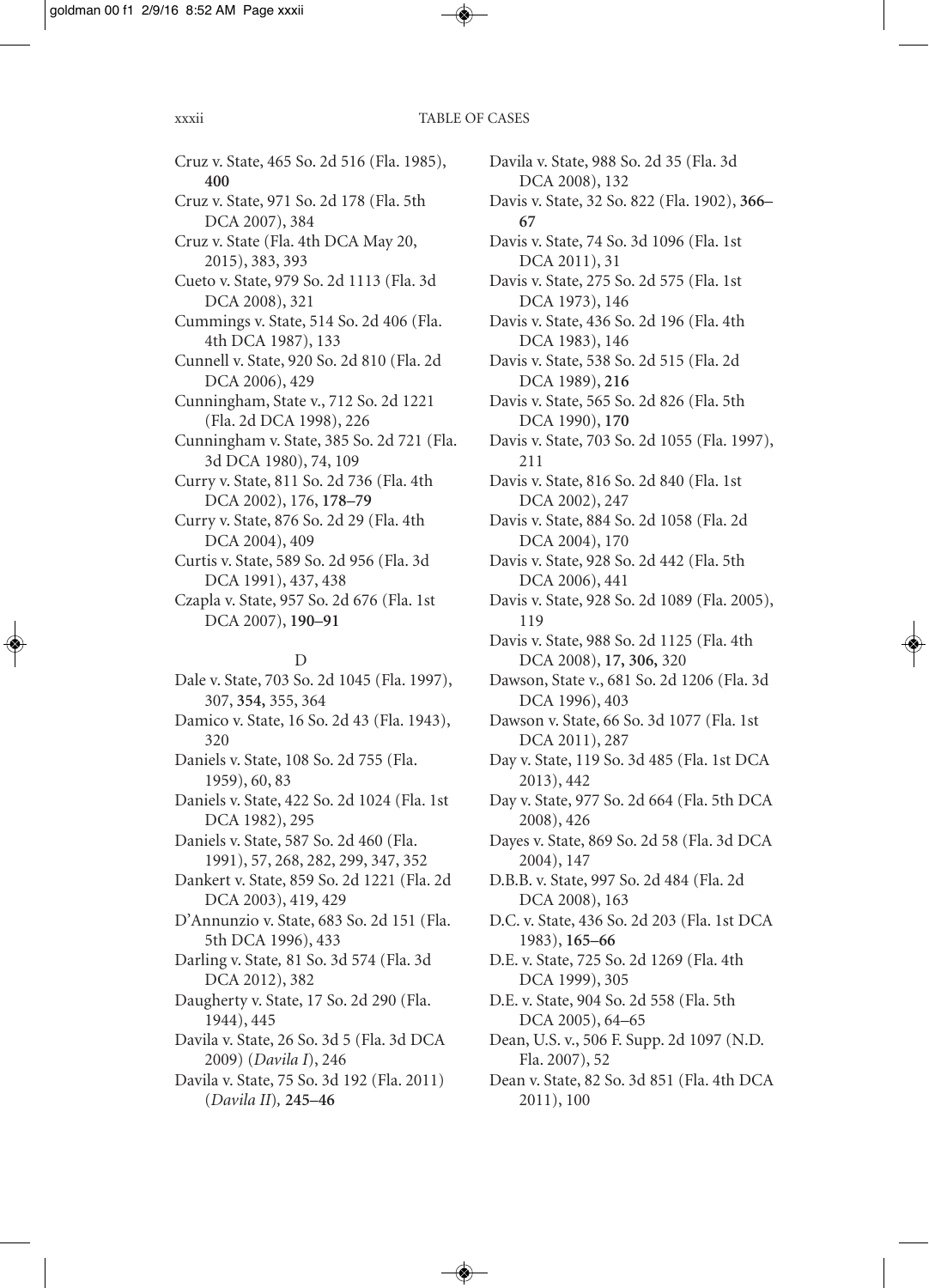Cruz v. State, 465 So. 2d 516 (Fla. 1985), **400**

Cruz v. State, 971 So. 2d 178 (Fla. 5th DCA 2007), 384

Cruz v. State (Fla. 4th DCA May 20, 2015), 383, 393

Cueto v. State, 979 So. 2d 1113 (Fla. 3d DCA 2008), 321

Cummings v. State, 514 So. 2d 406 (Fla. 4th DCA 1987), 133

Cunnell v. State, 920 So. 2d 810 (Fla. 2d DCA 2006), 429

Cunningham, State v., 712 So. 2d 1221 (Fla. 2d DCA 1998), 226

Cunningham v. State, 385 So. 2d 721 (Fla. 3d DCA 1980), 74, 109

Curry v. State, 811 So. 2d 736 (Fla. 4th DCA 2002), 176, **178–79**

Curry v. State, 876 So. 2d 29 (Fla. 4th DCA 2004), 409

Curtis v. State, 589 So. 2d 956 (Fla. 3d DCA 1991), 437, 438

Czapla v. State, 957 So. 2d 676 (Fla. 1st DCA 2007), **190–91**

D

Dale v. State, 703 So. 2d 1045 (Fla. 1997), 307, **354,** 355, 364

Damico v. State, 16 So. 2d 43 (Fla. 1943), 320

Daniels v. State, 108 So. 2d 755 (Fla. 1959), 60, 83

Daniels v. State, 422 So. 2d 1024 (Fla. 1st DCA 1982), 295

Daniels v. State, 587 So. 2d 460 (Fla. 1991), 57, 268, 282, 299, 347, 352

Dankert v. State, 859 So. 2d 1221 (Fla. 2d DCA 2003), 419, 429

D'Annunzio v. State, 683 So. 2d 151 (Fla. 5th DCA 1996), 433

Darling v. State*,* 81 So. 3d 574 (Fla. 3d DCA 2012), 382

Daugherty v. State, 17 So. 2d 290 (Fla. 1944), 445

Davila v. State, 26 So. 3d 5 (Fla. 3d DCA 2009) (*Davila I*), 246

Davila v. State, 75 So. 3d 192 (Fla. 2011) (*Davila II*)*,* **245–46**

Davila v. State, 988 So. 2d 35 (Fla. 3d DCA 2008), 132

Davis v. State, 32 So. 822 (Fla. 1902), **366–67**

Davis v. State, 74 So. 3d 1096 (Fla. 1st DCA 2011), 31

Davis v. State, 275 So. 2d 575 (Fla. 1st DCA 1973), 146

Davis v. State, 436 So. 2d 196 (Fla. 4th DCA 1983), 146

Davis v. State, 538 So. 2d 515 (Fla. 2d DCA 1989), **216**

Davis v. State, 565 So. 2d 826 (Fla. 5th DCA 1990), **170**

Davis v. State, 703 So. 2d 1055 (Fla. 1997), 211

Davis v. State, 816 So. 2d 840 (Fla. 1st DCA 2002), 247

Davis v. State, 884 So. 2d 1058 (Fla. 2d DCA 2004), 170

Davis v. State, 928 So. 2d 442 (Fla. 5th DCA 2006), 441

Davis v. State, 928 So. 2d 1089 (Fla. 2005), 119

Davis v. State, 988 So. 2d 1125 (Fla. 4th DCA 2008), **17, 306,** 320

Dawson, State v., 681 So. 2d 1206 (Fla. 3d DCA 1996), 403

Dawson v. State, 66 So. 3d 1077 (Fla. 1st DCA 2011), 287

Day v. State, 119 So. 3d 485 (Fla. 1st DCA 2013), 442

Day v. State, 977 So. 2d 664 (Fla. 5th DCA 2008), 426

Dayes v. State, 869 So. 2d 58 (Fla. 3d DCA 2004), 147

D.B.B. v. State, 997 So. 2d 484 (Fla. 2d DCA 2008), 163

D.C. v. State, 436 So. 2d 203 (Fla. 1st DCA 1983), **165–66**

D.E. v. State, 725 So. 2d 1269 (Fla. 4th DCA 1999), 305

D.E. v. State, 904 So. 2d 558 (Fla. 5th DCA 2005), 64–65

Dean, U.S. v., 506 F. Supp. 2d 1097 (N.D. Fla. 2007), 52

Dean v. State, 82 So. 3d 851 (Fla. 4th DCA 2011), 100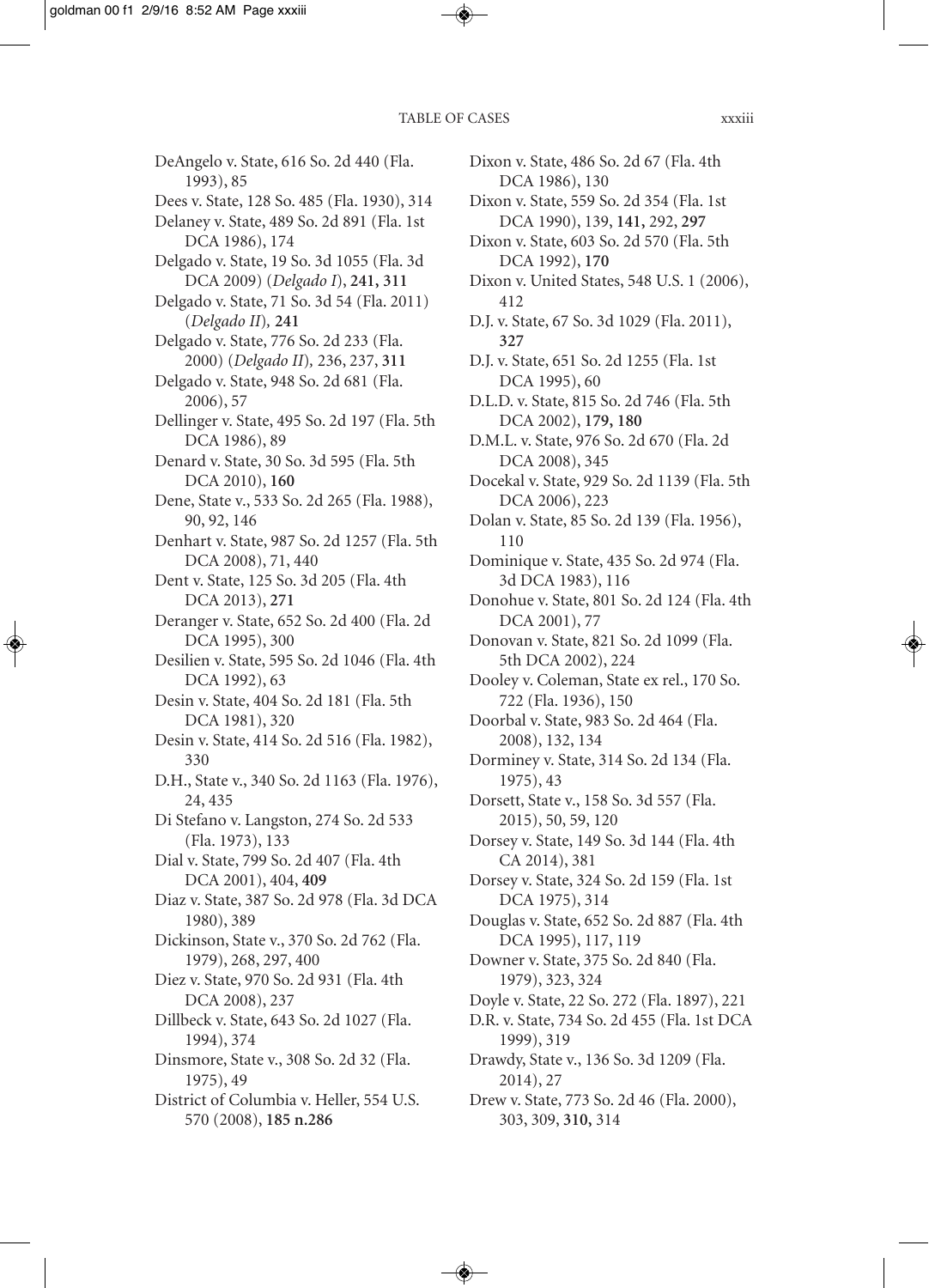DeAngelo v. State, 616 So. 2d 440 (Fla. 1993), 85

Dees v. State, 128 So. 485 (Fla. 1930), 314

Delaney v. State, 489 So. 2d 891 (Fla. 1st DCA 1986), 174

Delgado v. State, 19 So. 3d 1055 (Fla. 3d DCA 2009) (*Delgado I*), **241, 311**

Delgado v. State, 71 So. 3d 54 (Fla. 2011) (*Delgado II*), **241**

Delgado v. State, 776 So. 2d 233 (Fla. 2000) (*Delgado II*), 236, 237, **311**

Delgado v. State, 948 So. 2d 681 (Fla. 2006), 57

Dellinger v. State, 495 So. 2d 197 (Fla. 5th DCA 1986), 89

Denard v. State, 30 So. 3d 595 (Fla. 5th DCA 2010), **160**

Dene, State v., 533 So. 2d 265 (Fla. 1988), 90, 92, 146

Denhart v. State, 987 So. 2d 1257 (Fla. 5th DCA 2008), 71, 440

Dent v. State, 125 So. 3d 205 (Fla. 4th DCA 2013), **271**

Deranger v. State, 652 So. 2d 400 (Fla. 2d DCA 1995), 300

Desilien v. State, 595 So. 2d 1046 (Fla. 4th DCA 1992), 63

Desin v. State, 404 So. 2d 181 (Fla. 5th DCA 1981), 320

Desin v. State, 414 So. 2d 516 (Fla. 1982), 330

D.H., State v., 340 So. 2d 1163 (Fla. 1976), 24, 435

Di Stefano v. Langston, 274 So. 2d 533 (Fla. 1973), 133

Dial v. State, 799 So. 2d 407 (Fla. 4th DCA 2001), 404, **409**

Diaz v. State, 387 So. 2d 978 (Fla. 3d DCA 1980), 389

Dickinson, State v., 370 So. 2d 762 (Fla. 1979), 268, 297, 400

Diez v. State, 970 So. 2d 931 (Fla. 4th DCA 2008), 237

Dillbeck v. State, 643 So. 2d 1027 (Fla. 1994), 374

Dinsmore, State v., 308 So. 2d 32 (Fla. 1975), 49

District of Columbia v. Heller, 554 U.S. 570 (2008), **185 n.286**

Dixon v. State, 486 So. 2d 67 (Fla. 4th DCA 1986), 130

Dixon v. State, 559 So. 2d 354 (Fla. 1st DCA 1990), 139, **141,** 292, **297**

Dixon v. State, 603 So. 2d 570 (Fla. 5th DCA 1992), **170**

Dixon v. United States, 548 U.S. 1 (2006), 412

D.J. v. State, 67 So. 3d 1029 (Fla. 2011), **327**

D.J. v. State, 651 So. 2d 1255 (Fla. 1st DCA 1995), 60

D.L.D. v. State, 815 So. 2d 746 (Fla. 5th DCA 2002), **179, 180**

D.M.L. v. State, 976 So. 2d 670 (Fla. 2d DCA 2008), 345

Docekal v. State, 929 So. 2d 1139 (Fla. 5th DCA 2006), 223

Dolan v. State, 85 So. 2d 139 (Fla. 1956), 110

Dominique v. State, 435 So. 2d 974 (Fla. 3d DCA 1983), 116

Donohue v. State, 801 So. 2d 124 (Fla. 4th DCA 2001), 77

Donovan v. State, 821 So. 2d 1099 (Fla. 5th DCA 2002), 224

Dooley v. Coleman, State ex rel., 170 So. 722 (Fla. 1936), 150

Doorbal v. State, 983 So. 2d 464 (Fla. 2008), 132, 134

Dorminey v. State, 314 So. 2d 134 (Fla. 1975), 43

Dorsett, State v., 158 So. 3d 557 (Fla. 2015), 50, 59, 120

Dorsey v. State, 149 So. 3d 144 (Fla. 4th CA 2014), 381

Dorsey v. State, 324 So. 2d 159 (Fla. 1st DCA 1975), 314

Douglas v. State, 652 So. 2d 887 (Fla. 4th DCA 1995), 117, 119

Downer v. State, 375 So. 2d 840 (Fla. 1979), 323, 324

Doyle v. State, 22 So. 272 (Fla. 1897), 221

D.R. v. State, 734 So. 2d 455 (Fla. 1st DCA 1999), 319

Drawdy, State v., 136 So. 3d 1209 (Fla. 2014), 27

Drew v. State, 773 So. 2d 46 (Fla. 2000), 303, 309, **310,** 314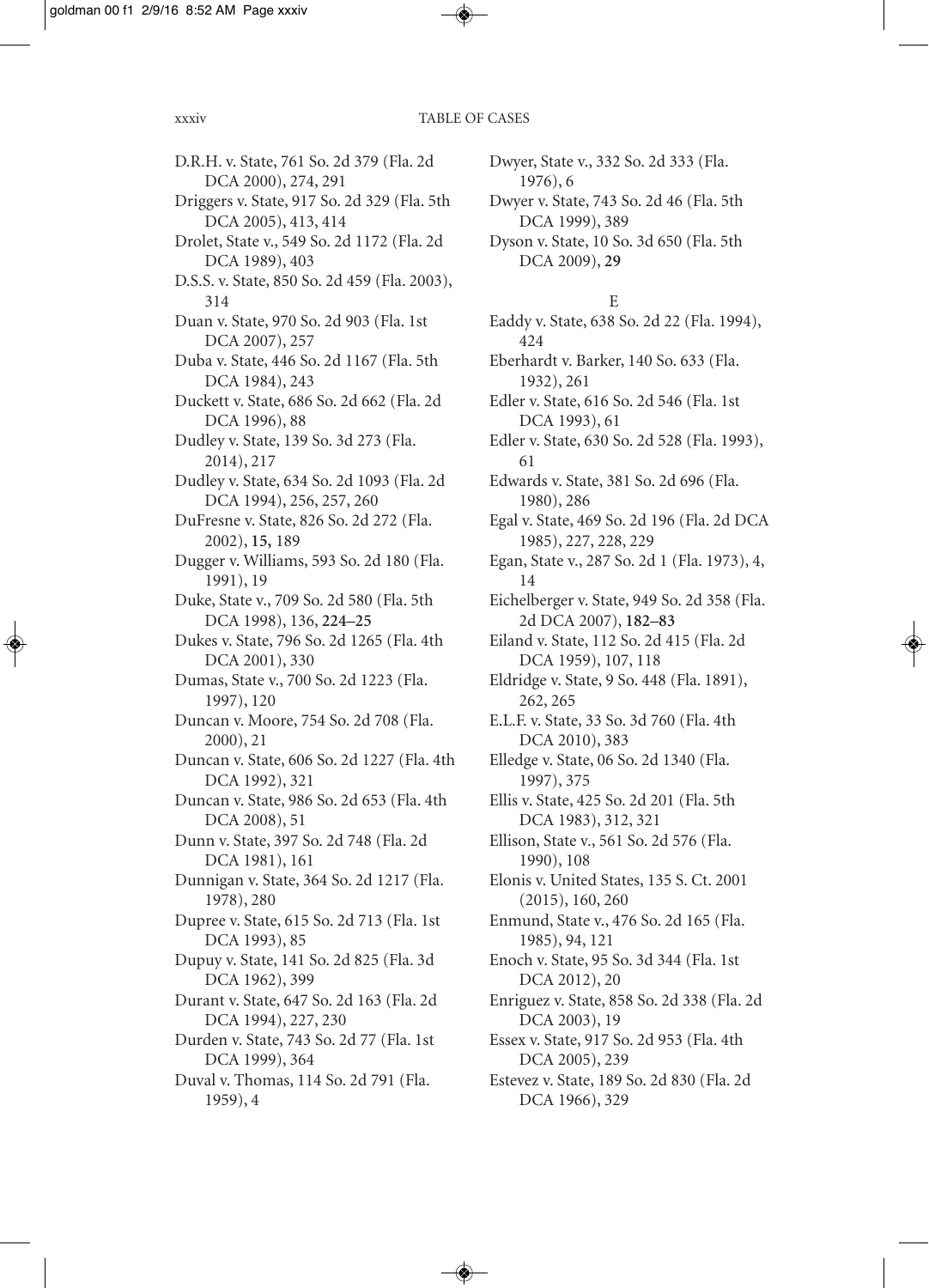D.R.H. v. State, 761 So. 2d 379 (Fla. 2d DCA 2000), 274, 291

Driggers v. State, 917 So. 2d 329 (Fla. 5th DCA 2005), 413, 414

Drolet, State v., 549 So. 2d 1172 (Fla. 2d DCA 1989), 403

D.S.S. v. State, 850 So. 2d 459 (Fla. 2003), 314

Duan v. State, 970 So. 2d 903 (Fla. 1st DCA 2007), 257

Duba v. State, 446 So. 2d 1167 (Fla. 5th DCA 1984), 243

Duckett v. State, 686 So. 2d 662 (Fla. 2d DCA 1996), 88

Dudley v. State, 139 So. 3d 273 (Fla. 2014), 217

Dudley v. State, 634 So. 2d 1093 (Fla. 2d DCA 1994), 256, 257, 260

DuFresne v. State, 826 So. 2d 272 (Fla. 2002), **15,** 189

Dugger v. Williams, 593 So. 2d 180 (Fla. 1991), 19

Duke, State v., 709 So. 2d 580 (Fla. 5th DCA 1998), 136, **224–25**

Dukes v. State, 796 So. 2d 1265 (Fla. 4th DCA 2001), 330

Dumas, State v., 700 So. 2d 1223 (Fla. 1997), 120

Duncan v. Moore, 754 So. 2d 708 (Fla. 2000), 21

Duncan v. State, 606 So. 2d 1227 (Fla. 4th DCA 1992), 321

Duncan v. State, 986 So. 2d 653 (Fla. 4th DCA 2008), 51

Dunn v. State, 397 So. 2d 748 (Fla. 2d DCA 1981), 161

Dunnigan v. State, 364 So. 2d 1217 (Fla. 1978), 280

Dupree v. State, 615 So. 2d 713 (Fla. 1st DCA 1993), 85

Dupuy v. State, 141 So. 2d 825 (Fla. 3d DCA 1962), 399

Durant v. State, 647 So. 2d 163 (Fla. 2d DCA 1994), 227, 230

Durden v. State, 743 So. 2d 77 (Fla. 1st DCA 1999), 364

Duval v. Thomas, 114 So. 2d 791 (Fla. 1959), 4

Dwyer, State v., 332 So. 2d 333 (Fla. 1976), 6

Dwyer v. State, 743 So. 2d 46 (Fla. 5th DCA 1999), 389

Dyson v. State, 10 So. 3d 650 (Fla. 5th DCA 2009), **29**

## E

Eaddy v. State, 638 So. 2d 22 (Fla. 1994), 424

Eberhardt v. Barker, 140 So. 633 (Fla. 1932), 261

Edler v. State, 616 So. 2d 546 (Fla. 1st DCA 1993), 61

Edler v. State, 630 So. 2d 528 (Fla. 1993), 61

Edwards v. State, 381 So. 2d 696 (Fla. 1980), 286

Egal v. State, 469 So. 2d 196 (Fla. 2d DCA 1985), 227, 228, 229

Egan, State v., 287 So. 2d 1 (Fla. 1973), 4, 14

Eichelberger v. State, 949 So. 2d 358 (Fla. 2d DCA 2007), **182–83**

Eiland v. State, 112 So. 2d 415 (Fla. 2d DCA 1959), 107, 118

Eldridge v. State, 9 So. 448 (Fla. 1891), 262, 265

E.L.F. v. State, 33 So. 3d 760 (Fla. 4th DCA 2010), 383

Elledge v. State, 06 So. 2d 1340 (Fla. 1997), 375

Ellis v. State, 425 So. 2d 201 (Fla. 5th DCA 1983), 312, 321

Ellison, State v., 561 So. 2d 576 (Fla. 1990), 108

Elonis v. United States, 135 S. Ct. 2001 (2015), 160, 260

Enmund, State v., 476 So. 2d 165 (Fla. 1985), 94, 121

Enoch v. State, 95 So. 3d 344 (Fla. 1st DCA 2012), 20

Enriguez v. State, 858 So. 2d 338 (Fla. 2d DCA 2003), 19

Essex v. State, 917 So. 2d 953 (Fla. 4th DCA 2005), 239

Estevez v. State, 189 So. 2d 830 (Fla. 2d DCA 1966), 329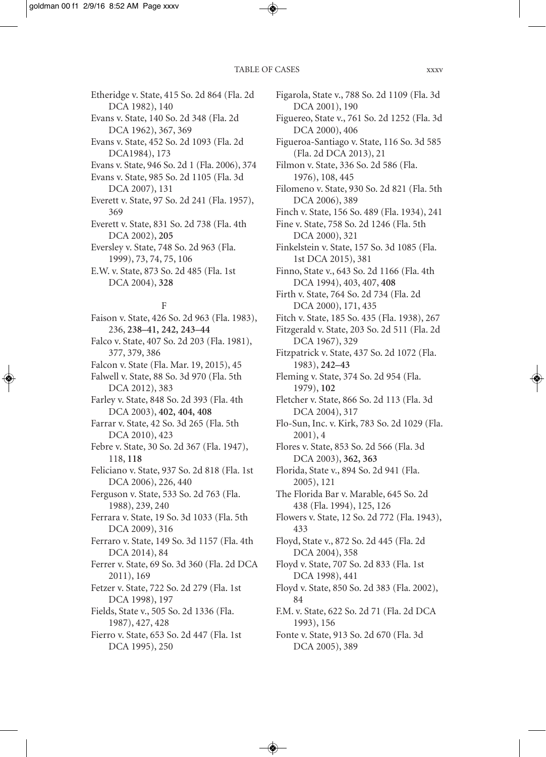Etheridge v. State, 415 So. 2d 864 (Fla. 2d DCA 1982), 140

Evans v. State, 140 So. 2d 348 (Fla. 2d DCA 1962), 367, 369

Evans v. State, 452 So. 2d 1093 (Fla. 2d DCA1984), 173

Evans v. State, 946 So. 2d 1 (Fla. 2006), 374

Evans v. State, 985 So. 2d 1105 (Fla. 3d DCA 2007), 131

Everett v. State, 97 So. 2d 241 (Fla. 1957), 369

Everett v. State, 831 So. 2d 738 (Fla. 4th DCA 2002), **205**

Eversley v. State, 748 So. 2d 963 (Fla. 1999), 73, 74, 75, 106

E.W. v. State, 873 So. 2d 485 (Fla. 1st DCA 2004), **328**

F

Faison v. State, 426 So. 2d 963 (Fla. 1983), 236, **238–41, 242, 243–44**

Falco v. State, 407 So. 2d 203 (Fla. 1981), 377, 379, 386

Falcon v. State (Fla. Mar. 19, 2015), 45

Falwell v. State, 88 So. 3d 970 (Fla. 5th DCA 2012), 383

Farley v. State, 848 So. 2d 393 (Fla. 4th DCA 2003), **402, 404, 408**

Farrar v. State, 42 So. 3d 265 (Fla. 5th DCA 2010), 423

Febre v. State, 30 So. 2d 367 (Fla. 1947), 118, **118**

Feliciano v. State, 937 So. 2d 818 (Fla. 1st DCA 2006), 226, 440

Ferguson v. State, 533 So. 2d 763 (Fla. 1988), 239, 240

Ferrara v. State, 19 So. 3d 1033 (Fla. 5th DCA 2009), 316

Ferraro v. State, 149 So. 3d 1157 (Fla. 4th DCA 2014), 84

Ferrer v. State, 69 So. 3d 360 (Fla. 2d DCA 2011), 169

Fetzer v. State, 722 So. 2d 279 (Fla. 1st DCA 1998), 197

Fields, State v., 505 So. 2d 1336 (Fla. 1987), 427, 428

Fierro v. State, 653 So. 2d 447 (Fla. 1st DCA 1995), 250

Figarola, State v., 788 So. 2d 1109 (Fla. 3d DCA 2001), 190

Figuereo, State v., 761 So. 2d 1252 (Fla. 3d DCA 2000), 406

Figueroa-Santiago v. State, 116 So. 3d 585 (Fla. 2d DCA 2013), 21

Filmon v. State, 336 So. 2d 586 (Fla. 1976), 108, 445

Filomeno v. State, 930 So. 2d 821 (Fla. 5th DCA 2006), 389

Finch v. State, 156 So. 489 (Fla. 1934), 241

Fine v. State, 758 So. 2d 1246 (Fla. 5th DCA 2000), 321

Finkelstein v. State, 157 So. 3d 1085 (Fla. 1st DCA 2015), 381

Finno, State v., 643 So. 2d 1166 (Fla. 4th DCA 1994), 403, 407, **408**

Firth v. State, 764 So. 2d 734 (Fla. 2d DCA 2000), 171, 435

Fitch v. State, 185 So. 435 (Fla. 1938), 267

Fitzgerald v. State, 203 So. 2d 511 (Fla. 2d DCA 1967), 329

Fitzpatrick v. State, 437 So. 2d 1072 (Fla. 1983), **242–43**

Fleming v. State, 374 So. 2d 954 (Fla. 1979), **102**

Fletcher v. State, 866 So. 2d 113 (Fla. 3d DCA 2004), 317

Flo-Sun, Inc. v. Kirk, 783 So. 2d 1029 (Fla. 2001), 4

Flores v. State, 853 So. 2d 566 (Fla. 3d DCA 2003), **362, 363**

Florida, State v., 894 So. 2d 941 (Fla. 2005), 121

The Florida Bar v. Marable, 645 So. 2d 438 (Fla. 1994), 125, 126

Flowers v. State, 12 So. 2d 772 (Fla. 1943), 433

Floyd, State v., 872 So. 2d 445 (Fla. 2d DCA 2004), 358

Floyd v. State, 707 So. 2d 833 (Fla. 1st DCA 1998), 441

Floyd v. State, 850 So. 2d 383 (Fla. 2002), 84

F.M. v. State, 622 So. 2d 71 (Fla. 2d DCA 1993), 156

Fonte v. State, 913 So. 2d 670 (Fla. 3d DCA 2005), 389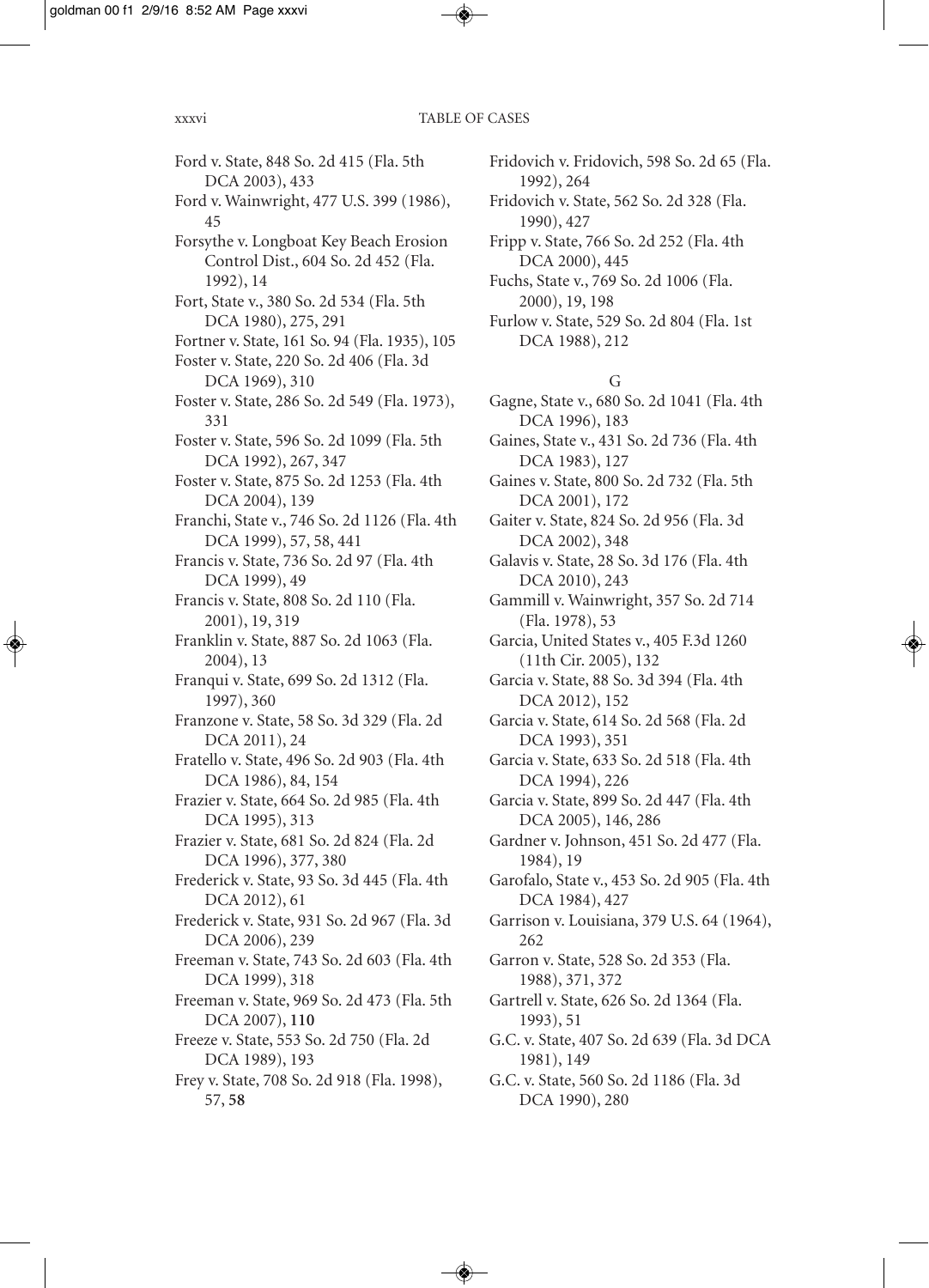Ford v. State, 848 So. 2d 415 (Fla. 5th DCA 2003), 433

Ford v. Wainwright, 477 U.S. 399 (1986), 45

Forsythe v. Longboat Key Beach Erosion Control Dist., 604 So. 2d 452 (Fla. 1992), 14

Fort, State v., 380 So. 2d 534 (Fla. 5th DCA 1980), 275, 291

Fortner v. State, 161 So. 94 (Fla. 1935), 105

Foster v. State, 220 So. 2d 406 (Fla. 3d DCA 1969), 310

Foster v. State, 286 So. 2d 549 (Fla. 1973), 331

Foster v. State, 596 So. 2d 1099 (Fla. 5th DCA 1992), 267, 347

Foster v. State, 875 So. 2d 1253 (Fla. 4th DCA 2004), 139

Franchi, State v., 746 So. 2d 1126 (Fla. 4th DCA 1999), 57, 58, 441

Francis v. State, 736 So. 2d 97 (Fla. 4th DCA 1999), 49

Francis v. State, 808 So. 2d 110 (Fla. 2001), 19, 319

Franklin v. State, 887 So. 2d 1063 (Fla. 2004), 13

Franqui v. State, 699 So. 2d 1312 (Fla. 1997), 360

Franzone v. State, 58 So. 3d 329 (Fla. 2d DCA 2011), 24

Fratello v. State, 496 So. 2d 903 (Fla. 4th DCA 1986), 84, 154

Frazier v. State, 664 So. 2d 985 (Fla. 4th DCA 1995), 313

Frazier v. State, 681 So. 2d 824 (Fla. 2d DCA 1996), 377, 380

Frederick v. State, 93 So. 3d 445 (Fla. 4th DCA 2012), 61

Frederick v. State, 931 So. 2d 967 (Fla. 3d DCA 2006), 239

Freeman v. State, 743 So. 2d 603 (Fla. 4th DCA 1999), 318

Freeman v. State, 969 So. 2d 473 (Fla. 5th DCA 2007), **110**

Freeze v. State, 553 So. 2d 750 (Fla. 2d DCA 1989), 193

Frey v. State, 708 So. 2d 918 (Fla. 1998), 57, **58**

Fridovich v. Fridovich, 598 So. 2d 65 (Fla. 1992), 264

Fridovich v. State, 562 So. 2d 328 (Fla. 1990), 427

Fripp v. State, 766 So. 2d 252 (Fla. 4th DCA 2000), 445

Fuchs, State v., 769 So. 2d 1006 (Fla. 2000), 19, 198

Furlow v. State, 529 So. 2d 804 (Fla. 1st DCA 1988), 212

## G

Gagne, State v., 680 So. 2d 1041 (Fla. 4th DCA 1996), 183

Gaines, State v., 431 So. 2d 736 (Fla. 4th DCA 1983), 127

Gaines v. State, 800 So. 2d 732 (Fla. 5th DCA 2001), 172

Gaiter v. State, 824 So. 2d 956 (Fla. 3d DCA 2002), 348

Galavis v. State, 28 So. 3d 176 (Fla. 4th DCA 2010), 243

Gammill v. Wainwright, 357 So. 2d 714 (Fla. 1978), 53

Garcia, United States v., 405 F.3d 1260 (11th Cir. 2005), 132

Garcia v. State, 88 So. 3d 394 (Fla. 4th DCA 2012), 152

Garcia v. State, 614 So. 2d 568 (Fla. 2d DCA 1993), 351

Garcia v. State, 633 So. 2d 518 (Fla. 4th DCA 1994), 226

Garcia v. State, 899 So. 2d 447 (Fla. 4th DCA 2005), 146, 286

Gardner v. Johnson, 451 So. 2d 477 (Fla. 1984), 19

Garofalo, State v., 453 So. 2d 905 (Fla. 4th DCA 1984), 427

Garrison v. Louisiana, 379 U.S. 64 (1964), 262

Garron v. State, 528 So. 2d 353 (Fla. 1988), 371, 372

Gartrell v. State, 626 So. 2d 1364 (Fla. 1993), 51

G.C. v. State, 407 So. 2d 639 (Fla. 3d DCA 1981), 149

G.C. v. State, 560 So. 2d 1186 (Fla. 3d DCA 1990), 280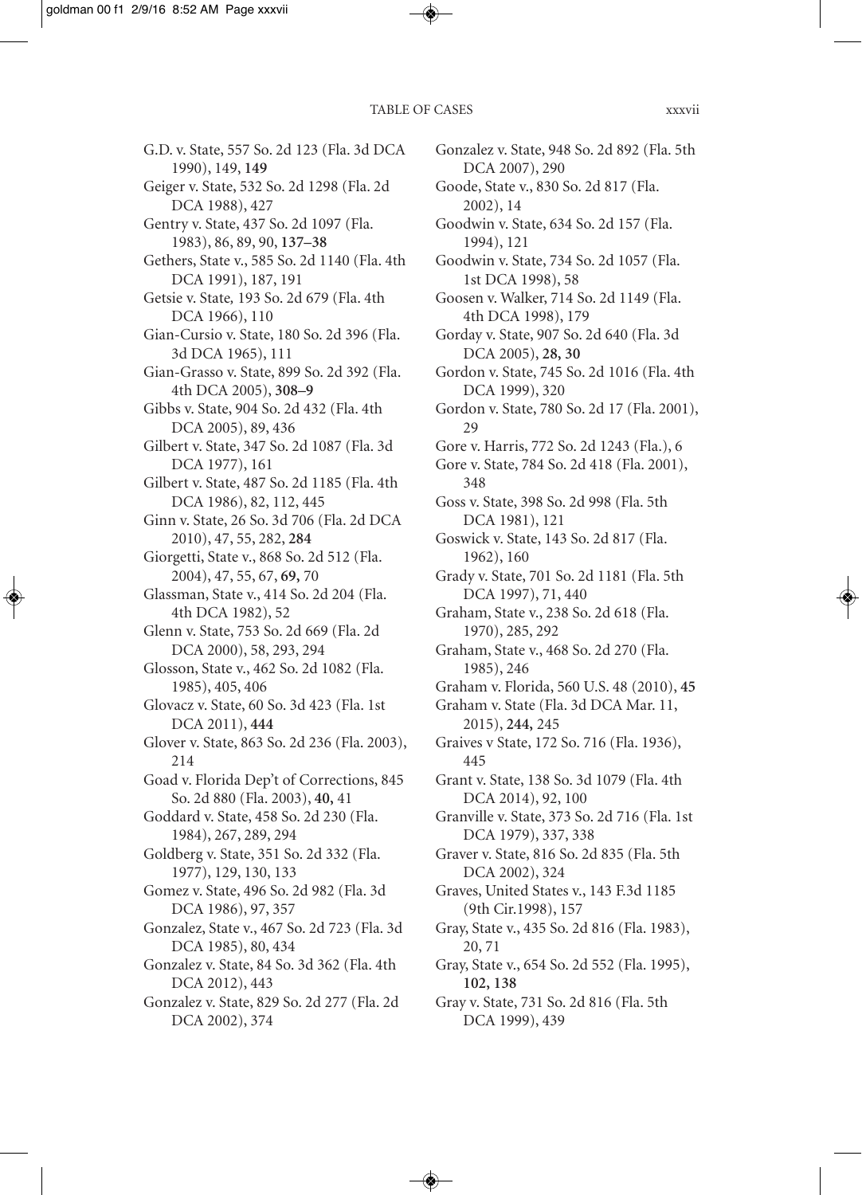G.D. v. State, 557 So. 2d 123 (Fla. 3d DCA 1990), 149, **149**

Geiger v. State, 532 So. 2d 1298 (Fla. 2d DCA 1988), 427

Gentry v. State, 437 So. 2d 1097 (Fla. 1983), 86, 89, 90, **137–38**

Gethers, State v., 585 So. 2d 1140 (Fla. 4th DCA 1991), 187, 191

Getsie v. State, 193 So. 2d 679 (Fla. 4th DCA 1966), 110

Gian-Cursio v. State, 180 So. 2d 396 (Fla. 3d DCA 1965), 111

Gian-Grasso v. State, 899 So. 2d 392 (Fla. 4th DCA 2005), **308–9**

Gibbs v. State, 904 So. 2d 432 (Fla. 4th DCA 2005), 89, 436

Gilbert v. State, 347 So. 2d 1087 (Fla. 3d DCA 1977), 161

Gilbert v. State, 487 So. 2d 1185 (Fla. 4th DCA 1986), 82, 112, 445

Ginn v. State, 26 So. 3d 706 (Fla. 2d DCA 2010), 47, 55, 282, **284**

Giorgetti, State v., 868 So. 2d 512 (Fla. 2004), 47, 55, 67, **69,** 70

Glassman, State v., 414 So. 2d 204 (Fla. 4th DCA 1982), 52

Glenn v. State, 753 So. 2d 669 (Fla. 2d DCA 2000), 58, 293, 294

Glosson, State v., 462 So. 2d 1082 (Fla. 1985), 405, 406

Glovacz v. State, 60 So. 3d 423 (Fla. 1st DCA 2011), **444**

Glover v. State, 863 So. 2d 236 (Fla. 2003), 214

Goad v. Florida Dep't of Corrections, 845 So. 2d 880 (Fla. 2003), **40,** 41

Goddard v. State, 458 So. 2d 230 (Fla. 1984), 267, 289, 294

Goldberg v. State, 351 So. 2d 332 (Fla. 1977), 129, 130, 133

Gomez v. State, 496 So. 2d 982 (Fla. 3d DCA 1986), 97, 357

Gonzalez, State v., 467 So. 2d 723 (Fla. 3d DCA 1985), 80, 434

Gonzalez v. State, 84 So. 3d 362 (Fla. 4th DCA 2012), 443

Gonzalez v. State, 829 So. 2d 277 (Fla. 2d DCA 2002), 374

Gonzalez v. State, 948 So. 2d 892 (Fla. 5th DCA 2007), 290

Goode, State v., 830 So. 2d 817 (Fla. 2002), 14

Goodwin v. State, 634 So. 2d 157 (Fla. 1994), 121

Goodwin v. State, 734 So. 2d 1057 (Fla. 1st DCA 1998), 58

Goosen v. Walker, 714 So. 2d 1149 (Fla. 4th DCA 1998), 179

Gorday v. State, 907 So. 2d 640 (Fla. 3d DCA 2005), **28, 30**

Gordon v. State, 745 So. 2d 1016 (Fla. 4th DCA 1999), 320

Gordon v. State, 780 So. 2d 17 (Fla. 2001), 29

Gore v. Harris, 772 So. 2d 1243 (Fla.), 6

Gore v. State, 784 So. 2d 418 (Fla. 2001), 348

Goss v. State, 398 So. 2d 998 (Fla. 5th DCA 1981), 121

Goswick v. State, 143 So. 2d 817 (Fla. 1962), 160

Grady v. State, 701 So. 2d 1181 (Fla. 5th DCA 1997), 71, 440

Graham, State v., 238 So. 2d 618 (Fla. 1970), 285, 292

Graham, State v., 468 So. 2d 270 (Fla. 1985), 246

Graham v. Florida, 560 U.S. 48 (2010), **45**

Graham v. State (Fla. 3d DCA Mar. 11, 2015), **244,** 245

Graives v State, 172 So. 716 (Fla. 1936), 445

Grant v. State, 138 So. 3d 1079 (Fla. 4th DCA 2014), 92, 100

Granville v. State, 373 So. 2d 716 (Fla. 1st DCA 1979), 337, 338

Graver v. State, 816 So. 2d 835 (Fla. 5th DCA 2002), 324

Graves, United States v., 143 F.3d 1185 (9th Cir.1998), 157

Gray, State v., 435 So. 2d 816 (Fla. 1983), 20, 71

Gray, State v., 654 So. 2d 552 (Fla. 1995), **102, 138**

Gray v. State, 731 So. 2d 816 (Fla. 5th DCA 1999), 439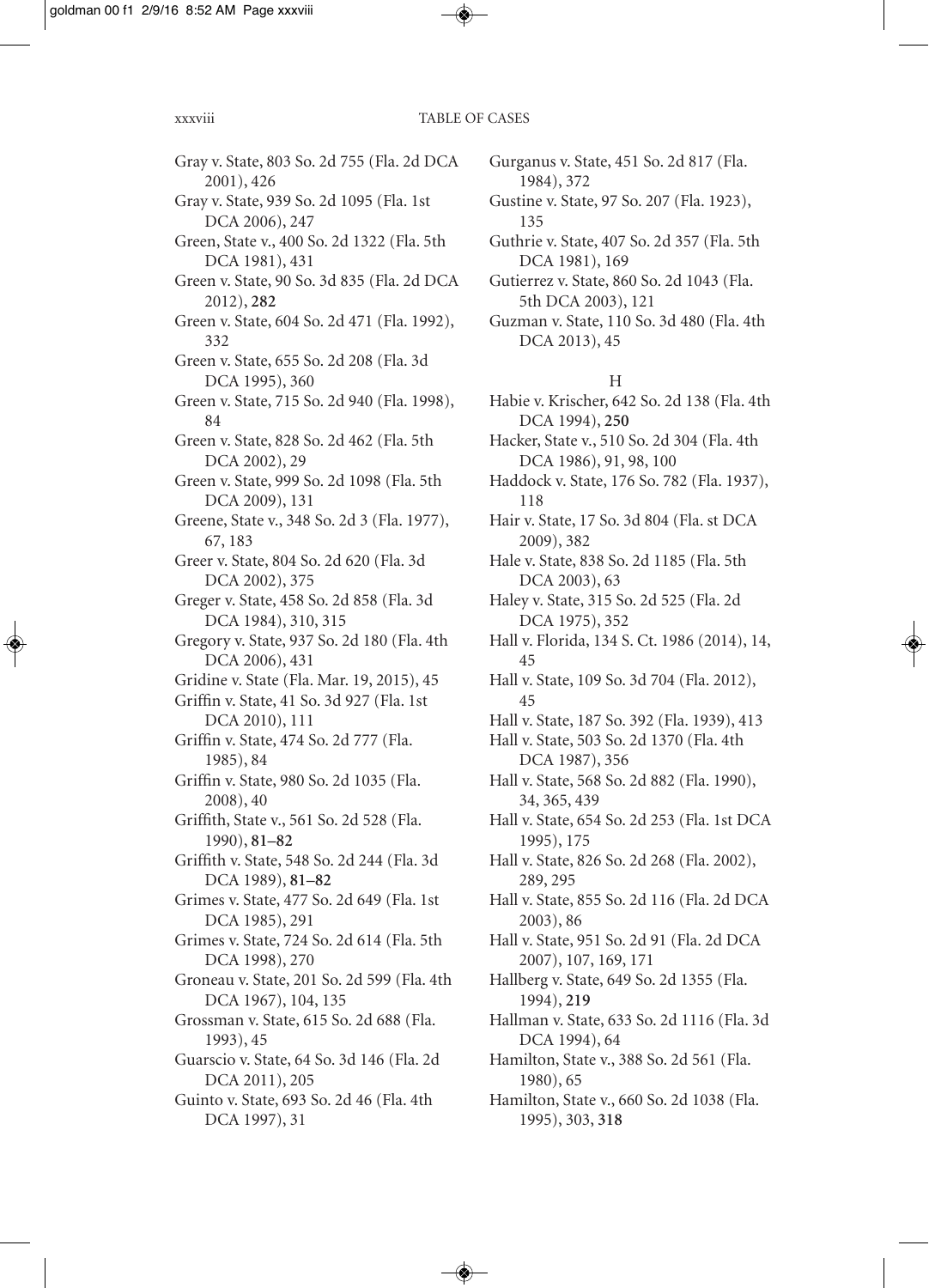Gray v. State, 803 So. 2d 755 (Fla. 2d DCA 2001), 426

Gray v. State, 939 So. 2d 1095 (Fla. 1st DCA 2006), 247

Green, State v., 400 So. 2d 1322 (Fla. 5th DCA 1981), 431

Green v. State, 90 So. 3d 835 (Fla. 2d DCA 2012), **282**

Green v. State, 604 So. 2d 471 (Fla. 1992), 332

Green v. State, 655 So. 2d 208 (Fla. 3d DCA 1995), 360

Green v. State, 715 So. 2d 940 (Fla. 1998), 84

Green v. State, 828 So. 2d 462 (Fla. 5th DCA 2002), 29

Green v. State, 999 So. 2d 1098 (Fla. 5th DCA 2009), 131

Greene, State v., 348 So. 2d 3 (Fla. 1977), 67, 183

Greer v. State, 804 So. 2d 620 (Fla. 3d DCA 2002), 375

Greger v. State, 458 So. 2d 858 (Fla. 3d DCA 1984), 310, 315

Gregory v. State, 937 So. 2d 180 (Fla. 4th DCA 2006), 431

Gridine v. State (Fla. Mar. 19, 2015), 45

Griffin v. State, 41 So. 3d 927 (Fla. 1st DCA 2010), 111

Griffin v. State, 474 So. 2d 777 (Fla. 1985), 84

Griffin v. State, 980 So. 2d 1035 (Fla. 2008), 40

Griffith, State v., 561 So. 2d 528 (Fla. 1990), **81–82**

Griffith v. State, 548 So. 2d 244 (Fla. 3d DCA 1989), **81–82**

Grimes v. State, 477 So. 2d 649 (Fla. 1st DCA 1985), 291

Grimes v. State, 724 So. 2d 614 (Fla. 5th DCA 1998), 270

Groneau v. State, 201 So. 2d 599 (Fla. 4th DCA 1967), 104, 135

Grossman v. State, 615 So. 2d 688 (Fla. 1993), 45

Guarscio v. State, 64 So. 3d 146 (Fla. 2d DCA 2011), 205

Guinto v. State, 693 So. 2d 46 (Fla. 4th DCA 1997), 31

Gurganus v. State, 451 So. 2d 817 (Fla. 1984), 372

Gustine v. State, 97 So. 207 (Fla. 1923), 135

Guthrie v. State, 407 So. 2d 357 (Fla. 5th DCA 1981), 169

Gutierrez v. State, 860 So. 2d 1043 (Fla. 5th DCA 2003), 121

Guzman v. State, 110 So. 3d 480 (Fla. 4th DCA 2013), 45

## H

Habie v. Krischer, 642 So. 2d 138 (Fla. 4th DCA 1994), **250**

Hacker, State v., 510 So. 2d 304 (Fla. 4th DCA 1986), 91, 98, 100

Haddock v. State, 176 So. 782 (Fla. 1937), 118

Hair v. State, 17 So. 3d 804 (Fla. st DCA 2009), 382

Hale v. State, 838 So. 2d 1185 (Fla. 5th DCA 2003), 63

Haley v. State, 315 So. 2d 525 (Fla. 2d DCA 1975), 352

Hall v. Florida, 134 S. Ct. 1986 (2014), 14, 45

Hall v. State, 109 So. 3d 704 (Fla. 2012), 45

Hall v. State, 187 So. 392 (Fla. 1939), 413

Hall v. State, 503 So. 2d 1370 (Fla. 4th DCA 1987), 356

Hall v. State, 568 So. 2d 882 (Fla. 1990), 34, 365, 439

Hall v. State, 654 So. 2d 253 (Fla. 1st DCA 1995), 175

Hall v. State, 826 So. 2d 268 (Fla. 2002), 289, 295

Hall v. State, 855 So. 2d 116 (Fla. 2d DCA 2003), 86

Hall v. State, 951 So. 2d 91 (Fla. 2d DCA 2007), 107, 169, 171

Hallberg v. State, 649 So. 2d 1355 (Fla. 1994), **219**

Hallman v. State, 633 So. 2d 1116 (Fla. 3d DCA 1994), 64

Hamilton, State v., 388 So. 2d 561 (Fla. 1980), 65

Hamilton, State v., 660 So. 2d 1038 (Fla. 1995), 303, **318**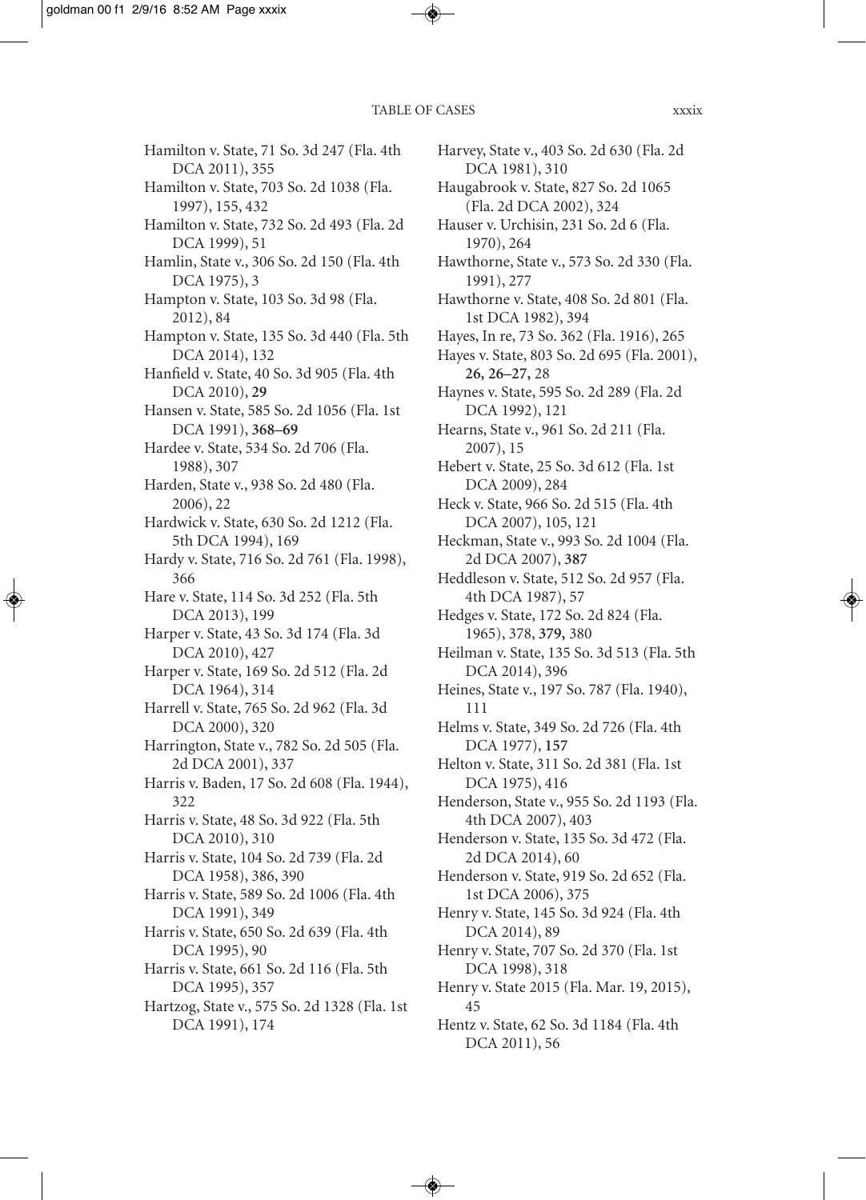Hamilton v. State, 71 So. 3d 247 (Fla. 4th DCA 2011), 355

Hamilton v. State, 703 So. 2d 1038 (Fla. 1997), 155, 432

Hamilton v. State, 732 So. 2d 493 (Fla. 2d DCA 1999), 51

Hamlin, State v., 306 So. 2d 150 (Fla. 4th DCA 1975), 3

Hampton v. State, 103 So. 3d 98 (Fla. 2012), 84

Hampton v. State, 135 So. 3d 440 (Fla. 5th DCA 2014), 132

Hanfield v. State, 40 So. 3d 905 (Fla. 4th DCA 2010), **29**

Hansen v. State, 585 So. 2d 1056 (Fla. 1st DCA 1991), **368–69**

Hardee v. State, 534 So. 2d 706 (Fla. 1988), 307

Harden, State v., 938 So. 2d 480 (Fla. 2006), 22

Hardwick v. State, 630 So. 2d 1212 (Fla. 5th DCA 1994), 169

Hardy v. State, 716 So. 2d 761 (Fla. 1998), 366

Hare v. State, 114 So. 3d 252 (Fla. 5th DCA 2013), 199

Harper v. State, 43 So. 3d 174 (Fla. 3d DCA 2010), 427

Harper v. State, 169 So. 2d 512 (Fla. 2d DCA 1964), 314

Harrell v. State, 765 So. 2d 962 (Fla. 3d DCA 2000), 320

Harrington, State v., 782 So. 2d 505 (Fla. 2d DCA 2001), 337

Harris v. Baden, 17 So. 2d 608 (Fla. 1944), 322

Harris v. State, 48 So. 3d 922 (Fla. 5th DCA 2010), 310

Harris v. State, 104 So. 2d 739 (Fla. 2d DCA 1958), 386, 390

Harris v. State, 589 So. 2d 1006 (Fla. 4th DCA 1991), 349

Harris v. State, 650 So. 2d 639 (Fla. 4th DCA 1995), 90

Harris v. State, 661 So. 2d 116 (Fla. 5th DCA 1995), 357

Hartzog, State v., 575 So. 2d 1328 (Fla. 1st DCA 1991), 174

Harvey, State v., 403 So. 2d 630 (Fla. 2d DCA 1981), 310

Haugabrook v. State, 827 So. 2d 1065 (Fla. 2d DCA 2002), 324

Hauser v. Urchisin, 231 So. 2d 6 (Fla. 1970), 264

Hawthorne, State v., 573 So. 2d 330 (Fla. 1991), 277

Hawthorne v. State, 408 So. 2d 801 (Fla. 1st DCA 1982), 394

Hayes, In re, 73 So. 362 (Fla. 1916), 265

Hayes v. State, 803 So. 2d 695 (Fla. 2001), **26, 26–27,** 28

Haynes v. State, 595 So. 2d 289 (Fla. 2d DCA 1992), 121

Hearns, State v., 961 So. 2d 211 (Fla. 2007), 15

Hebert v. State, 25 So. 3d 612 (Fla. 1st DCA 2009), 284

Heck v. State, 966 So. 2d 515 (Fla. 4th DCA 2007), 105, 121

Heckman, State v., 993 So. 2d 1004 (Fla. 2d DCA 2007), **387**

Heddleson v. State, 512 So. 2d 957 (Fla. 4th DCA 1987), 57

Hedges v. State, 172 So. 2d 824 (Fla. 1965), 378, **379,** 380

Heilman v. State, 135 So. 3d 513 (Fla. 5th DCA 2014), 396

Heines, State v., 197 So. 787 (Fla. 1940), 111

Helms v. State, 349 So. 2d 726 (Fla. 4th DCA 1977), **157**

Helton v. State, 311 So. 2d 381 (Fla. 1st DCA 1975), 416

Henderson, State v., 955 So. 2d 1193 (Fla. 4th DCA 2007), 403

Henderson v. State, 135 So. 3d 472 (Fla. 2d DCA 2014), 60

Henderson v. State, 919 So. 2d 652 (Fla. 1st DCA 2006), 375

Henry v. State, 145 So. 3d 924 (Fla. 4th DCA 2014), 89

Henry v. State, 707 So. 2d 370 (Fla. 1st DCA 1998), 318

Henry v. State 2015 (Fla. Mar. 19, 2015), 45

Hentz v. State, 62 So. 3d 1184 (Fla. 4th DCA 2011), 56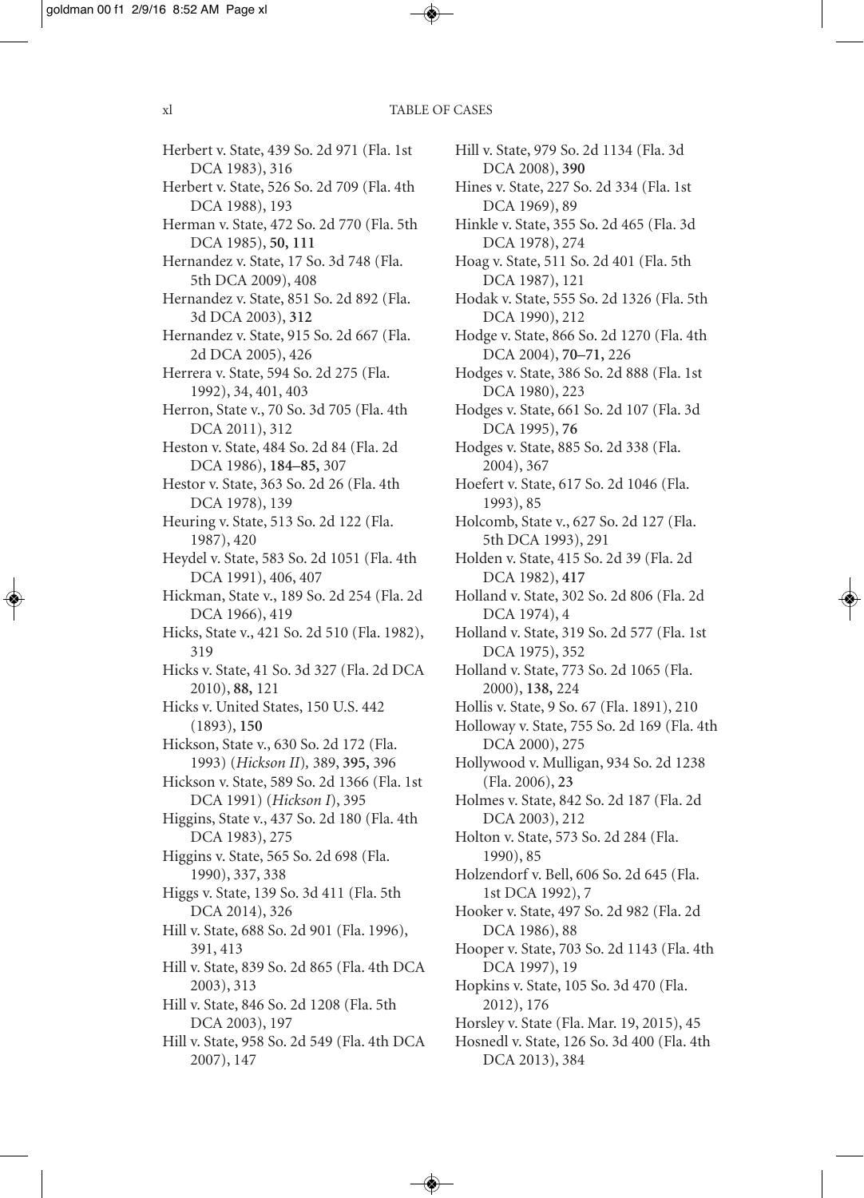Herbert v. State, 439 So. 2d 971 (Fla. 1st DCA 1983), 316

Herbert v. State, 526 So. 2d 709 (Fla. 4th DCA 1988), 193

Herman v. State, 472 So. 2d 770 (Fla. 5th DCA 1985), **50, 111**

Hernandez v. State, 17 So. 3d 748 (Fla. 5th DCA 2009), 408

Hernandez v. State, 851 So. 2d 892 (Fla. 3d DCA 2003), **312**

Hernandez v. State, 915 So. 2d 667 (Fla. 2d DCA 2005), 426

Herrera v. State, 594 So. 2d 275 (Fla. 1992), 34, 401, 403

Herron, State v., 70 So. 3d 705 (Fla. 4th DCA 2011), 312

Heston v. State, 484 So. 2d 84 (Fla. 2d DCA 1986), **184–85,** 307

Hestor v. State, 363 So. 2d 26 (Fla. 4th DCA 1978), 139

Heuring v. State, 513 So. 2d 122 (Fla. 1987), 420

Heydel v. State, 583 So. 2d 1051 (Fla. 4th DCA 1991), 406, 407

Hickman, State v., 189 So. 2d 254 (Fla. 2d DCA 1966), 419

Hicks, State v., 421 So. 2d 510 (Fla. 1982), 319

Hicks v. State, 41 So. 3d 327 (Fla. 2d DCA 2010), **88,** 121

Hicks v. United States, 150 U.S. 442 (1893), **150**

Hickson, State v., 630 So. 2d 172 (Fla. 1993) (*Hickson II*), 389, **395,** 396

Hickson v. State, 589 So. 2d 1366 (Fla. 1st DCA 1991) (*Hickson I*), 395

Higgins, State v., 437 So. 2d 180 (Fla. 4th DCA 1983), 275

Higgins v. State, 565 So. 2d 698 (Fla. 1990), 337, 338

Higgs v. State, 139 So. 3d 411 (Fla. 5th DCA 2014), 326

Hill v. State, 688 So. 2d 901 (Fla. 1996), 391, 413

Hill v. State, 839 So. 2d 865 (Fla. 4th DCA 2003), 313

Hill v. State, 846 So. 2d 1208 (Fla. 5th DCA 2003), 197

Hill v. State, 958 So. 2d 549 (Fla. 4th DCA 2007), 147

Hill v. State, 979 So. 2d 1134 (Fla. 3d DCA 2008), **390**

Hines v. State, 227 So. 2d 334 (Fla. 1st DCA 1969), 89

Hinkle v. State, 355 So. 2d 465 (Fla. 3d DCA 1978), 274

Hoag v. State, 511 So. 2d 401 (Fla. 5th DCA 1987), 121

Hodak v. State, 555 So. 2d 1326 (Fla. 5th DCA 1990), 212

Hodge v. State, 866 So. 2d 1270 (Fla. 4th DCA 2004), **70–71,** 226

Hodges v. State, 386 So. 2d 888 (Fla. 1st DCA 1980), 223

Hodges v. State, 661 So. 2d 107 (Fla. 3d DCA 1995), **76**

Hodges v. State, 885 So. 2d 338 (Fla. 2004), 367

Hoefert v. State, 617 So. 2d 1046 (Fla. 1993), 85

Holcomb, State v., 627 So. 2d 127 (Fla. 5th DCA 1993), 291

Holden v. State, 415 So. 2d 39 (Fla. 2d DCA 1982), **417**

Holland v. State, 302 So. 2d 806 (Fla. 2d DCA 1974), 4

Holland v. State, 319 So. 2d 577 (Fla. 1st DCA 1975), 352

Holland v. State, 773 So. 2d 1065 (Fla. 2000), **138,** 224

Hollis v. State, 9 So. 67 (Fla. 1891), 210

Holloway v. State, 755 So. 2d 169 (Fla. 4th DCA 2000), 275

Hollywood v. Mulligan, 934 So. 2d 1238 (Fla. 2006), **23**

Holmes v. State, 842 So. 2d 187 (Fla. 2d DCA 2003), 212

Holton v. State, 573 So. 2d 284 (Fla. 1990), 85

Holzendorf v. Bell, 606 So. 2d 645 (Fla. 1st DCA 1992), 7

Hooker v. State, 497 So. 2d 982 (Fla. 2d DCA 1986), 88

Hooper v. State, 703 So. 2d 1143 (Fla. 4th DCA 1997), 19

Hopkins v. State, 105 So. 3d 470 (Fla. 2012), 176

Horsley v. State (Fla. Mar. 19, 2015), 45

Hosnedl v. State, 126 So. 3d 400 (Fla. 4th DCA 2013), 384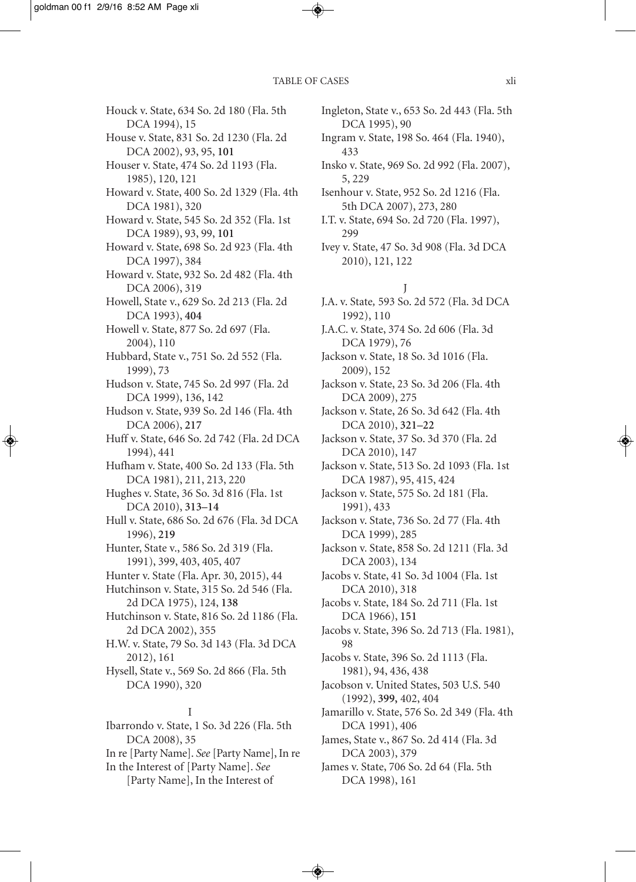Houck v. State, 634 So. 2d 180 (Fla. 5th DCA 1994), 15

House v. State, 831 So. 2d 1230 (Fla. 2d DCA 2002), 93, 95, **101**

Houser v. State, 474 So. 2d 1193 (Fla. 1985), 120, 121

Howard v. State, 400 So. 2d 1329 (Fla. 4th DCA 1981), 320

Howard v. State, 545 So. 2d 352 (Fla. 1st DCA 1989), 93, 99, **101**

Howard v. State, 698 So. 2d 923 (Fla. 4th DCA 1997), 384

Howard v. State, 932 So. 2d 482 (Fla. 4th DCA 2006), 319

Howell, State v., 629 So. 2d 213 (Fla. 2d DCA 1993), **404**

Howell v. State, 877 So. 2d 697 (Fla. 2004), 110

Hubbard, State v., 751 So. 2d 552 (Fla. 1999), 73

Hudson v. State, 745 So. 2d 997 (Fla. 2d DCA 1999), 136, 142

Hudson v. State, 939 So. 2d 146 (Fla. 4th DCA 2006), **217**

Huff v. State, 646 So. 2d 742 (Fla. 2d DCA 1994), 441

Hufham v. State, 400 So. 2d 133 (Fla. 5th DCA 1981), 211, 213, 220

Hughes v. State, 36 So. 3d 816 (Fla. 1st DCA 2010), **313–14**

Hull v. State, 686 So. 2d 676 (Fla. 3d DCA 1996), **219**

Hunter, State v., 586 So. 2d 319 (Fla. 1991), 399, 403, 405, 407

Hunter v. State (Fla. Apr. 30, 2015), 44

Hutchinson v. State, 315 So. 2d 546 (Fla. 2d DCA 1975), 124, **138**

Hutchinson v. State, 816 So. 2d 1186 (Fla. 2d DCA 2002), 355

H.W. v. State, 79 So. 3d 143 (Fla. 3d DCA 2012), 161

Hysell, State v., 569 So. 2d 866 (Fla. 5th DCA 1990), 320

## I

Ibarrondo v. State, 1 So. 3d 226 (Fla. 5th DCA 2008), 35

In re [Party Name]. *See* [Party Name], In re

In the Interest of [Party Name]. *See* [Party Name], In the Interest of

Ingleton, State v., 653 So. 2d 443 (Fla. 5th DCA 1995), 90

Ingram v. State, 198 So. 464 (Fla. 1940), 433

Insko v. State, 969 So. 2d 992 (Fla. 2007), 5, 229

Isenhour v. State, 952 So. 2d 1216 (Fla. 5th DCA 2007), 273, 280

I.T. v. State, 694 So. 2d 720 (Fla. 1997), 299

Ivey v. State, 47 So. 3d 908 (Fla. 3d DCA 2010), 121, 122

## J

J.A. v. State, 593 So. 2d 572 (Fla. 3d DCA 1992), 110

J.A.C. v. State, 374 So. 2d 606 (Fla. 3d DCA 1979), 76

Jackson v. State, 18 So. 3d 1016 (Fla. 2009), 152

Jackson v. State, 23 So. 3d 206 (Fla. 4th DCA 2009), 275

Jackson v. State, 26 So. 3d 642 (Fla. 4th DCA 2010), **321–22**

Jackson v. State, 37 So. 3d 370 (Fla. 2d DCA 2010), 147

Jackson v. State, 513 So. 2d 1093 (Fla. 1st DCA 1987), 95, 415, 424

Jackson v. State, 575 So. 2d 181 (Fla. 1991), 433

Jackson v. State, 736 So. 2d 77 (Fla. 4th DCA 1999), 285

Jackson v. State, 858 So. 2d 1211 (Fla. 3d DCA 2003), 134

Jacobs v. State, 41 So. 3d 1004 (Fla. 1st DCA 2010), 318

Jacobs v. State, 184 So. 2d 711 (Fla. 1st DCA 1966), **151**

Jacobs v. State, 396 So. 2d 713 (Fla. 1981), 98

Jacobs v. State, 396 So. 2d 1113 (Fla. 1981), 94, 436, 438

Jacobson v. United States, 503 U.S. 540 (1992), **399,** 402, 404

Jamarillo v. State, 576 So. 2d 349 (Fla. 4th DCA 1991), 406

James, State v., 867 So. 2d 414 (Fla. 3d DCA 2003), 379

James v. State, 706 So. 2d 64 (Fla. 5th DCA 1998), 161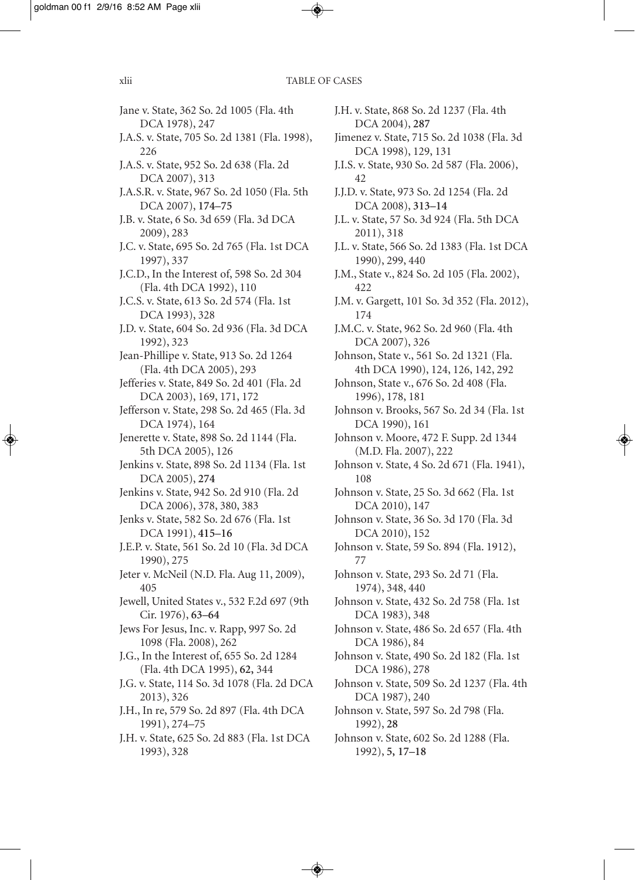Jane v. State, 362 So. 2d 1005 (Fla. 4th DCA 1978), 247

J.A.S. v. State, 705 So. 2d 1381 (Fla. 1998), 226

J.A.S. v. State, 952 So. 2d 638 (Fla. 2d DCA 2007), 313

J.A.S.R. v. State, 967 So. 2d 1050 (Fla. 5th DCA 2007), **174–75**

J.B. v. State, 6 So. 3d 659 (Fla. 3d DCA 2009), 283

J.C. v. State, 695 So. 2d 765 (Fla. 1st DCA 1997), 337

J.C.D., In the Interest of, 598 So. 2d 304 (Fla. 4th DCA 1992), 110

J.C.S. v. State, 613 So. 2d 574 (Fla. 1st DCA 1993), 328

J.D. v. State, 604 So. 2d 936 (Fla. 3d DCA 1992), 323

Jean-Phillipe v. State, 913 So. 2d 1264 (Fla. 4th DCA 2005), 293

Jefferies v. State, 849 So. 2d 401 (Fla. 2d DCA 2003), 169, 171, 172

Jefferson v. State, 298 So. 2d 465 (Fla. 3d DCA 1974), 164

Jenerette v. State, 898 So. 2d 1144 (Fla. 5th DCA 2005), 126

Jenkins v. State, 898 So. 2d 1134 (Fla. 1st DCA 2005), **274**

Jenkins v. State, 942 So. 2d 910 (Fla. 2d DCA 2006), 378, 380, 383

Jenks v. State, 582 So. 2d 676 (Fla. 1st DCA 1991), **415–16**

J.E.P. v. State, 561 So. 2d 10 (Fla. 3d DCA 1990), 275

Jeter v. McNeil (N.D. Fla. Aug 11, 2009), 405

Jewell, United States v., 532 F.2d 697 (9th Cir. 1976), **63–64**

Jews For Jesus, Inc. v. Rapp, 997 So. 2d 1098 (Fla. 2008), 262

J.G., In the Interest of, 655 So. 2d 1284 (Fla. 4th DCA 1995), **62,** 344

J.G. v. State, 114 So. 3d 1078 (Fla. 2d DCA 2013), 326

J.H., In re, 579 So. 2d 897 (Fla. 4th DCA 1991), 274–75

J.H. v. State, 625 So. 2d 883 (Fla. 1st DCA 1993), 328

J.H. v. State, 868 So. 2d 1237 (Fla. 4th DCA 2004), **287**

Jimenez v. State, 715 So. 2d 1038 (Fla. 3d DCA 1998), 129, 131

J.I.S. v. State, 930 So. 2d 587 (Fla. 2006), 42

J.J.D. v. State, 973 So. 2d 1254 (Fla. 2d DCA 2008), **313–14**

J.L. v. State, 57 So. 3d 924 (Fla. 5th DCA 2011), 318

J.L. v. State, 566 So. 2d 1383 (Fla. 1st DCA 1990), 299, 440

J.M., State v., 824 So. 2d 105 (Fla. 2002), 422

J.M. v. Gargett, 101 So. 3d 352 (Fla. 2012), 174

J.M.C. v. State, 962 So. 2d 960 (Fla. 4th DCA 2007), 326

Johnson, State v., 561 So. 2d 1321 (Fla. 4th DCA 1990), 124, 126, 142, 292

Johnson, State v., 676 So. 2d 408 (Fla. 1996), 178, 181

Johnson v. Brooks, 567 So. 2d 34 (Fla. 1st DCA 1990), 161

Johnson v. Moore, 472 F. Supp. 2d 1344 (M.D. Fla. 2007), 222

Johnson v. State, 4 So. 2d 671 (Fla. 1941), 108

Johnson v. State, 25 So. 3d 662 (Fla. 1st DCA 2010), 147

Johnson v. State, 36 So. 3d 170 (Fla. 3d DCA 2010), 152

Johnson v. State, 59 So. 894 (Fla. 1912), 77

Johnson v. State, 293 So. 2d 71 (Fla. 1974), 348, 440

Johnson v. State, 432 So. 2d 758 (Fla. 1st DCA 1983), 348

Johnson v. State, 486 So. 2d 657 (Fla. 4th DCA 1986), 84

Johnson v. State, 490 So. 2d 182 (Fla. 1st DCA 1986), 278

Johnson v. State, 509 So. 2d 1237 (Fla. 4th DCA 1987), 240

Johnson v. State, 597 So. 2d 798 (Fla. 1992), **28**

Johnson v. State, 602 So. 2d 1288 (Fla. 1992), **5, 17–18**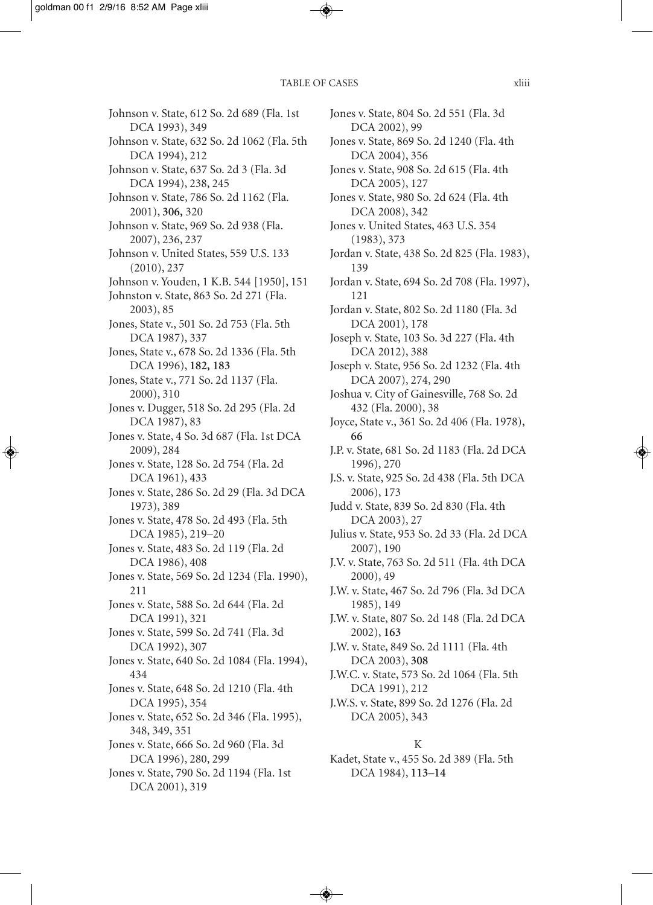Johnson v. State, 612 So. 2d 689 (Fla. 1st DCA 1993), 349

Johnson v. State, 632 So. 2d 1062 (Fla. 5th DCA 1994), 212

Johnson v. State, 637 So. 2d 3 (Fla. 3d DCA 1994), 238, 245

Johnson v. State, 786 So. 2d 1162 (Fla. 2001), **306,** 320

Johnson v. State, 969 So. 2d 938 (Fla. 2007), 236, 237

Johnson v. United States, 559 U.S. 133 (2010), 237

Johnson v. Youden, 1 K.B. 544 [1950], 151

Johnston v. State, 863 So. 2d 271 (Fla. 2003), 85

Jones, State v., 501 So. 2d 753 (Fla. 5th DCA 1987), 337

Jones, State v., 678 So. 2d 1336 (Fla. 5th DCA 1996), **182, 183**

Jones, State v., 771 So. 2d 1137 (Fla. 2000), 310

Jones v. Dugger, 518 So. 2d 295 (Fla. 2d DCA 1987), 83

Jones v. State, 4 So. 3d 687 (Fla. 1st DCA 2009), 284

Jones v. State, 128 So. 2d 754 (Fla. 2d DCA 1961), 433

Jones v. State, 286 So. 2d 29 (Fla. 3d DCA 1973), 389

Jones v. State, 478 So. 2d 493 (Fla. 5th DCA 1985), 219–20

Jones v. State, 483 So. 2d 119 (Fla. 2d DCA 1986), 408

Jones v. State, 569 So. 2d 1234 (Fla. 1990), 211

Jones v. State, 588 So. 2d 644 (Fla. 2d DCA 1991), 321

Jones v. State, 599 So. 2d 741 (Fla. 3d DCA 1992), 307

Jones v. State, 640 So. 2d 1084 (Fla. 1994), 434

Jones v. State, 648 So. 2d 1210 (Fla. 4th DCA 1995), 354

Jones v. State, 652 So. 2d 346 (Fla. 1995), 348, 349, 351

Jones v. State, 666 So. 2d 960 (Fla. 3d DCA 1996), 280, 299

Jones v. State, 790 So. 2d 1194 (Fla. 1st DCA 2001), 319

Jones v. State, 804 So. 2d 551 (Fla. 3d DCA 2002), 99

Jones v. State, 869 So. 2d 1240 (Fla. 4th DCA 2004), 356

Jones v. State, 908 So. 2d 615 (Fla. 4th DCA 2005), 127

Jones v. State, 980 So. 2d 624 (Fla. 4th DCA 2008), 342

Jones v. United States, 463 U.S. 354 (1983), 373

Jordan v. State, 438 So. 2d 825 (Fla. 1983), 139

Jordan v. State, 694 So. 2d 708 (Fla. 1997), 121

Jordan v. State, 802 So. 2d 1180 (Fla. 3d DCA 2001), 178

Joseph v. State, 103 So. 3d 227 (Fla. 4th DCA 2012), 388

Joseph v. State, 956 So. 2d 1232 (Fla. 4th DCA 2007), 274, 290

Joshua v. City of Gainesville, 768 So. 2d 432 (Fla. 2000), 38

Joyce, State v., 361 So. 2d 406 (Fla. 1978), **66**

J.P. v. State, 681 So. 2d 1183 (Fla. 2d DCA 1996), 270

J.S. v. State, 925 So. 2d 438 (Fla. 5th DCA 2006), 173

Judd v. State, 839 So. 2d 830 (Fla. 4th DCA 2003), 27

Julius v. State, 953 So. 2d 33 (Fla. 2d DCA 2007), 190

J.V. v. State, 763 So. 2d 511 (Fla. 4th DCA 2000), 49

J.W. v. State, 467 So. 2d 796 (Fla. 3d DCA 1985), 149

J.W. v. State, 807 So. 2d 148 (Fla. 2d DCA 2002), **163**

J.W. v. State, 849 So. 2d 1111 (Fla. 4th DCA 2003), **308**

J.W.C. v. State, 573 So. 2d 1064 (Fla. 5th DCA 1991), 212

J.W.S. v. State, 899 So. 2d 1276 (Fla. 2d DCA 2005), 343

## K

Kadet, State v., 455 So. 2d 389 (Fla. 5th DCA 1984), **113–14**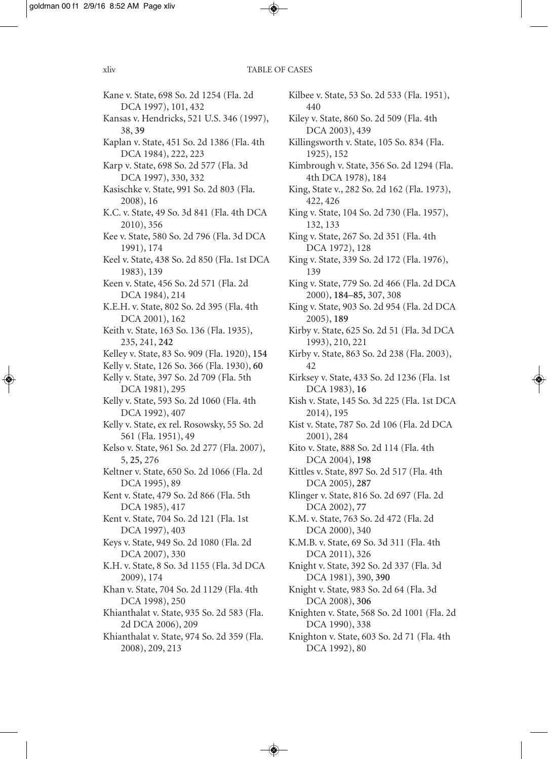Kane v. State, 698 So. 2d 1254 (Fla. 2d DCA 1997), 101, 432

Kansas v. Hendricks, 521 U.S. 346 (1997), 38, **39**

Kaplan v. State, 451 So. 2d 1386 (Fla. 4th DCA 1984), 222, 223

Karp v. State, 698 So. 2d 577 (Fla. 3d DCA 1997), 330, 332

Kasischke v. State, 991 So. 2d 803 (Fla. 2008), 16

K.C. v. State, 49 So. 3d 841 (Fla. 4th DCA 2010), 356

Kee v. State, 580 So. 2d 796 (Fla. 3d DCA 1991), 174

Keel v. State, 438 So. 2d 850 (Fla. 1st DCA 1983), 139

Keen v. State, 456 So. 2d 571 (Fla. 2d DCA 1984), 214

K.E.H. v. State, 802 So. 2d 395 (Fla. 4th DCA 2001), 162

Keith v. State, 163 So. 136 (Fla. 1935), 235, 241, **242**

Kelley v. State, 83 So. 909 (Fla. 1920), **154**

Kelly v. State, 126 So. 366 (Fla. 1930), **60**

Kelly v. State, 397 So. 2d 709 (Fla. 5th DCA 1981), 295

Kelly v. State, 593 So. 2d 1060 (Fla. 4th DCA 1992), 407

Kelly v. State, ex rel. Rosowsky, 55 So. 2d 561 (Fla. 1951), 49

Kelso v. State, 961 So. 2d 277 (Fla. 2007), 5, **25,** 276

Keltner v. State, 650 So. 2d 1066 (Fla. 2d DCA 1995), 89

Kent v. State, 479 So. 2d 866 (Fla. 5th DCA 1985), 417

Kent v. State, 704 So. 2d 121 (Fla. 1st DCA 1997), 403

Keys v. State, 949 So. 2d 1080 (Fla. 2d DCA 2007), 330

K.H. v. State, 8 So. 3d 1155 (Fla. 3d DCA 2009), 174

Khan v. State, 704 So. 2d 1129 (Fla. 4th DCA 1998), 250

Khianthalat v. State, 935 So. 2d 583 (Fla. 2d DCA 2006), 209

Khianthalat v. State, 974 So. 2d 359 (Fla. 2008), 209, 213

Kilbee v. State, 53 So. 2d 533 (Fla. 1951), 440

Kiley v. State, 860 So. 2d 509 (Fla. 4th DCA 2003), 439

Killingsworth v. State, 105 So. 834 (Fla. 1925), 152

Kimbrough v. State, 356 So. 2d 1294 (Fla. 4th DCA 1978), 184

King, State v., 282 So. 2d 162 (Fla. 1973), 422, 426

King v. State, 104 So. 2d 730 (Fla. 1957), 132, 133

King v. State, 267 So. 2d 351 (Fla. 4th DCA 1972), 128

King v. State, 339 So. 2d 172 (Fla. 1976), 139

King v. State, 779 So. 2d 466 (Fla. 2d DCA 2000), **184–85,** 307, 308

King v. State, 903 So. 2d 954 (Fla. 2d DCA 2005), **189**

Kirby v. State, 625 So. 2d 51 (Fla. 3d DCA 1993), 210, 221

Kirby v. State, 863 So. 2d 238 (Fla. 2003), 42

Kirksey v. State, 433 So. 2d 1236 (Fla. 1st DCA 1983), **16**

Kish v. State, 145 So. 3d 225 (Fla. 1st DCA 2014), 195

Kist v. State, 787 So. 2d 106 (Fla. 2d DCA 2001), 284

Kito v. State, 888 So. 2d 114 (Fla. 4th DCA 2004), **198**

Kittles v. State, 897 So. 2d 517 (Fla. 4th DCA 2005), **287**

Klinger v. State, 816 So. 2d 697 (Fla. 2d DCA 2002), **77**

K.M. v. State, 763 So. 2d 472 (Fla. 2d DCA 2000), 340

K.M.B. v. State, 69 So. 3d 311 (Fla. 4th DCA 2011), 326

Knight v. State, 392 So. 2d 337 (Fla. 3d DCA 1981), 390, **390**

Knight v. State, 983 So. 2d 64 (Fla. 3d DCA 2008), **306**

Knighten v. State, 568 So. 2d 1001 (Fla. 2d DCA 1990), 338

Knighton v. State, 603 So. 2d 71 (Fla. 4th DCA 1992), 80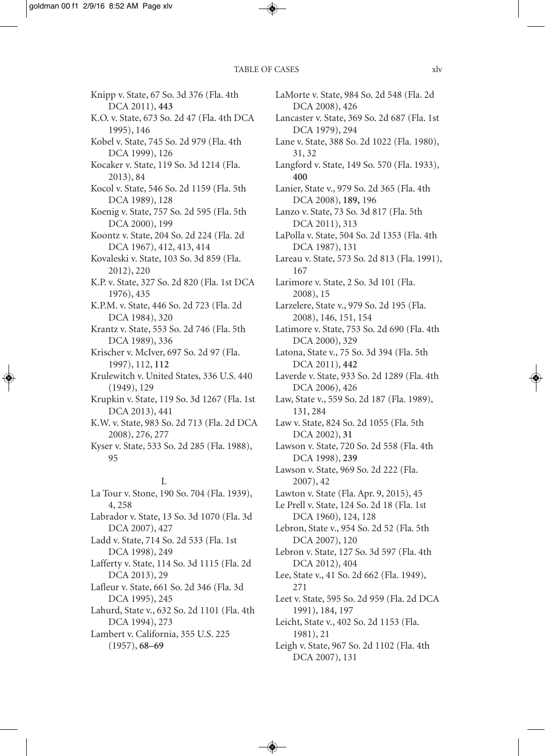Knipp v. State, 67 So. 3d 376 (Fla. 4th DCA 2011), **443**

K.O. v. State, 673 So. 2d 47 (Fla. 4th DCA 1995), 146

Kobel v. State, 745 So. 2d 979 (Fla. 4th DCA 1999), 126

Kocaker v. State, 119 So. 3d 1214 (Fla. 2013), 84

Kocol v. State, 546 So. 2d 1159 (Fla. 5th DCA 1989), 128

Koenig v. State, 757 So. 2d 595 (Fla. 5th DCA 2000), 199

Koontz v. State, 204 So. 2d 224 (Fla. 2d DCA 1967), 412, 413, 414

Kovaleski v. State, 103 So. 3d 859 (Fla. 2012), 220

K.P. v. State, 327 So. 2d 820 (Fla. 1st DCA 1976), 435

K.P.M. v. State, 446 So. 2d 723 (Fla. 2d DCA 1984), 320

Krantz v. State, 553 So. 2d 746 (Fla. 5th DCA 1989), 336

Krischer v. McIver, 697 So. 2d 97 (Fla. 1997), 112, **112**

Krulewitch v. United States, 336 U.S. 440 (1949), 129

Krupkin v. State, 119 So. 3d 1267 (Fla. 1st DCA 2013), 441

K.W. v. State, 983 So. 2d 713 (Fla. 2d DCA 2008), 276, 277

Kyser v. State, 533 So. 2d 285 (Fla. 1988), 95

L

La Tour v. Stone, 190 So. 704 (Fla. 1939), 4, 258

Labrador v. State, 13 So. 3d 1070 (Fla. 3d DCA 2007), 427

Ladd v. State, 714 So. 2d 533 (Fla. 1st DCA 1998), 249

Lafferty v. State, 114 So. 3d 1115 (Fla. 2d DCA 2013), 29

Lafleur v. State, 661 So. 2d 346 (Fla. 3d DCA 1995), 245

Lahurd, State v., 632 So. 2d 1101 (Fla. 4th DCA 1994), 273

Lambert v. California, 355 U.S. 225 (1957), **68–69**

LaMorte v. State, 984 So. 2d 548 (Fla. 2d DCA 2008), 426

Lancaster v. State, 369 So. 2d 687 (Fla. 1st DCA 1979), 294

Lane v. State, 388 So. 2d 1022 (Fla. 1980), 31, 32

Langford v. State, 149 So. 570 (Fla. 1933), **400**

Lanier, State v., 979 So. 2d 365 (Fla. 4th DCA 2008), **189,** 196

Lanzo v. State, 73 So. 3d 817 (Fla. 5th DCA 2011), 313

LaPolla v. State, 504 So. 2d 1353 (Fla. 4th DCA 1987), 131

Lareau v. State, 573 So. 2d 813 (Fla. 1991), 167

Larimore v. State, 2 So. 3d 101 (Fla. 2008), 15

Larzelere, State v., 979 So. 2d 195 (Fla. 2008), 146, 151, 154

Latimore v. State, 753 So. 2d 690 (Fla. 4th DCA 2000), 329

Latona, State v., 75 So. 3d 394 (Fla. 5th DCA 2011), **442**

Laverde v. State, 933 So. 2d 1289 (Fla. 4th DCA 2006), 426

Law, State v., 559 So. 2d 187 (Fla. 1989), 131, 284

Law v. State, 824 So. 2d 1055 (Fla. 5th DCA 2002), **31**

Lawson v. State, 720 So. 2d 558 (Fla. 4th DCA 1998), **239**

Lawson v. State, 969 So. 2d 222 (Fla. 2007), 42

Lawton v. State (Fla. Apr. 9, 2015), 45

Le Prell v. State, 124 So. 2d 18 (Fla. 1st DCA 1960), 124, 128

Lebron, State v., 954 So. 2d 52 (Fla. 5th DCA 2007), 120

Lebron v. State, 127 So. 3d 597 (Fla. 4th DCA 2012), 404

Lee, State v., 41 So. 2d 662 (Fla. 1949), 271

Leet v. State, 595 So. 2d 959 (Fla. 2d DCA 1991), 184, 197

Leicht, State v., 402 So. 2d 1153 (Fla. 1981), 21

Leigh v. State, 967 So. 2d 1102 (Fla. 4th DCA 2007), 131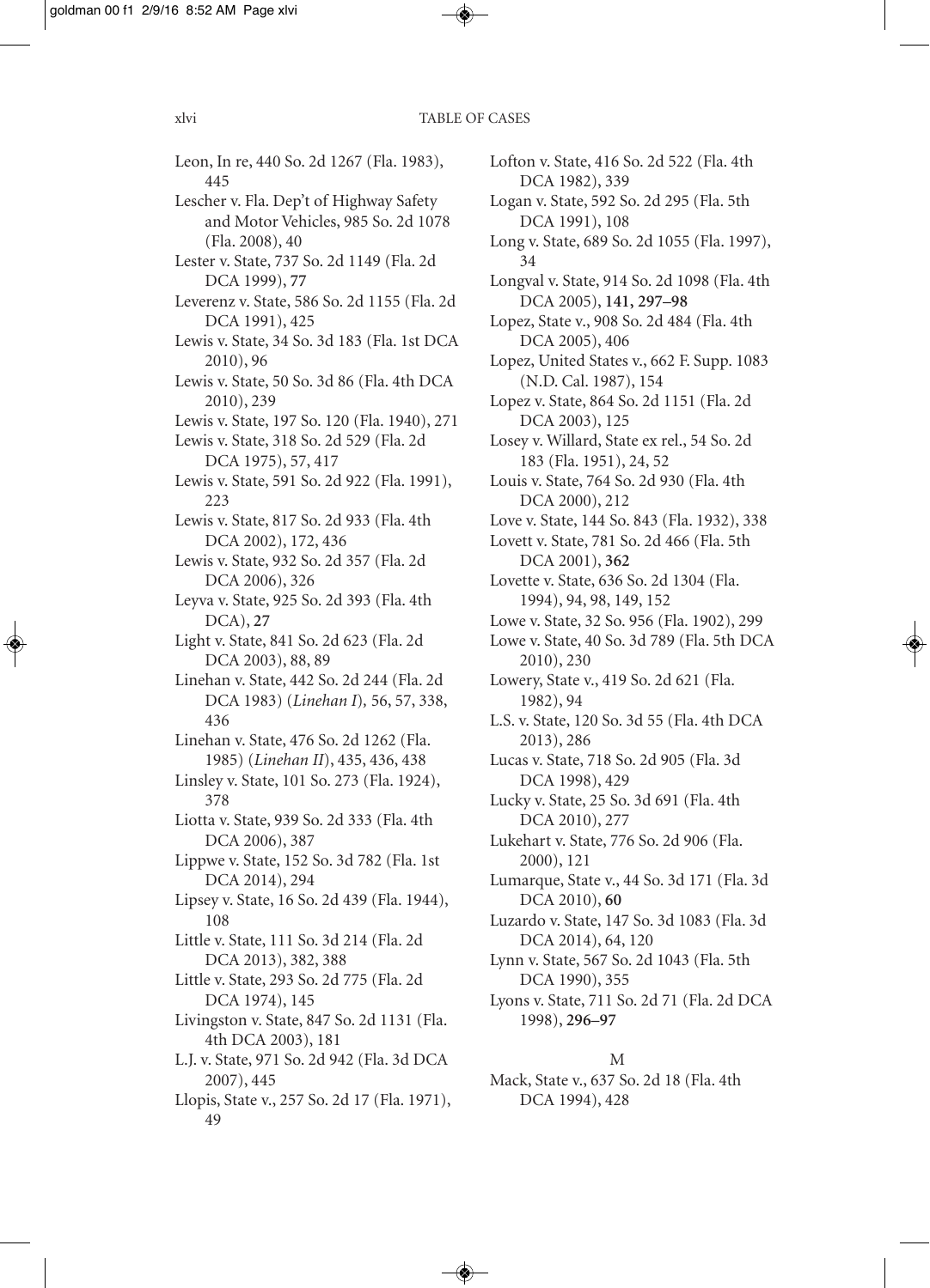Leon, In re, 440 So. 2d 1267 (Fla. 1983), 445

Lescher v. Fla. Dep't of Highway Safety and Motor Vehicles, 985 So. 2d 1078 (Fla. 2008), 40

Lester v. State, 737 So. 2d 1149 (Fla. 2d DCA 1999), **77**

Leverenz v. State, 586 So. 2d 1155 (Fla. 2d DCA 1991), 425

Lewis v. State, 34 So. 3d 183 (Fla. 1st DCA 2010), 96

Lewis v. State, 50 So. 3d 86 (Fla. 4th DCA 2010), 239

Lewis v. State, 197 So. 120 (Fla. 1940), 271

Lewis v. State, 318 So. 2d 529 (Fla. 2d DCA 1975), 57, 417

Lewis v. State, 591 So. 2d 922 (Fla. 1991), 223

Lewis v. State, 817 So. 2d 933 (Fla. 4th DCA 2002), 172, 436

Lewis v. State, 932 So. 2d 357 (Fla. 2d DCA 2006), 326

Leyva v. State, 925 So. 2d 393 (Fla. 4th DCA), **27**

Light v. State, 841 So. 2d 623 (Fla. 2d DCA 2003), 88, 89

Linehan v. State, 442 So. 2d 244 (Fla. 2d DCA 1983) (*Linehan I*), 56, 57, 338, 436

Linehan v. State, 476 So. 2d 1262 (Fla. 1985) (*Linehan II*), 435, 436, 438

Linsley v. State, 101 So. 273 (Fla. 1924), 378

Liotta v. State, 939 So. 2d 333 (Fla. 4th DCA 2006), 387

Lippwe v. State, 152 So. 3d 782 (Fla. 1st DCA 2014), 294

Lipsey v. State, 16 So. 2d 439 (Fla. 1944), 108

Little v. State, 111 So. 3d 214 (Fla. 2d DCA 2013), 382, 388

Little v. State, 293 So. 2d 775 (Fla. 2d DCA 1974), 145

Livingston v. State, 847 So. 2d 1131 (Fla. 4th DCA 2003), 181

L.J. v. State, 971 So. 2d 942 (Fla. 3d DCA 2007), 445

Llopis, State v., 257 So. 2d 17 (Fla. 1971), 49

Lofton v. State, 416 So. 2d 522 (Fla. 4th DCA 1982), 339

Logan v. State, 592 So. 2d 295 (Fla. 5th DCA 1991), 108

Long v. State, 689 So. 2d 1055 (Fla. 1997), 34

Longval v. State, 914 So. 2d 1098 (Fla. 4th DCA 2005), **141, 297–98**

Lopez, State v., 908 So. 2d 484 (Fla. 4th DCA 2005), 406

Lopez, United States v., 662 F. Supp. 1083 (N.D. Cal. 1987), 154

Lopez v. State, 864 So. 2d 1151 (Fla. 2d DCA 2003), 125

Losey v. Willard, State ex rel., 54 So. 2d 183 (Fla. 1951), 24, 52

Louis v. State, 764 So. 2d 930 (Fla. 4th DCA 2000), 212

Love v. State, 144 So. 843 (Fla. 1932), 338

Lovett v. State, 781 So. 2d 466 (Fla. 5th DCA 2001), **362**

Lovette v. State, 636 So. 2d 1304 (Fla. 1994), 94, 98, 149, 152

Lowe v. State, 32 So. 956 (Fla. 1902), 299

Lowe v. State, 40 So. 3d 789 (Fla. 5th DCA 2010), 230

Lowery, State v., 419 So. 2d 621 (Fla. 1982), 94

L.S. v. State, 120 So. 3d 55 (Fla. 4th DCA 2013), 286

Lucas v. State, 718 So. 2d 905 (Fla. 3d DCA 1998), 429

Lucky v. State, 25 So. 3d 691 (Fla. 4th DCA 2010), 277

Lukehart v. State, 776 So. 2d 906 (Fla. 2000), 121

Lumarque, State v., 44 So. 3d 171 (Fla. 3d DCA 2010), **60**

Luzardo v. State, 147 So. 3d 1083 (Fla. 3d DCA 2014), 64, 120

Lynn v. State, 567 So. 2d 1043 (Fla. 5th DCA 1990), 355

Lyons v. State, 711 So. 2d 71 (Fla. 2d DCA 1998), **296–97**

M

Mack, State v., 637 So. 2d 18 (Fla. 4th DCA 1994), 428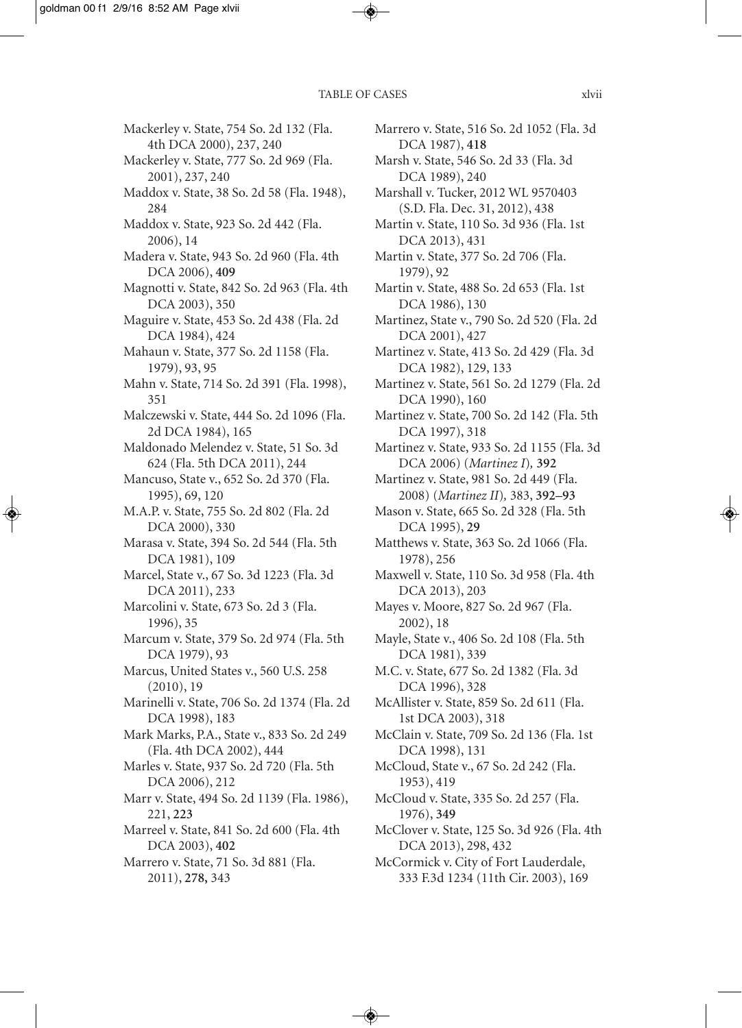Mackerley v. State, 754 So. 2d 132 (Fla. 4th DCA 2000), 237, 240

Mackerley v. State, 777 So. 2d 969 (Fla. 2001), 237, 240

Maddox v. State, 38 So. 2d 58 (Fla. 1948), 284

Maddox v. State, 923 So. 2d 442 (Fla. 2006), 14

Madera v. State, 943 So. 2d 960 (Fla. 4th DCA 2006), **409**

Magnotti v. State, 842 So. 2d 963 (Fla. 4th DCA 2003), 350

Maguire v. State, 453 So. 2d 438 (Fla. 2d DCA 1984), 424

Mahaun v. State, 377 So. 2d 1158 (Fla. 1979), 93, 95

Mahn v. State, 714 So. 2d 391 (Fla. 1998), 351

Malczewski v. State, 444 So. 2d 1096 (Fla. 2d DCA 1984), 165

Maldonado Melendez v. State, 51 So. 3d 624 (Fla. 5th DCA 2011), 244

Mancuso, State v., 652 So. 2d 370 (Fla. 1995), 69, 120

M.A.P. v. State, 755 So. 2d 802 (Fla. 2d DCA 2000), 330

Marasa v. State, 394 So. 2d 544 (Fla. 5th DCA 1981), 109

Marcel, State v., 67 So. 3d 1223 (Fla. 3d DCA 2011), 233

Marcolini v. State, 673 So. 2d 3 (Fla. 1996), 35

Marcum v. State, 379 So. 2d 974 (Fla. 5th DCA 1979), 93

Marcus, United States v., 560 U.S. 258 (2010), 19

Marinelli v. State, 706 So. 2d 1374 (Fla. 2d DCA 1998), 183

Mark Marks, P.A., State v., 833 So. 2d 249 (Fla. 4th DCA 2002), 444

Marles v. State, 937 So. 2d 720 (Fla. 5th DCA 2006), 212

Marr v. State, 494 So. 2d 1139 (Fla. 1986), 221, **223**

Marreel v. State, 841 So. 2d 600 (Fla. 4th DCA 2003), **402**

Marrero v. State, 71 So. 3d 881 (Fla. 2011), **278,** 343

Marrero v. State, 516 So. 2d 1052 (Fla. 3d DCA 1987), **418**

Marsh v. State, 546 So. 2d 33 (Fla. 3d DCA 1989), 240

Marshall v. Tucker, 2012 WL 9570403 (S.D. Fla. Dec. 31, 2012), 438

Martin v. State, 110 So. 3d 936 (Fla. 1st DCA 2013), 431

Martin v. State, 377 So. 2d 706 (Fla. 1979), 92

Martin v. State, 488 So. 2d 653 (Fla. 1st DCA 1986), 130

Martinez, State v., 790 So. 2d 520 (Fla. 2d DCA 2001), 427

Martinez v. State, 413 So. 2d 429 (Fla. 3d DCA 1982), 129, 133

Martinez v. State, 561 So. 2d 1279 (Fla. 2d DCA 1990), 160

Martinez v. State, 700 So. 2d 142 (Fla. 5th DCA 1997), 318

Martinez v. State, 933 So. 2d 1155 (Fla. 3d DCA 2006) (*Martinez I*), **392**

Martinez v. State, 981 So. 2d 449 (Fla. 2008) (*Martinez II*), 383, **392–93**

Mason v. State, 665 So. 2d 328 (Fla. 5th DCA 1995), **29**

Matthews v. State, 363 So. 2d 1066 (Fla. 1978), 256

Maxwell v. State, 110 So. 3d 958 (Fla. 4th DCA 2013), 203

Mayes v. Moore, 827 So. 2d 967 (Fla. 2002), 18

Mayle, State v., 406 So. 2d 108 (Fla. 5th DCA 1981), 339

M.C. v. State, 677 So. 2d 1382 (Fla. 3d DCA 1996), 328

McAllister v. State, 859 So. 2d 611 (Fla. 1st DCA 2003), 318

McClain v. State, 709 So. 2d 136 (Fla. 1st DCA 1998), 131

McCloud, State v., 67 So. 2d 242 (Fla. 1953), 419

McCloud v. State, 335 So. 2d 257 (Fla. 1976), **349**

McClover v. State, 125 So. 3d 926 (Fla. 4th DCA 2013), 298, 432

McCormick v. City of Fort Lauderdale, 333 F.3d 1234 (11th Cir. 2003), 169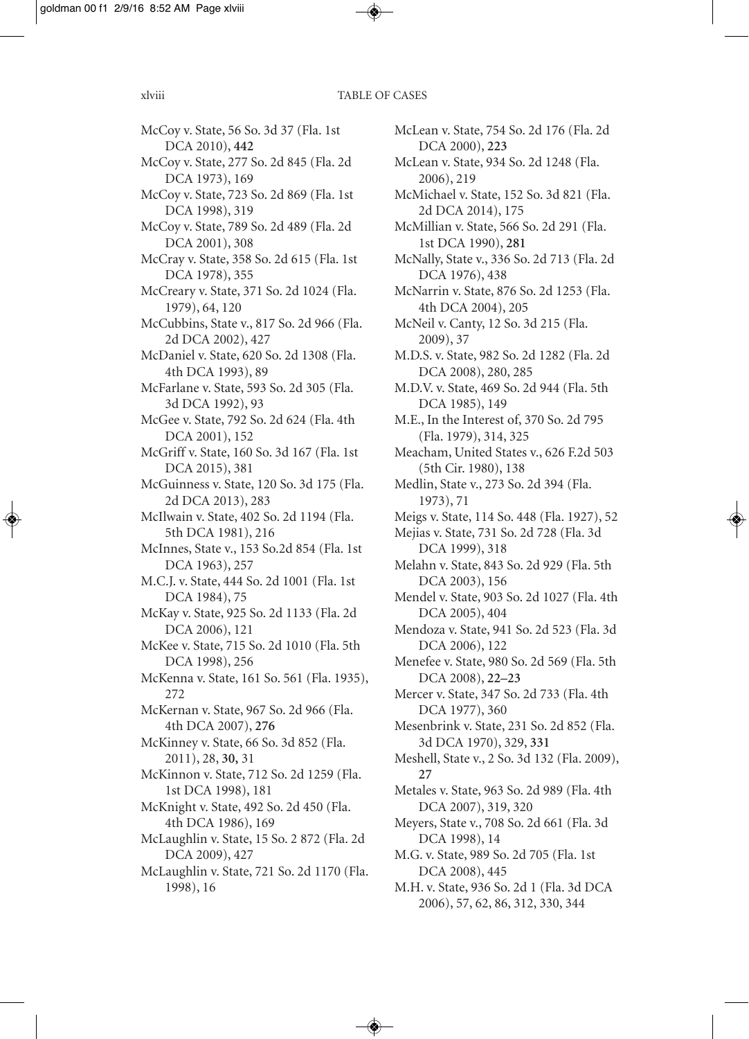McCoy v. State, 56 So. 3d 37 (Fla. 1st DCA 2010), **442**

McCoy v. State, 277 So. 2d 845 (Fla. 2d DCA 1973), 169

McCoy v. State, 723 So. 2d 869 (Fla. 1st DCA 1998), 319

McCoy v. State, 789 So. 2d 489 (Fla. 2d DCA 2001), 308

McCray v. State, 358 So. 2d 615 (Fla. 1st DCA 1978), 355

McCreary v. State, 371 So. 2d 1024 (Fla. 1979), 64, 120

McCubbins, State v., 817 So. 2d 966 (Fla. 2d DCA 2002), 427

McDaniel v. State, 620 So. 2d 1308 (Fla. 4th DCA 1993), 89

McFarlane v. State, 593 So. 2d 305 (Fla. 3d DCA 1992), 93

McGee v. State, 792 So. 2d 624 (Fla. 4th DCA 2001), 152

McGriff v. State, 160 So. 3d 167 (Fla. 1st DCA 2015), 381

McGuinness v. State, 120 So. 3d 175 (Fla. 2d DCA 2013), 283

McIlwain v. State, 402 So. 2d 1194 (Fla. 5th DCA 1981), 216

McInnes, State v., 153 So.2d 854 (Fla. 1st DCA 1963), 257

M.C.J. v. State, 444 So. 2d 1001 (Fla. 1st DCA 1984), 75

McKay v. State, 925 So. 2d 1133 (Fla. 2d DCA 2006), 121

McKee v. State, 715 So. 2d 1010 (Fla. 5th DCA 1998), 256

McKenna v. State, 161 So. 561 (Fla. 1935), 272

McKernan v. State, 967 So. 2d 966 (Fla. 4th DCA 2007), **276**

McKinney v. State, 66 So. 3d 852 (Fla. 2011), 28, **30,** 31

McKinnon v. State, 712 So. 2d 1259 (Fla. 1st DCA 1998), 181

McKnight v. State, 492 So. 2d 450 (Fla. 4th DCA 1986), 169

McLaughlin v. State, 15 So. 2 872 (Fla. 2d DCA 2009), 427

McLaughlin v. State, 721 So. 2d 1170 (Fla. 1998), 16

McLean v. State, 754 So. 2d 176 (Fla. 2d DCA 2000), **223**

McLean v. State, 934 So. 2d 1248 (Fla. 2006), 219

McMichael v. State, 152 So. 3d 821 (Fla. 2d DCA 2014), 175

McMillian v. State, 566 So. 2d 291 (Fla. 1st DCA 1990), **281**

McNally, State v., 336 So. 2d 713 (Fla. 2d DCA 1976), 438

McNarrin v. State, 876 So. 2d 1253 (Fla. 4th DCA 2004), 205

McNeil v. Canty, 12 So. 3d 215 (Fla. 2009), 37

M.D.S. v. State, 982 So. 2d 1282 (Fla. 2d DCA 2008), 280, 285

M.D.V. v. State, 469 So. 2d 944 (Fla. 5th DCA 1985), 149

M.E., In the Interest of, 370 So. 2d 795 (Fla. 1979), 314, 325

Meacham, United States v., 626 F.2d 503 (5th Cir. 1980), 138

Medlin, State v., 273 So. 2d 394 (Fla. 1973), 71

Meigs v. State, 114 So. 448 (Fla. 1927), 52

Mejias v. State, 731 So. 2d 728 (Fla. 3d DCA 1999), 318

Melahn v. State, 843 So. 2d 929 (Fla. 5th DCA 2003), 156

Mendel v. State, 903 So. 2d 1027 (Fla. 4th DCA 2005), 404

Mendoza v. State, 941 So. 2d 523 (Fla. 3d DCA 2006), 122

Menefee v. State, 980 So. 2d 569 (Fla. 5th DCA 2008), **22–23**

Mercer v. State, 347 So. 2d 733 (Fla. 4th DCA 1977), 360

Mesenbrink v. State, 231 So. 2d 852 (Fla. 3d DCA 1970), 329, **331**

Meshell, State v., 2 So. 3d 132 (Fla. 2009), **27**

Metales v. State, 963 So. 2d 989 (Fla. 4th DCA 2007), 319, 320

Meyers, State v., 708 So. 2d 661 (Fla. 3d DCA 1998), 14

M.G. v. State, 989 So. 2d 705 (Fla. 1st DCA 2008), 445

M.H. v. State, 936 So. 2d 1 (Fla. 3d DCA 2006), 57, 62, 86, 312, 330, 344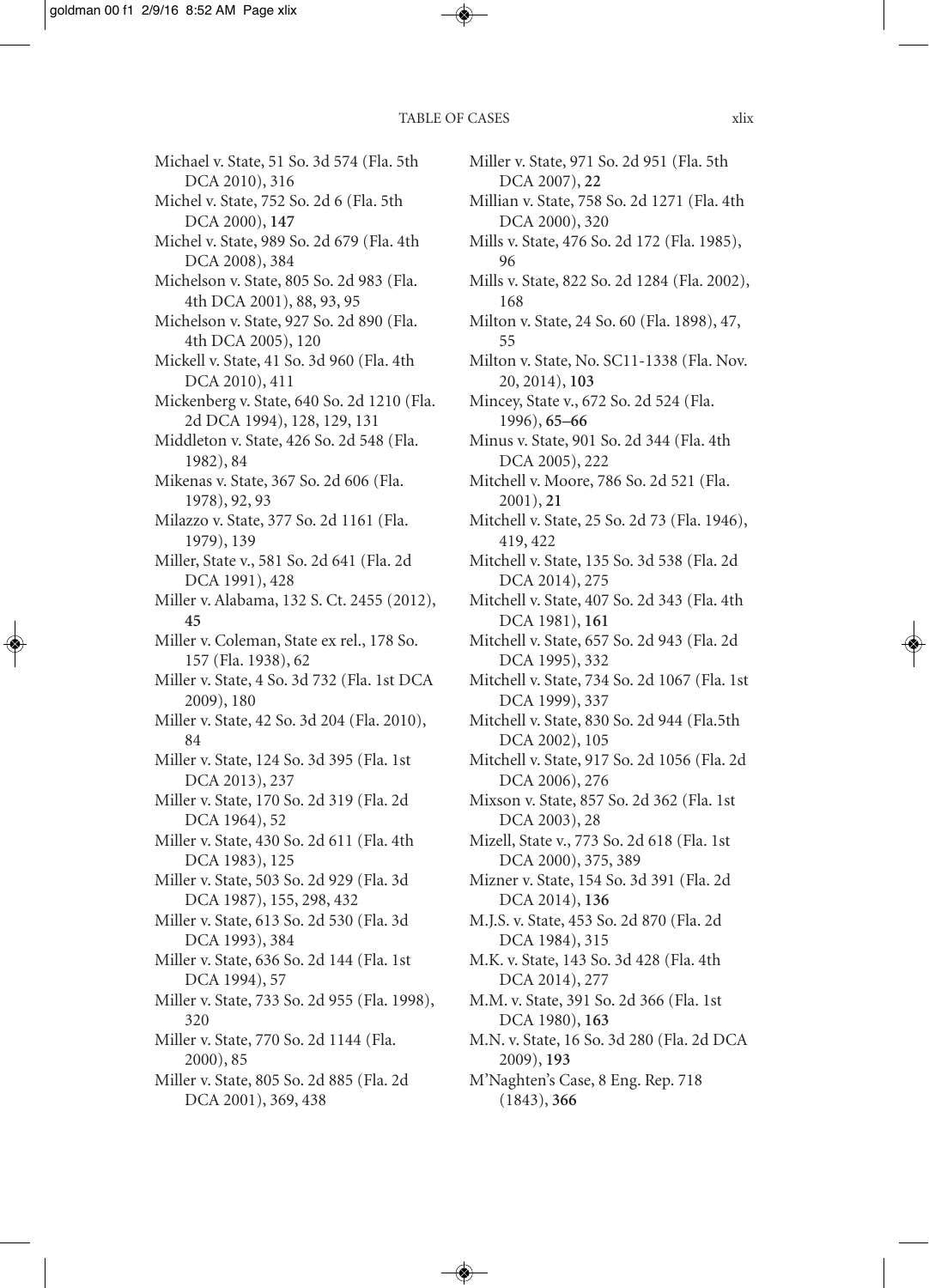Michael v. State, 51 So. 3d 574 (Fla. 5th DCA 2010), 316

Michel v. State, 752 So. 2d 6 (Fla. 5th DCA 2000), **147**

Michel v. State, 989 So. 2d 679 (Fla. 4th DCA 2008), 384

Michelson v. State, 805 So. 2d 983 (Fla. 4th DCA 2001), 88, 93, 95

Michelson v. State, 927 So. 2d 890 (Fla. 4th DCA 2005), 120

Mickell v. State, 41 So. 3d 960 (Fla. 4th DCA 2010), 411

Mickenberg v. State, 640 So. 2d 1210 (Fla. 2d DCA 1994), 128, 129, 131

Middleton v. State, 426 So. 2d 548 (Fla. 1982), 84

Mikenas v. State, 367 So. 2d 606 (Fla. 1978), 92, 93

Milazzo v. State, 377 So. 2d 1161 (Fla. 1979), 139

Miller, State v., 581 So. 2d 641 (Fla. 2d DCA 1991), 428

Miller v. Alabama, 132 S. Ct. 2455 (2012), **45**

Miller v. Coleman, State ex rel., 178 So. 157 (Fla. 1938), 62

Miller v. State, 4 So. 3d 732 (Fla. 1st DCA 2009), 180

Miller v. State, 42 So. 3d 204 (Fla. 2010), 84

Miller v. State, 124 So. 3d 395 (Fla. 1st DCA 2013), 237

Miller v. State, 170 So. 2d 319 (Fla. 2d DCA 1964), 52

Miller v. State, 430 So. 2d 611 (Fla. 4th DCA 1983), 125

Miller v. State, 503 So. 2d 929 (Fla. 3d DCA 1987), 155, 298, 432

Miller v. State, 613 So. 2d 530 (Fla. 3d DCA 1993), 384

Miller v. State, 636 So. 2d 144 (Fla. 1st DCA 1994), 57

Miller v. State, 733 So. 2d 955 (Fla. 1998), 320

Miller v. State, 770 So. 2d 1144 (Fla. 2000), 85

Miller v. State, 805 So. 2d 885 (Fla. 2d DCA 2001), 369, 438

Miller v. State, 971 So. 2d 951 (Fla. 5th DCA 2007), **22**

Millian v. State, 758 So. 2d 1271 (Fla. 4th DCA 2000), 320

Mills v. State, 476 So. 2d 172 (Fla. 1985), 96

Mills v. State, 822 So. 2d 1284 (Fla. 2002), 168

Milton v. State, 24 So. 60 (Fla. 1898), 47, 55

Milton v. State, No. SC11-1338 (Fla. Nov. 20, 2014), **103**

Mincey, State v., 672 So. 2d 524 (Fla. 1996), **65–66**

Minus v. State, 901 So. 2d 344 (Fla. 4th DCA 2005), 222

Mitchell v. Moore, 786 So. 2d 521 (Fla. 2001), **21**

Mitchell v. State, 25 So. 2d 73 (Fla. 1946), 419, 422

Mitchell v. State, 135 So. 3d 538 (Fla. 2d DCA 2014), 275

Mitchell v. State, 407 So. 2d 343 (Fla. 4th DCA 1981), **161**

Mitchell v. State, 657 So. 2d 943 (Fla. 2d DCA 1995), 332

Mitchell v. State, 734 So. 2d 1067 (Fla. 1st DCA 1999), 337

Mitchell v. State, 830 So. 2d 944 (Fla.5th DCA 2002), 105

Mitchell v. State, 917 So. 2d 1056 (Fla. 2d DCA 2006), 276

Mixson v. State, 857 So. 2d 362 (Fla. 1st DCA 2003), 28

Mizell, State v., 773 So. 2d 618 (Fla. 1st DCA 2000), 375, 389

Mizner v. State, 154 So. 3d 391 (Fla. 2d DCA 2014), **136**

M.J.S. v. State, 453 So. 2d 870 (Fla. 2d DCA 1984), 315

M.K. v. State, 143 So. 3d 428 (Fla. 4th DCA 2014), 277

M.M. v. State, 391 So. 2d 366 (Fla. 1st DCA 1980), **163**

M.N. v. State, 16 So. 3d 280 (Fla. 2d DCA 2009), **193**

M'Naghten's Case, 8 Eng. Rep. 718 (1843), **366**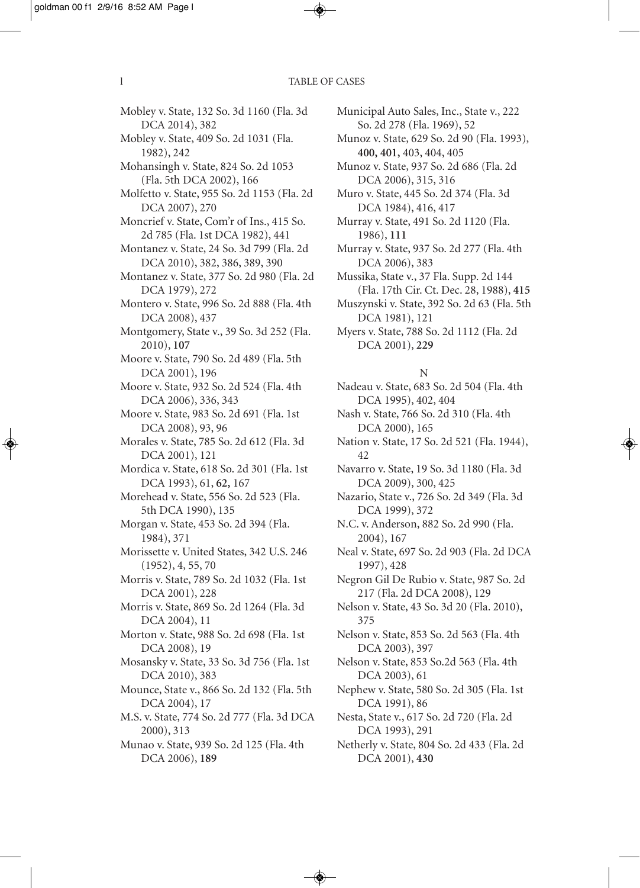Mobley v. State, 132 So. 3d 1160 (Fla. 3d DCA 2014), 382
Mobley v. State, 409 So. 2d 1031 (Fla. 1982), 242
Mohansingh v. State, 824 So. 2d 1053 (Fla. 5th DCA 2002), 166
Molfetto v. State, 955 So. 2d 1153 (Fla. 2d DCA 2007), 270
Moncrief v. State, Com'r of Ins., 415 So. 2d 785 (Fla. 1st DCA 1982), 441
Montanez v. State, 24 So. 3d 799 (Fla. 2d DCA 2010), 382, 386, 389, 390
Montanez v. State, 377 So. 2d 980 (Fla. 2d DCA 1979), 272
Montero v. State, 996 So. 2d 888 (Fla. 4th DCA 2008), 437
Montgomery, State v., 39 So. 3d 252 (Fla. 2010), **107**
Moore v. State, 790 So. 2d 489 (Fla. 5th DCA 2001), 196
Moore v. State, 932 So. 2d 524 (Fla. 4th DCA 2006), 336, 343
Moore v. State, 983 So. 2d 691 (Fla. 1st DCA 2008), 93, 96
Morales v. State, 785 So. 2d 612 (Fla. 3d DCA 2001), 121
Mordica v. State, 618 So. 2d 301 (Fla. 1st DCA 1993), 61, **62,** 167
Morehead v. State, 556 So. 2d 523 (Fla. 5th DCA 1990), 135
Morgan v. State, 453 So. 2d 394 (Fla. 1984), 371
Morissette v. United States, 342 U.S. 246 (1952), 4, 55, 70
Morris v. State, 789 So. 2d 1032 (Fla. 1st DCA 2001), 228
Morris v. State, 869 So. 2d 1264 (Fla. 3d DCA 2004), 11
Morton v. State, 988 So. 2d 698 (Fla. 1st DCA 2008), 19
Mosansky v. State, 33 So. 3d 756 (Fla. 1st DCA 2010), 383
Mounce, State v., 866 So. 2d 132 (Fla. 5th DCA 2004), 17
M.S. v. State, 774 So. 2d 777 (Fla. 3d DCA 2000), 313
Munao v. State, 939 So. 2d 125 (Fla. 4th DCA 2006), **189**
Municipal Auto Sales, Inc., State v., 222 So. 2d 278 (Fla. 1969), 52
Munoz v. State, 629 So. 2d 90 (Fla. 1993), **400, 401,** 403, 404, 405
Munoz v. State, 937 So. 2d 686 (Fla. 2d DCA 2006), 315, 316
Muro v. State, 445 So. 2d 374 (Fla. 3d DCA 1984), 416, 417
Murray v. State, 491 So. 2d 1120 (Fla. 1986), **111**
Murray v. State, 937 So. 2d 277 (Fla. 4th DCA 2006), 383
Mussika, State v., 37 Fla. Supp. 2d 144 (Fla. 17th Cir. Ct. Dec. 28, 1988), **415**
Muszynski v. State, 392 So. 2d 63 (Fla. 5th DCA 1981), 121
Myers v. State, 788 So. 2d 1112 (Fla. 2d DCA 2001), **229**

N

Nadeau v. State, 683 So. 2d 504 (Fla. 4th DCA 1995), 402, 404
Nash v. State, 766 So. 2d 310 (Fla. 4th DCA 2000), 165
Nation v. State, 17 So. 2d 521 (Fla. 1944), 42
Navarro v. State, 19 So. 3d 1180 (Fla. 3d DCA 2009), 300, 425
Nazario, State v., 726 So. 2d 349 (Fla. 3d DCA 1999), 372
N.C. v. Anderson, 882 So. 2d 990 (Fla. 2004), 167
Neal v. State, 697 So. 2d 903 (Fla. 2d DCA 1997), 428
Negron Gil De Rubio v. State, 987 So. 2d 217 (Fla. 2d DCA 2008), 129
Nelson v. State, 43 So. 3d 20 (Fla. 2010), 375
Nelson v. State, 853 So. 2d 563 (Fla. 4th DCA 2003), 397
Nelson v. State, 853 So.2d 563 (Fla. 4th DCA 2003), 61
Nephew v. State, 580 So. 2d 305 (Fla. 1st DCA 1991), 86
Nesta, State v., 617 So. 2d 720 (Fla. 2d DCA 1993), 291
Netherly v. State, 804 So. 2d 433 (Fla. 2d DCA 2001), **430**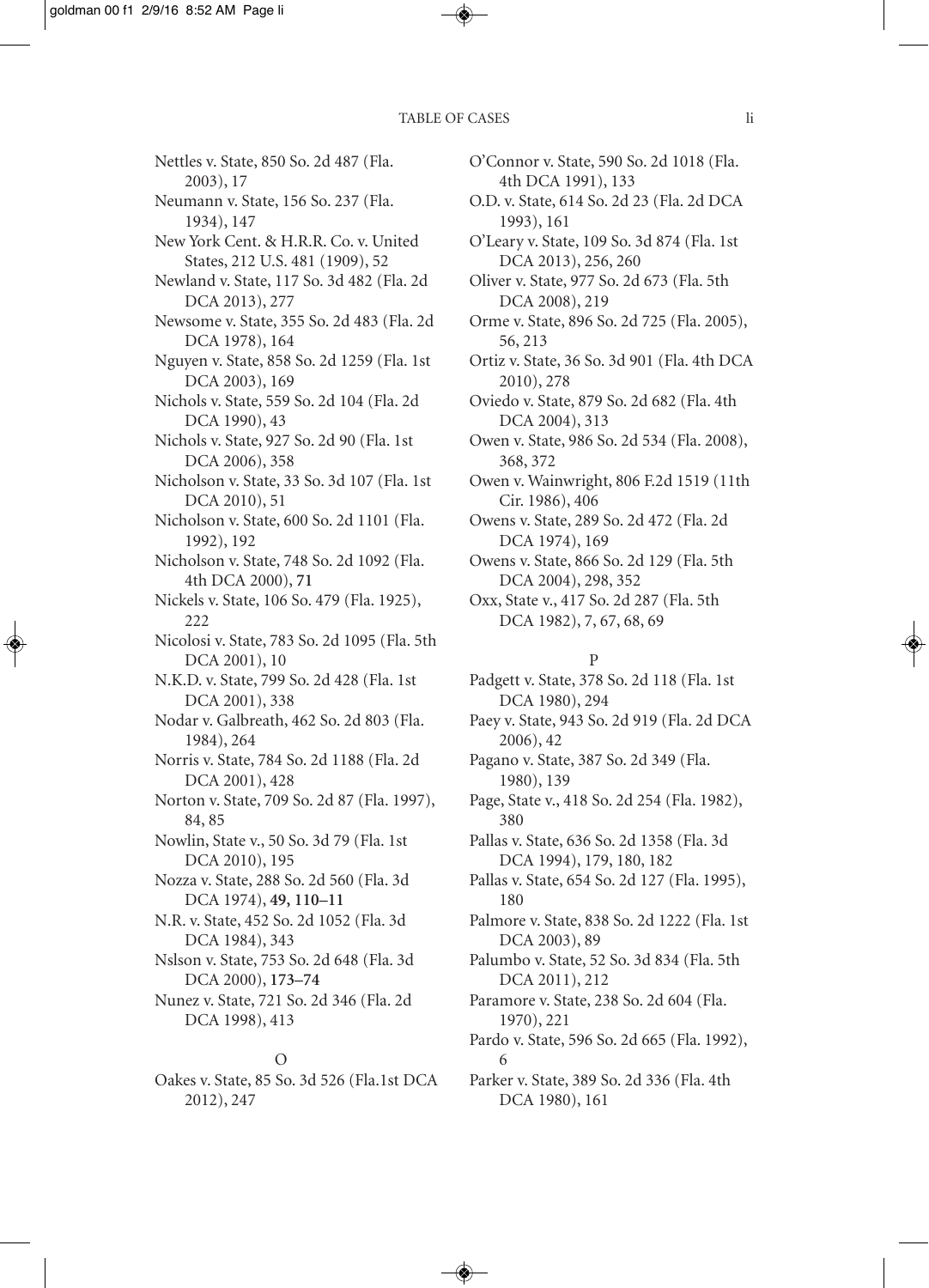Nettles v. State, 850 So. 2d 487 (Fla. 2003), 17

Neumann v. State, 156 So. 237 (Fla. 1934), 147

New York Cent. & H.R.R. Co. v. United States, 212 U.S. 481 (1909), 52

Newland v. State, 117 So. 3d 482 (Fla. 2d DCA 2013), 277

Newsome v. State, 355 So. 2d 483 (Fla. 2d DCA 1978), 164

Nguyen v. State, 858 So. 2d 1259 (Fla. 1st DCA 2003), 169

Nichols v. State, 559 So. 2d 104 (Fla. 2d DCA 1990), 43

Nichols v. State, 927 So. 2d 90 (Fla. 1st DCA 2006), 358

Nicholson v. State, 33 So. 3d 107 (Fla. 1st DCA 2010), 51

Nicholson v. State, 600 So. 2d 1101 (Fla. 1992), 192

Nicholson v. State, 748 So. 2d 1092 (Fla. 4th DCA 2000), **71**

Nickels v. State, 106 So. 479 (Fla. 1925), 222

Nicolosi v. State, 783 So. 2d 1095 (Fla. 5th DCA 2001), 10

N.K.D. v. State, 799 So. 2d 428 (Fla. 1st DCA 2001), 338

Nodar v. Galbreath, 462 So. 2d 803 (Fla. 1984), 264

Norris v. State, 784 So. 2d 1188 (Fla. 2d DCA 2001), 428

Norton v. State, 709 So. 2d 87 (Fla. 1997), 84, 85

Nowlin, State v., 50 So. 3d 79 (Fla. 1st DCA 2010), 195

Nozza v. State, 288 So. 2d 560 (Fla. 3d DCA 1974), **49, 110–11**

N.R. v. State, 452 So. 2d 1052 (Fla. 3d DCA 1984), 343

Nslson v. State, 753 So. 2d 648 (Fla. 3d DCA 2000), **173–74**

Nunez v. State, 721 So. 2d 346 (Fla. 2d DCA 1998), 413

O

Oakes v. State, 85 So. 3d 526 (Fla.1st DCA 2012), 247

O'Connor v. State, 590 So. 2d 1018 (Fla. 4th DCA 1991), 133

O.D. v. State, 614 So. 2d 23 (Fla. 2d DCA 1993), 161

O'Leary v. State, 109 So. 3d 874 (Fla. 1st DCA 2013), 256, 260

Oliver v. State, 977 So. 2d 673 (Fla. 5th DCA 2008), 219

Orme v. State, 896 So. 2d 725 (Fla. 2005), 56, 213

Ortiz v. State, 36 So. 3d 901 (Fla. 4th DCA 2010), 278

Oviedo v. State, 879 So. 2d 682 (Fla. 4th DCA 2004), 313

Owen v. State, 986 So. 2d 534 (Fla. 2008), 368, 372

Owen v. Wainwright, 806 F.2d 1519 (11th Cir. 1986), 406

Owens v. State, 289 So. 2d 472 (Fla. 2d DCA 1974), 169

Owens v. State, 866 So. 2d 129 (Fla. 5th DCA 2004), 298, 352

Oxx, State v., 417 So. 2d 287 (Fla. 5th DCA 1982), 7, 67, 68, 69

P

Padgett v. State, 378 So. 2d 118 (Fla. 1st DCA 1980), 294

Paey v. State, 943 So. 2d 919 (Fla. 2d DCA 2006), 42

Pagano v. State, 387 So. 2d 349 (Fla. 1980), 139

Page, State v., 418 So. 2d 254 (Fla. 1982), 380

Pallas v. State, 636 So. 2d 1358 (Fla. 3d DCA 1994), 179, 180, 182

Pallas v. State, 654 So. 2d 127 (Fla. 1995), 180

Palmore v. State, 838 So. 2d 1222 (Fla. 1st DCA 2003), 89

Palumbo v. State, 52 So. 3d 834 (Fla. 5th DCA 2011), 212

Paramore v. State, 238 So. 2d 604 (Fla. 1970), 221

Pardo v. State, 596 So. 2d 665 (Fla. 1992), 6

Parker v. State, 389 So. 2d 336 (Fla. 4th DCA 1980), 161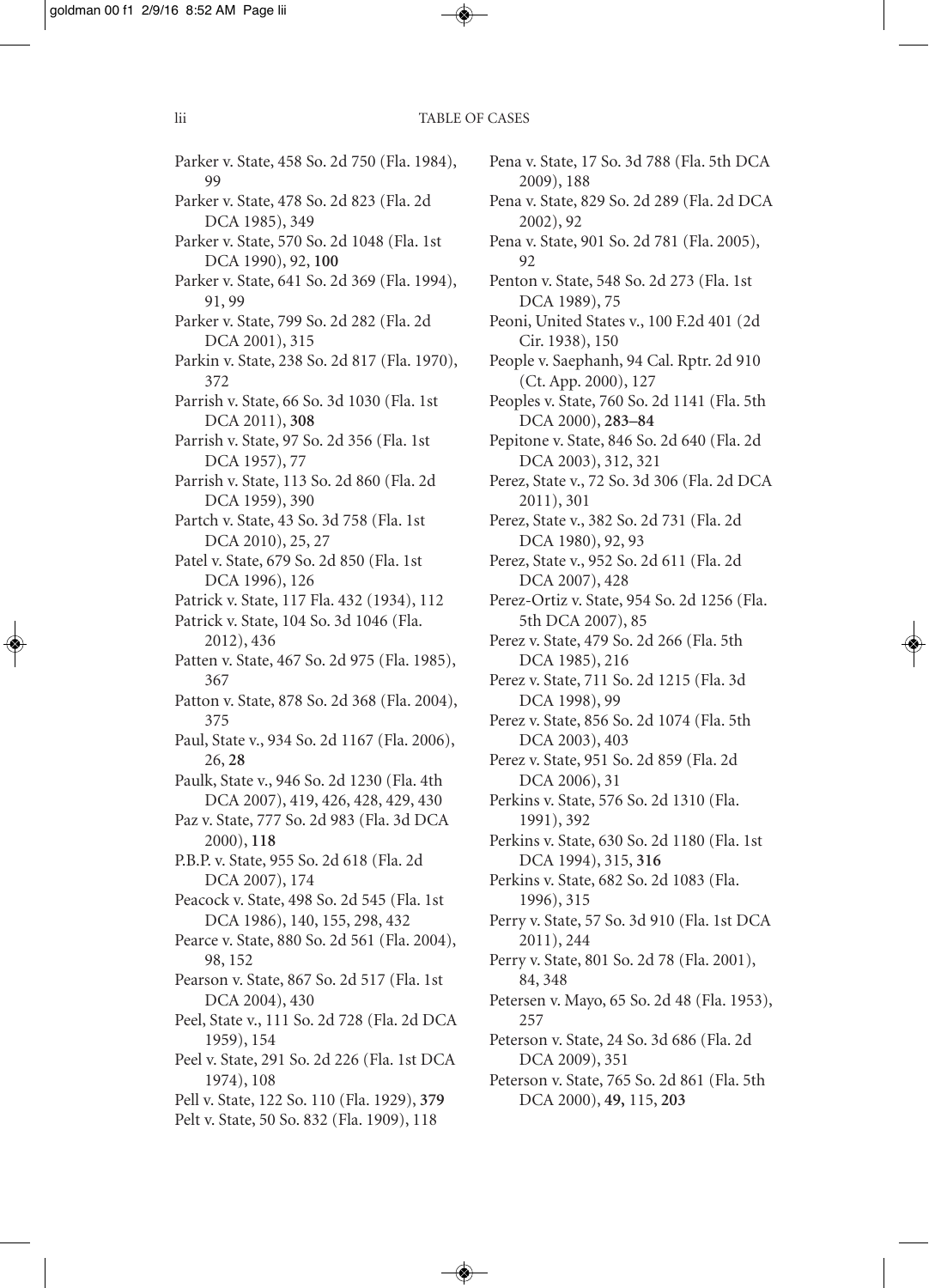Parker v. State, 458 So. 2d 750 (Fla. 1984), 99

Parker v. State, 478 So. 2d 823 (Fla. 2d DCA 1985), 349

Parker v. State, 570 So. 2d 1048 (Fla. 1st DCA 1990), 92, **100**

Parker v. State, 641 So. 2d 369 (Fla. 1994), 91, 99

Parker v. State, 799 So. 2d 282 (Fla. 2d DCA 2001), 315

Parkin v. State, 238 So. 2d 817 (Fla. 1970), 372

Parrish v. State, 66 So. 3d 1030 (Fla. 1st DCA 2011), **308**

Parrish v. State, 97 So. 2d 356 (Fla. 1st DCA 1957), 77

Parrish v. State, 113 So. 2d 860 (Fla. 2d DCA 1959), 390

Partch v. State, 43 So. 3d 758 (Fla. 1st DCA 2010), 25, 27

Patel v. State, 679 So. 2d 850 (Fla. 1st DCA 1996), 126

Patrick v. State, 117 Fla. 432 (1934), 112

Patrick v. State, 104 So. 3d 1046 (Fla. 2012), 436

Patten v. State, 467 So. 2d 975 (Fla. 1985), 367

Patton v. State, 878 So. 2d 368 (Fla. 2004), 375

Paul, State v., 934 So. 2d 1167 (Fla. 2006), 26, **28**

Paulk, State v., 946 So. 2d 1230 (Fla. 4th DCA 2007), 419, 426, 428, 429, 430

Paz v. State, 777 So. 2d 983 (Fla. 3d DCA 2000), **118**

P.B.P. v. State, 955 So. 2d 618 (Fla. 2d DCA 2007), 174

Peacock v. State, 498 So. 2d 545 (Fla. 1st DCA 1986), 140, 155, 298, 432

Pearce v. State, 880 So. 2d 561 (Fla. 2004), 98, 152

Pearson v. State, 867 So. 2d 517 (Fla. 1st DCA 2004), 430

Peel, State v., 111 So. 2d 728 (Fla. 2d DCA 1959), 154

Peel v. State, 291 So. 2d 226 (Fla. 1st DCA 1974), 108

Pell v. State, 122 So. 110 (Fla. 1929), **379**

Pelt v. State, 50 So. 832 (Fla. 1909), 118

Pena v. State, 17 So. 3d 788 (Fla. 5th DCA 2009), 188

Pena v. State, 829 So. 2d 289 (Fla. 2d DCA 2002), 92

Pena v. State, 901 So. 2d 781 (Fla. 2005), 92

Penton v. State, 548 So. 2d 273 (Fla. 1st DCA 1989), 75

Peoni, United States v., 100 F.2d 401 (2d Cir. 1938), 150

People v. Saephanh, 94 Cal. Rptr. 2d 910 (Ct. App. 2000), 127

Peoples v. State, 760 So. 2d 1141 (Fla. 5th DCA 2000), **283–84**

Pepitone v. State, 846 So. 2d 640 (Fla. 2d DCA 2003), 312, 321

Perez, State v., 72 So. 3d 306 (Fla. 2d DCA 2011), 301

Perez, State v., 382 So. 2d 731 (Fla. 2d DCA 1980), 92, 93

Perez, State v., 952 So. 2d 611 (Fla. 2d DCA 2007), 428

Perez-Ortiz v. State, 954 So. 2d 1256 (Fla. 5th DCA 2007), 85

Perez v. State, 479 So. 2d 266 (Fla. 5th DCA 1985), 216

Perez v. State, 711 So. 2d 1215 (Fla. 3d DCA 1998), 99

Perez v. State, 856 So. 2d 1074 (Fla. 5th DCA 2003), 403

Perez v. State, 951 So. 2d 859 (Fla. 2d DCA 2006), 31

Perkins v. State, 576 So. 2d 1310 (Fla. 1991), 392

Perkins v. State, 630 So. 2d 1180 (Fla. 1st DCA 1994), 315, **316**

Perkins v. State, 682 So. 2d 1083 (Fla. 1996), 315

Perry v. State, 57 So. 3d 910 (Fla. 1st DCA 2011), 244

Perry v. State, 801 So. 2d 78 (Fla. 2001), 84, 348

Petersen v. Mayo, 65 So. 2d 48 (Fla. 1953), 257

Peterson v. State, 24 So. 3d 686 (Fla. 2d DCA 2009), 351

Peterson v. State, 765 So. 2d 861 (Fla. 5th DCA 2000), **49,** 115, **203**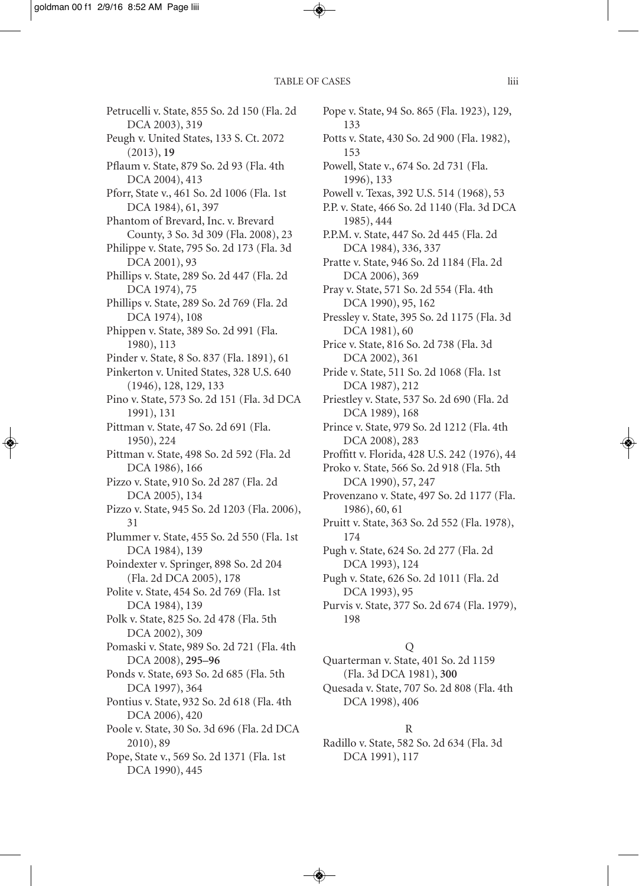Petrucelli v. State, 855 So. 2d 150 (Fla. 2d DCA 2003), 319
Peugh v. United States, 133 S. Ct. 2072 (2013), **19**
Pflaum v. State, 879 So. 2d 93 (Fla. 4th DCA 2004), 413
Pforr, State v., 461 So. 2d 1006 (Fla. 1st DCA 1984), 61, 397
Phantom of Brevard, Inc. v. Brevard County, 3 So. 3d 309 (Fla. 2008), 23
Philippe v. State, 795 So. 2d 173 (Fla. 3d DCA 2001), 93
Phillips v. State, 289 So. 2d 447 (Fla. 2d DCA 1974), 75
Phillips v. State, 289 So. 2d 769 (Fla. 2d DCA 1974), 108
Phippen v. State, 389 So. 2d 991 (Fla. 1980), 113
Pinder v. State, 8 So. 837 (Fla. 1891), 61
Pinkerton v. United States, 328 U.S. 640 (1946), 128, 129, 133
Pino v. State, 573 So. 2d 151 (Fla. 3d DCA 1991), 131
Pittman v. State, 47 So. 2d 691 (Fla. 1950), 224
Pittman v. State, 498 So. 2d 592 (Fla. 2d DCA 1986), 166
Pizzo v. State, 910 So. 2d 287 (Fla. 2d DCA 2005), 134
Pizzo v. State, 945 So. 2d 1203 (Fla. 2006), 31
Plummer v. State, 455 So. 2d 550 (Fla. 1st DCA 1984), 139
Poindexter v. Springer, 898 So. 2d 204 (Fla. 2d DCA 2005), 178
Polite v. State, 454 So. 2d 769 (Fla. 1st DCA 1984), 139
Polk v. State, 825 So. 2d 478 (Fla. 5th DCA 2002), 309
Pomaski v. State, 989 So. 2d 721 (Fla. 4th DCA 2008), **295–96**
Ponds v. State, 693 So. 2d 685 (Fla. 5th DCA 1997), 364
Pontius v. State, 932 So. 2d 618 (Fla. 4th DCA 2006), 420
Poole v. State, 30 So. 3d 696 (Fla. 2d DCA 2010), 89
Pope, State v., 569 So. 2d 1371 (Fla. 1st DCA 1990), 445
Pope v. State, 94 So. 865 (Fla. 1923), 129, 133
Potts v. State, 430 So. 2d 900 (Fla. 1982), 153
Powell, State v., 674 So. 2d 731 (Fla. 1996), 133
Powell v. Texas, 392 U.S. 514 (1968), 53
P.P. v. State, 466 So. 2d 1140 (Fla. 3d DCA 1985), 444
P.P.M. v. State, 447 So. 2d 445 (Fla. 2d DCA 1984), 336, 337
Pratte v. State, 946 So. 2d 1184 (Fla. 2d DCA 2006), 369
Pray v. State, 571 So. 2d 554 (Fla. 4th DCA 1990), 95, 162
Pressley v. State, 395 So. 2d 1175 (Fla. 3d DCA 1981), 60
Price v. State, 816 So. 2d 738 (Fla. 3d DCA 2002), 361
Pride v. State, 511 So. 2d 1068 (Fla. 1st DCA 1987), 212
Priestley v. State, 537 So. 2d 690 (Fla. 2d DCA 1989), 168
Prince v. State, 979 So. 2d 1212 (Fla. 4th DCA 2008), 283
Proffitt v. Florida, 428 U.S. 242 (1976), 44
Proko v. State, 566 So. 2d 918 (Fla. 5th DCA 1990), 57, 247
Provenzano v. State, 497 So. 2d 1177 (Fla. 1986), 60, 61
Pruitt v. State, 363 So. 2d 552 (Fla. 1978), 174
Pugh v. State, 624 So. 2d 277 (Fla. 2d DCA 1993), 124
Pugh v. State, 626 So. 2d 1011 (Fla. 2d DCA 1993), 95
Purvis v. State, 377 So. 2d 674 (Fla. 1979), 198

Q

Quarterman v. State, 401 So. 2d 1159 (Fla. 3d DCA 1981), **300**
Quesada v. State, 707 So. 2d 808 (Fla. 4th DCA 1998), 406

R

Radillo v. State, 582 So. 2d 634 (Fla. 3d DCA 1991), 117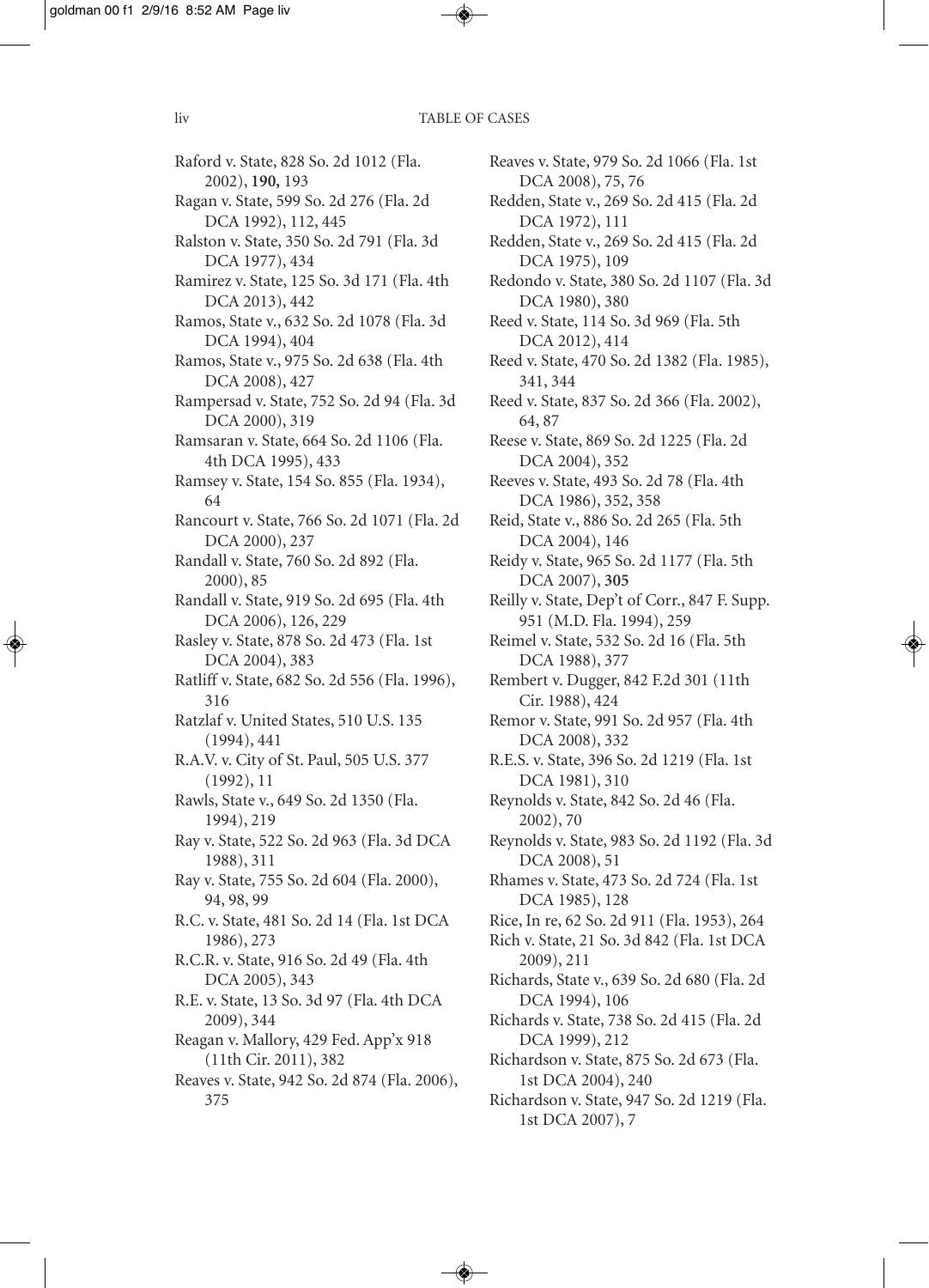Raford v. State, 828 So. 2d 1012 (Fla. 2002), **190,** 193

Ragan v. State, 599 So. 2d 276 (Fla. 2d DCA 1992), 112, 445

Ralston v. State, 350 So. 2d 791 (Fla. 3d DCA 1977), 434

Ramirez v. State, 125 So. 3d 171 (Fla. 4th DCA 2013), 442

Ramos, State v., 632 So. 2d 1078 (Fla. 3d DCA 1994), 404

Ramos, State v., 975 So. 2d 638 (Fla. 4th DCA 2008), 427

Rampersad v. State, 752 So. 2d 94 (Fla. 3d DCA 2000), 319

Ramsaran v. State, 664 So. 2d 1106 (Fla. 4th DCA 1995), 433

Ramsey v. State, 154 So. 855 (Fla. 1934), 64

Rancourt v. State, 766 So. 2d 1071 (Fla. 2d DCA 2000), 237

Randall v. State, 760 So. 2d 892 (Fla. 2000), 85

Randall v. State, 919 So. 2d 695 (Fla. 4th DCA 2006), 126, 229

Rasley v. State, 878 So. 2d 473 (Fla. 1st DCA 2004), 383

Ratliff v. State, 682 So. 2d 556 (Fla. 1996), 316

Ratzlaf v. United States, 510 U.S. 135 (1994), 441

R.A.V. v. City of St. Paul, 505 U.S. 377 (1992), 11

Rawls, State v., 649 So. 2d 1350 (Fla. 1994), 219

Ray v. State, 522 So. 2d 963 (Fla. 3d DCA 1988), 311

Ray v. State, 755 So. 2d 604 (Fla. 2000), 94, 98, 99

R.C. v. State, 481 So. 2d 14 (Fla. 1st DCA 1986), 273

R.C.R. v. State, 916 So. 2d 49 (Fla. 4th DCA 2005), 343

R.E. v. State, 13 So. 3d 97 (Fla. 4th DCA 2009), 344

Reagan v. Mallory, 429 Fed. App'x 918 (11th Cir. 2011), 382

Reaves v. State, 942 So. 2d 874 (Fla. 2006), 375

Reaves v. State, 979 So. 2d 1066 (Fla. 1st DCA 2008), 75, 76

Redden, State v., 269 So. 2d 415 (Fla. 2d DCA 1972), 111

Redden, State v., 269 So. 2d 415 (Fla. 2d DCA 1975), 109

Redondo v. State, 380 So. 2d 1107 (Fla. 3d DCA 1980), 380

Reed v. State, 114 So. 3d 969 (Fla. 5th DCA 2012), 414

Reed v. State, 470 So. 2d 1382 (Fla. 1985), 341, 344

Reed v. State, 837 So. 2d 366 (Fla. 2002), 64, 87

Reese v. State, 869 So. 2d 1225 (Fla. 2d DCA 2004), 352

Reeves v. State, 493 So. 2d 78 (Fla. 4th DCA 1986), 352, 358

Reid, State v., 886 So. 2d 265 (Fla. 5th DCA 2004), 146

Reidy v. State, 965 So. 2d 1177 (Fla. 5th DCA 2007), **305**

Reilly v. State, Dep't of Corr., 847 F. Supp. 951 (M.D. Fla. 1994), 259

Reimel v. State, 532 So. 2d 16 (Fla. 5th DCA 1988), 377

Rembert v. Dugger, 842 F.2d 301 (11th Cir. 1988), 424

Remor v. State, 991 So. 2d 957 (Fla. 4th DCA 2008), 332

R.E.S. v. State, 396 So. 2d 1219 (Fla. 1st DCA 1981), 310

Reynolds v. State, 842 So. 2d 46 (Fla. 2002), 70

Reynolds v. State, 983 So. 2d 1192 (Fla. 3d DCA 2008), 51

Rhames v. State, 473 So. 2d 724 (Fla. 1st DCA 1985), 128

Rice, In re, 62 So. 2d 911 (Fla. 1953), 264

Rich v. State, 21 So. 3d 842 (Fla. 1st DCA 2009), 211

Richards, State v., 639 So. 2d 680 (Fla. 2d DCA 1994), 106

Richards v. State, 738 So. 2d 415 (Fla. 2d DCA 1999), 212

Richardson v. State, 875 So. 2d 673 (Fla. 1st DCA 2004), 240

Richardson v. State, 947 So. 2d 1219 (Fla. 1st DCA 2007), 7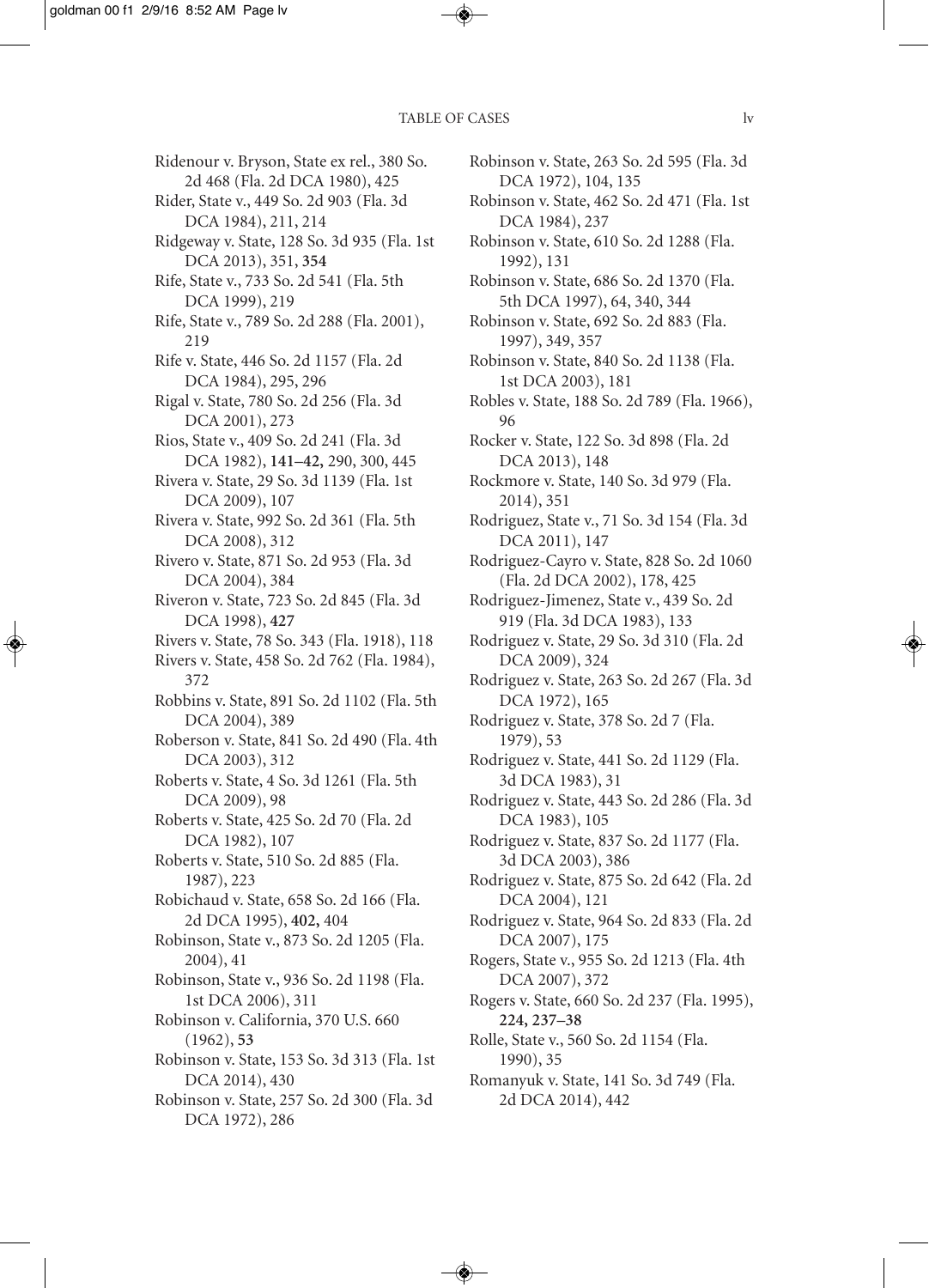Ridenour v. Bryson, State ex rel., 380 So. 2d 468 (Fla. 2d DCA 1980), 425

Rider, State v., 449 So. 2d 903 (Fla. 3d DCA 1984), 211, 214

Ridgeway v. State, 128 So. 3d 935 (Fla. 1st DCA 2013), 351, **354**

Rife, State v., 733 So. 2d 541 (Fla. 5th DCA 1999), 219

Rife, State v., 789 So. 2d 288 (Fla. 2001), 219

Rife v. State, 446 So. 2d 1157 (Fla. 2d DCA 1984), 295, 296

Rigal v. State, 780 So. 2d 256 (Fla. 3d DCA 2001), 273

Rios, State v., 409 So. 2d 241 (Fla. 3d DCA 1982), **141–42,** 290, 300, 445

Rivera v. State, 29 So. 3d 1139 (Fla. 1st DCA 2009), 107

Rivera v. State, 992 So. 2d 361 (Fla. 5th DCA 2008), 312

Rivero v. State, 871 So. 2d 953 (Fla. 3d DCA 2004), 384

Riveron v. State, 723 So. 2d 845 (Fla. 3d DCA 1998), **427**

Rivers v. State, 78 So. 343 (Fla. 1918), 118

Rivers v. State, 458 So. 2d 762 (Fla. 1984), 372

Robbins v. State, 891 So. 2d 1102 (Fla. 5th DCA 2004), 389

Roberson v. State, 841 So. 2d 490 (Fla. 4th DCA 2003), 312

Roberts v. State, 4 So. 3d 1261 (Fla. 5th DCA 2009), 98

Roberts v. State, 425 So. 2d 70 (Fla. 2d DCA 1982), 107

Roberts v. State, 510 So. 2d 885 (Fla. 1987), 223

Robichaud v. State, 658 So. 2d 166 (Fla. 2d DCA 1995), **402,** 404

Robinson, State v., 873 So. 2d 1205 (Fla. 2004), 41

Robinson, State v., 936 So. 2d 1198 (Fla. 1st DCA 2006), 311

Robinson v. California, 370 U.S. 660 (1962), **53**

Robinson v. State, 153 So. 3d 313 (Fla. 1st DCA 2014), 430

Robinson v. State, 257 So. 2d 300 (Fla. 3d DCA 1972), 286

Robinson v. State, 263 So. 2d 595 (Fla. 3d DCA 1972), 104, 135

Robinson v. State, 462 So. 2d 471 (Fla. 1st DCA 1984), 237

Robinson v. State, 610 So. 2d 1288 (Fla. 1992), 131

Robinson v. State, 686 So. 2d 1370 (Fla. 5th DCA 1997), 64, 340, 344

Robinson v. State, 692 So. 2d 883 (Fla. 1997), 349, 357

Robinson v. State, 840 So. 2d 1138 (Fla. 1st DCA 2003), 181

Robles v. State, 188 So. 2d 789 (Fla. 1966), 96

Rocker v. State, 122 So. 3d 898 (Fla. 2d DCA 2013), 148

Rockmore v. State, 140 So. 3d 979 (Fla. 2014), 351

Rodriguez, State v., 71 So. 3d 154 (Fla. 3d DCA 2011), 147

Rodriguez-Cayro v. State, 828 So. 2d 1060 (Fla. 2d DCA 2002), 178, 425

Rodriguez-Jimenez, State v., 439 So. 2d 919 (Fla. 3d DCA 1983), 133

Rodriguez v. State, 29 So. 3d 310 (Fla. 2d DCA 2009), 324

Rodriguez v. State, 263 So. 2d 267 (Fla. 3d DCA 1972), 165

Rodriguez v. State, 378 So. 2d 7 (Fla. 1979), 53

Rodriguez v. State, 441 So. 2d 1129 (Fla. 3d DCA 1983), 31

Rodriguez v. State, 443 So. 2d 286 (Fla. 3d DCA 1983), 105

Rodriguez v. State, 837 So. 2d 1177 (Fla. 3d DCA 2003), 386

Rodriguez v. State, 875 So. 2d 642 (Fla. 2d DCA 2004), 121

Rodriguez v. State, 964 So. 2d 833 (Fla. 2d DCA 2007), 175

Rogers, State v., 955 So. 2d 1213 (Fla. 4th DCA 2007), 372

Rogers v. State, 660 So. 2d 237 (Fla. 1995), **224, 237–38**

Rolle, State v., 560 So. 2d 1154 (Fla. 1990), 35

Romanyuk v. State, 141 So. 3d 749 (Fla. 2d DCA 2014), 442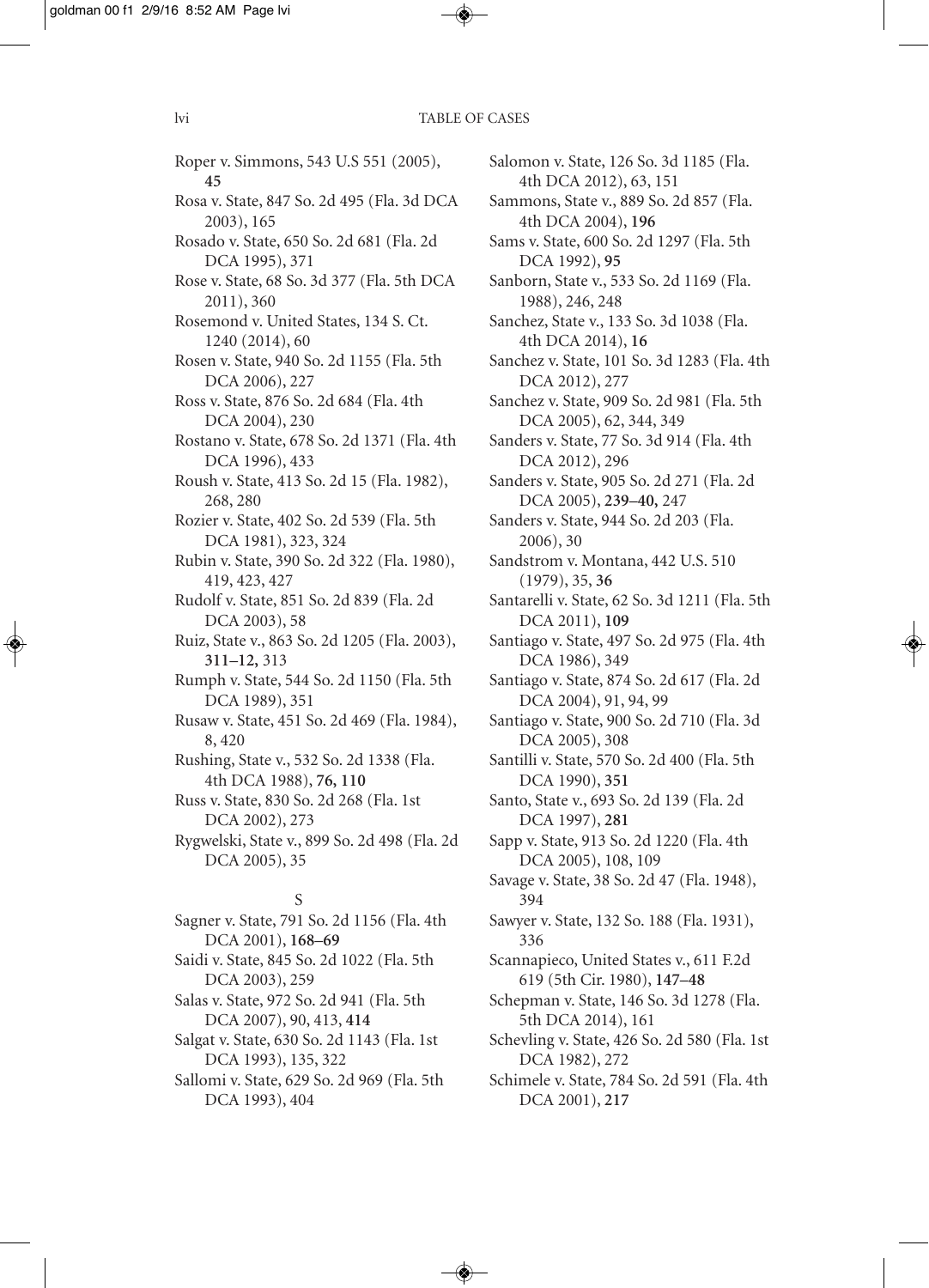Roper v. Simmons, 543 U.S 551 (2005), **45**

Rosa v. State, 847 So. 2d 495 (Fla. 3d DCA 2003), 165

Rosado v. State, 650 So. 2d 681 (Fla. 2d DCA 1995), 371

Rose v. State, 68 So. 3d 377 (Fla. 5th DCA 2011), 360

Rosemond v. United States, 134 S. Ct. 1240 (2014), 60

Rosen v. State, 940 So. 2d 1155 (Fla. 5th DCA 2006), 227

Ross v. State, 876 So. 2d 684 (Fla. 4th DCA 2004), 230

Rostano v. State, 678 So. 2d 1371 (Fla. 4th DCA 1996), 433

Roush v. State, 413 So. 2d 15 (Fla. 1982), 268, 280

Rozier v. State, 402 So. 2d 539 (Fla. 5th DCA 1981), 323, 324

Rubin v. State, 390 So. 2d 322 (Fla. 1980), 419, 423, 427

Rudolf v. State, 851 So. 2d 839 (Fla. 2d DCA 2003), 58

Ruiz, State v., 863 So. 2d 1205 (Fla. 2003), **311–12,** 313

Rumph v. State, 544 So. 2d 1150 (Fla. 5th DCA 1989), 351

Rusaw v. State, 451 So. 2d 469 (Fla. 1984), 8, 420

Rushing, State v., 532 So. 2d 1338 (Fla. 4th DCA 1988), **76, 110**

Russ v. State, 830 So. 2d 268 (Fla. 1st DCA 2002), 273

Rygwelski, State v., 899 So. 2d 498 (Fla. 2d DCA 2005), 35

S

Sagner v. State, 791 So. 2d 1156 (Fla. 4th DCA 2001), **168–69**

Saidi v. State, 845 So. 2d 1022 (Fla. 5th DCA 2003), 259

Salas v. State, 972 So. 2d 941 (Fla. 5th DCA 2007), 90, 413, **414**

Salgat v. State, 630 So. 2d 1143 (Fla. 1st DCA 1993), 135, 322

Sallomi v. State, 629 So. 2d 969 (Fla. 5th DCA 1993), 404

Salomon v. State, 126 So. 3d 1185 (Fla. 4th DCA 2012), 63, 151

Sammons, State v., 889 So. 2d 857 (Fla. 4th DCA 2004), **196**

Sams v. State, 600 So. 2d 1297 (Fla. 5th DCA 1992), **95**

Sanborn, State v., 533 So. 2d 1169 (Fla. 1988), 246, 248

Sanchez, State v., 133 So. 3d 1038 (Fla. 4th DCA 2014), **16**

Sanchez v. State, 101 So. 3d 1283 (Fla. 4th DCA 2012), 277

Sanchez v. State, 909 So. 2d 981 (Fla. 5th DCA 2005), 62, 344, 349

Sanders v. State, 77 So. 3d 914 (Fla. 4th DCA 2012), 296

Sanders v. State, 905 So. 2d 271 (Fla. 2d DCA 2005), **239–40,** 247

Sanders v. State, 944 So. 2d 203 (Fla. 2006), 30

Sandstrom v. Montana, 442 U.S. 510 (1979), 35, **36**

Santarelli v. State, 62 So. 3d 1211 (Fla. 5th DCA 2011), **109**

Santiago v. State, 497 So. 2d 975 (Fla. 4th DCA 1986), 349

Santiago v. State, 874 So. 2d 617 (Fla. 2d DCA 2004), 91, 94, 99

Santiago v. State, 900 So. 2d 710 (Fla. 3d DCA 2005), 308

Santilli v. State, 570 So. 2d 400 (Fla. 5th DCA 1990), **351**

Santo, State v., 693 So. 2d 139 (Fla. 2d DCA 1997), **281**

Sapp v. State, 913 So. 2d 1220 (Fla. 4th DCA 2005), 108, 109

Savage v. State, 38 So. 2d 47 (Fla. 1948), 394

Sawyer v. State, 132 So. 188 (Fla. 1931), 336

Scannapieco, United States v., 611 F.2d 619 (5th Cir. 1980), **147–48**

Schepman v. State, 146 So. 3d 1278 (Fla. 5th DCA 2014), 161

Schevling v. State, 426 So. 2d 580 (Fla. 1st DCA 1982), 272

Schimele v. State, 784 So. 2d 591 (Fla. 4th DCA 2001), **217**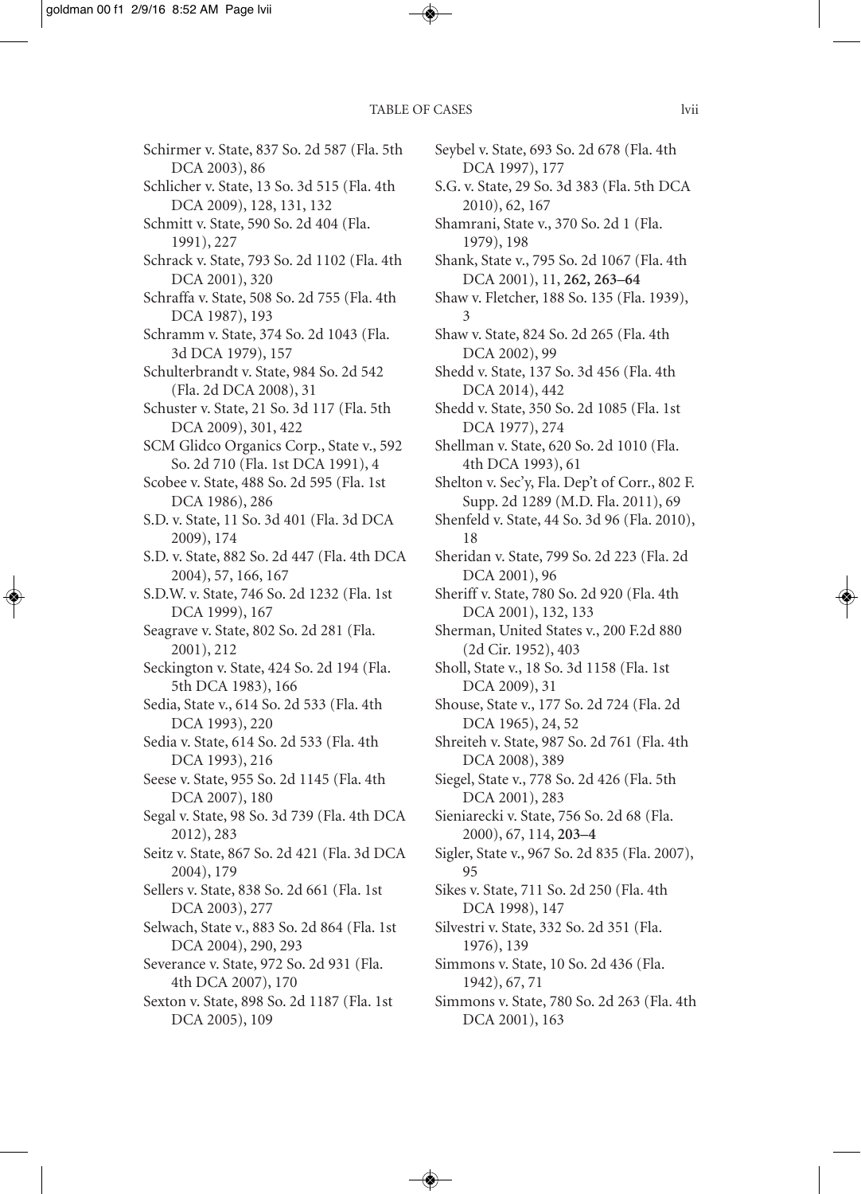Schirmer v. State, 837 So. 2d 587 (Fla. 5th DCA 2003), 86

Schlicher v. State, 13 So. 3d 515 (Fla. 4th DCA 2009), 128, 131, 132

Schmitt v. State, 590 So. 2d 404 (Fla. 1991), 227

Schrack v. State, 793 So. 2d 1102 (Fla. 4th DCA 2001), 320

Schraffa v. State, 508 So. 2d 755 (Fla. 4th DCA 1987), 193

Schramm v. State, 374 So. 2d 1043 (Fla. 3d DCA 1979), 157

Schulterbrandt v. State, 984 So. 2d 542 (Fla. 2d DCA 2008), 31

Schuster v. State, 21 So. 3d 117 (Fla. 5th DCA 2009), 301, 422

SCM Glidco Organics Corp., State v., 592 So. 2d 710 (Fla. 1st DCA 1991), 4

Scobee v. State, 488 So. 2d 595 (Fla. 1st DCA 1986), 286

S.D. v. State, 11 So. 3d 401 (Fla. 3d DCA 2009), 174

S.D. v. State, 882 So. 2d 447 (Fla. 4th DCA 2004), 57, 166, 167

S.D.W. v. State, 746 So. 2d 1232 (Fla. 1st DCA 1999), 167

Seagrave v. State, 802 So. 2d 281 (Fla. 2001), 212

Seckington v. State, 424 So. 2d 194 (Fla. 5th DCA 1983), 166

Sedia, State v., 614 So. 2d 533 (Fla. 4th DCA 1993), 220

Sedia v. State, 614 So. 2d 533 (Fla. 4th DCA 1993), 216

Seese v. State, 955 So. 2d 1145 (Fla. 4th DCA 2007), 180

Segal v. State, 98 So. 3d 739 (Fla. 4th DCA 2012), 283

Seitz v. State, 867 So. 2d 421 (Fla. 3d DCA 2004), 179

Sellers v. State, 838 So. 2d 661 (Fla. 1st DCA 2003), 277

Selwach, State v., 883 So. 2d 864 (Fla. 1st DCA 2004), 290, 293

Severance v. State, 972 So. 2d 931 (Fla. 4th DCA 2007), 170

Sexton v. State, 898 So. 2d 1187 (Fla. 1st DCA 2005), 109

Seybel v. State, 693 So. 2d 678 (Fla. 4th DCA 1997), 177

S.G. v. State, 29 So. 3d 383 (Fla. 5th DCA 2010), 62, 167

Shamrani, State v., 370 So. 2d 1 (Fla. 1979), 198

Shank, State v., 795 So. 2d 1067 (Fla. 4th DCA 2001), 11, **262, 263–64**

Shaw v. Fletcher, 188 So. 135 (Fla. 1939), 3

Shaw v. State, 824 So. 2d 265 (Fla. 4th DCA 2002), 99

Shedd v. State, 137 So. 3d 456 (Fla. 4th DCA 2014), 442

Shedd v. State, 350 So. 2d 1085 (Fla. 1st DCA 1977), 274

Shellman v. State, 620 So. 2d 1010 (Fla. 4th DCA 1993), 61

Shelton v. Sec'y, Fla. Dep't of Corr., 802 F. Supp. 2d 1289 (M.D. Fla. 2011), 69

Shenfeld v. State, 44 So. 3d 96 (Fla. 2010), 18

Sheridan v. State, 799 So. 2d 223 (Fla. 2d DCA 2001), 96

Sheriff v. State, 780 So. 2d 920 (Fla. 4th DCA 2001), 132, 133

Sherman, United States v., 200 F.2d 880 (2d Cir. 1952), 403

Sholl, State v., 18 So. 3d 1158 (Fla. 1st DCA 2009), 31

Shouse, State v., 177 So. 2d 724 (Fla. 2d DCA 1965), 24, 52

Shreiteh v. State, 987 So. 2d 761 (Fla. 4th DCA 2008), 389

Siegel, State v., 778 So. 2d 426 (Fla. 5th DCA 2001), 283

Sieniarecki v. State, 756 So. 2d 68 (Fla. 2000), 67, 114, **203–4**

Sigler, State v., 967 So. 2d 835 (Fla. 2007), 95

Sikes v. State, 711 So. 2d 250 (Fla. 4th DCA 1998), 147

Silvestri v. State, 332 So. 2d 351 (Fla. 1976), 139

Simmons v. State, 10 So. 2d 436 (Fla. 1942), 67, 71

Simmons v. State, 780 So. 2d 263 (Fla. 4th DCA 2001), 163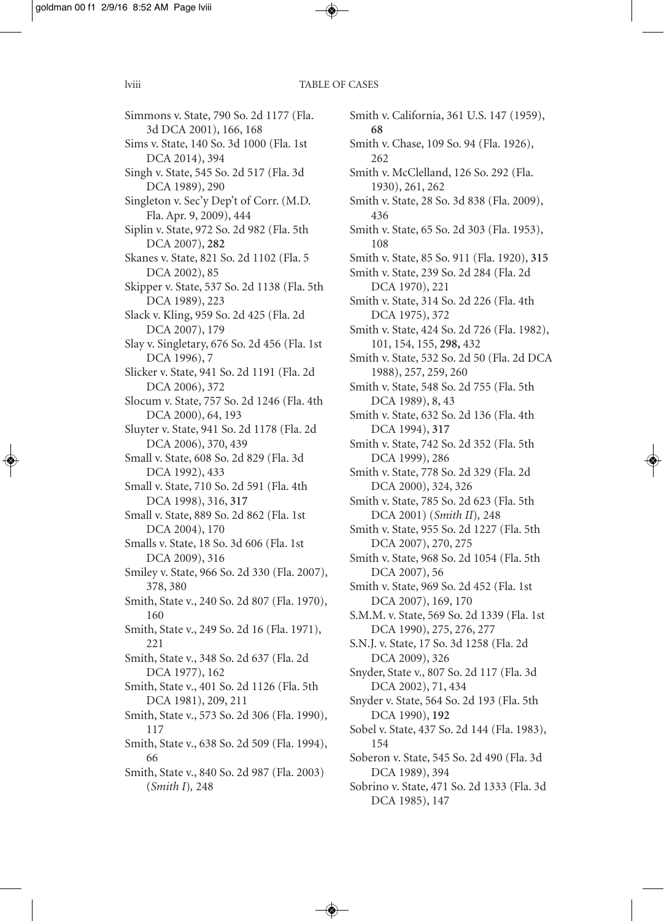Simmons v. State, 790 So. 2d 1177 (Fla. 3d DCA 2001), 166, 168

Sims v. State, 140 So. 3d 1000 (Fla. 1st DCA 2014), 394

Singh v. State, 545 So. 2d 517 (Fla. 3d DCA 1989), 290

Singleton v. Sec'y Dep't of Corr. (M.D. Fla. Apr. 9, 2009), 444

Siplin v. State, 972 So. 2d 982 (Fla. 5th DCA 2007), **282**

Skanes v. State, 821 So. 2d 1102 (Fla. 5 DCA 2002), 85

Skipper v. State, 537 So. 2d 1138 (Fla. 5th DCA 1989), 223

Slack v. Kling, 959 So. 2d 425 (Fla. 2d DCA 2007), 179

Slay v. Singletary, 676 So. 2d 456 (Fla. 1st DCA 1996), 7

Slicker v. State, 941 So. 2d 1191 (Fla. 2d DCA 2006), 372

Slocum v. State, 757 So. 2d 1246 (Fla. 4th DCA 2000), 64, 193

Sluyter v. State, 941 So. 2d 1178 (Fla. 2d DCA 2006), 370, 439

Small v. State, 608 So. 2d 829 (Fla. 3d DCA 1992), 433

Small v. State, 710 So. 2d 591 (Fla. 4th DCA 1998), 316, **317**

Small v. State, 889 So. 2d 862 (Fla. 1st DCA 2004), 170

Smalls v. State, 18 So. 3d 606 (Fla. 1st DCA 2009), 316

Smiley v. State, 966 So. 2d 330 (Fla. 2007), 378, 380

Smith, State v., 240 So. 2d 807 (Fla. 1970), 160

Smith, State v., 249 So. 2d 16 (Fla. 1971), 221

Smith, State v., 348 So. 2d 637 (Fla. 2d DCA 1977), 162

Smith, State v., 401 So. 2d 1126 (Fla. 5th DCA 1981), 209, 211

Smith, State v., 573 So. 2d 306 (Fla. 1990), 117

Smith, State v., 638 So. 2d 509 (Fla. 1994), 66

Smith, State v., 840 So. 2d 987 (Fla. 2003) (*Smith I*), 248

Smith v. California, 361 U.S. 147 (1959), **68**

Smith v. Chase, 109 So. 94 (Fla. 1926), 262

Smith v. McClelland, 126 So. 292 (Fla. 1930), 261, 262

Smith v. State, 28 So. 3d 838 (Fla. 2009), 436

Smith v. State, 65 So. 2d 303 (Fla. 1953), 108

Smith v. State, 85 So. 911 (Fla. 1920), **315**

Smith v. State, 239 So. 2d 284 (Fla. 2d DCA 1970), 221

Smith v. State, 314 So. 2d 226 (Fla. 4th DCA 1975), 372

Smith v. State, 424 So. 2d 726 (Fla. 1982), 101, 154, 155, **298,** 432

Smith v. State, 532 So. 2d 50 (Fla. 2d DCA 1988), 257, 259, 260

Smith v. State, 548 So. 2d 755 (Fla. 5th DCA 1989), 8, 43

Smith v. State, 632 So. 2d 136 (Fla. 4th DCA 1994), **317**

Smith v. State, 742 So. 2d 352 (Fla. 5th DCA 1999), 286

Smith v. State, 778 So. 2d 329 (Fla. 2d DCA 2000), 324, 326

Smith v. State, 785 So. 2d 623 (Fla. 5th DCA 2001) (*Smith II*), 248

Smith v. State, 955 So. 2d 1227 (Fla. 5th DCA 2007), 270, 275

Smith v. State, 968 So. 2d 1054 (Fla. 5th DCA 2007), 56

Smith v. State, 969 So. 2d 452 (Fla. 1st DCA 2007), 169, 170

S.M.M. v. State, 569 So. 2d 1339 (Fla. 1st DCA 1990), 275, 276, 277

S.N.J. v. State, 17 So. 3d 1258 (Fla. 2d DCA 2009), 326

Snyder, State v., 807 So. 2d 117 (Fla. 3d DCA 2002), 71, 434

Snyder v. State, 564 So. 2d 193 (Fla. 5th DCA 1990), **192**

Sobel v. State, 437 So. 2d 144 (Fla. 1983), 154

Soberon v. State, 545 So. 2d 490 (Fla. 3d DCA 1989), 394

Sobrino v. State, 471 So. 2d 1333 (Fla. 3d DCA 1985), 147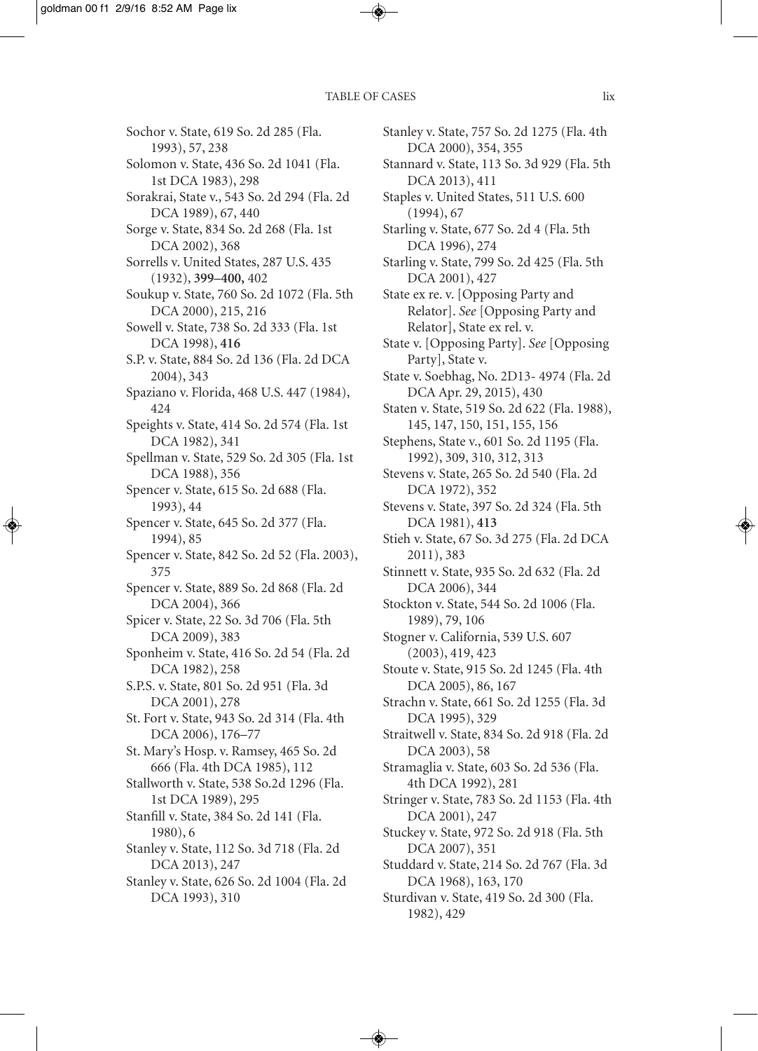Sochor v. State, 619 So. 2d 285 (Fla. 1993), 57, 238

Solomon v. State, 436 So. 2d 1041 (Fla. 1st DCA 1983), 298

Sorakrai, State v., 543 So. 2d 294 (Fla. 2d DCA 1989), 67, 440

Sorge v. State, 834 So. 2d 268 (Fla. 1st DCA 2002), 368

Sorrells v. United States, 287 U.S. 435 (1932), **399–400,** 402

Soukup v. State, 760 So. 2d 1072 (Fla. 5th DCA 2000), 215, 216

Sowell v. State, 738 So. 2d 333 (Fla. 1st DCA 1998), **416**

S.P. v. State, 884 So. 2d 136 (Fla. 2d DCA 2004), 343

Spaziano v. Florida, 468 U.S. 447 (1984), 424

Speights v. State, 414 So. 2d 574 (Fla. 1st DCA 1982), 341

Spellman v. State, 529 So. 2d 305 (Fla. 1st DCA 1988), 356

Spencer v. State, 615 So. 2d 688 (Fla. 1993), 44

Spencer v. State, 645 So. 2d 377 (Fla. 1994), 85

Spencer v. State, 842 So. 2d 52 (Fla. 2003), 375

Spencer v. State, 889 So. 2d 868 (Fla. 2d DCA 2004), 366

Spicer v. State, 22 So. 3d 706 (Fla. 5th DCA 2009), 383

Sponheim v. State, 416 So. 2d 54 (Fla. 2d DCA 1982), 258

S.P.S. v. State, 801 So. 2d 951 (Fla. 3d DCA 2001), 278

St. Fort v. State, 943 So. 2d 314 (Fla. 4th DCA 2006), 176–77

St. Mary's Hosp. v. Ramsey, 465 So. 2d 666 (Fla. 4th DCA 1985), 112

Stallworth v. State, 538 So.2d 1296 (Fla. 1st DCA 1989), 295

Stanfill v. State, 384 So. 2d 141 (Fla. 1980), 6

Stanley v. State, 112 So. 3d 718 (Fla. 2d DCA 2013), 247

Stanley v. State, 626 So. 2d 1004 (Fla. 2d DCA 1993), 310

Stanley v. State, 757 So. 2d 1275 (Fla. 4th DCA 2000), 354, 355

Stannard v. State, 113 So. 3d 929 (Fla. 5th DCA 2013), 411

Staples v. United States, 511 U.S. 600 (1994), 67

Starling v. State, 677 So. 2d 4 (Fla. 5th DCA 1996), 274

Starling v. State, 799 So. 2d 425 (Fla. 5th DCA 2001), 427

State ex re. v. [Opposing Party and Relator]. *See* [Opposing Party and Relator], State ex rel. v.

State v. [Opposing Party]. *See* [Opposing Party], State v.

State v. Soebhag, No. 2D13- 4974 (Fla. 2d DCA Apr. 29, 2015), 430

Staten v. State, 519 So. 2d 622 (Fla. 1988), 145, 147, 150, 151, 155, 156

Stephens, State v., 601 So. 2d 1195 (Fla. 1992), 309, 310, 312, 313

Stevens v. State, 265 So. 2d 540 (Fla. 2d DCA 1972), 352

Stevens v. State, 397 So. 2d 324 (Fla. 5th DCA 1981), **413**

Stieh v. State, 67 So. 3d 275 (Fla. 2d DCA 2011), 383

Stinnett v. State, 935 So. 2d 632 (Fla. 2d DCA 2006), 344

Stockton v. State, 544 So. 2d 1006 (Fla. 1989), 79, 106

Stogner v. California, 539 U.S. 607 (2003), 419, 423

Stoute v. State, 915 So. 2d 1245 (Fla. 4th DCA 2005), 86, 167

Strachn v. State, 661 So. 2d 1255 (Fla. 3d DCA 1995), 329

Straitwell v. State, 834 So. 2d 918 (Fla. 2d DCA 2003), 58

Stramaglia v. State, 603 So. 2d 536 (Fla. 4th DCA 1992), 281

Stringer v. State, 783 So. 2d 1153 (Fla. 4th DCA 2001), 247

Stuckey v. State, 972 So. 2d 918 (Fla. 5th DCA 2007), 351

Studdard v. State, 214 So. 2d 767 (Fla. 3d DCA 1968), 163, 170

Sturdivan v. State, 419 So. 2d 300 (Fla. 1982), 429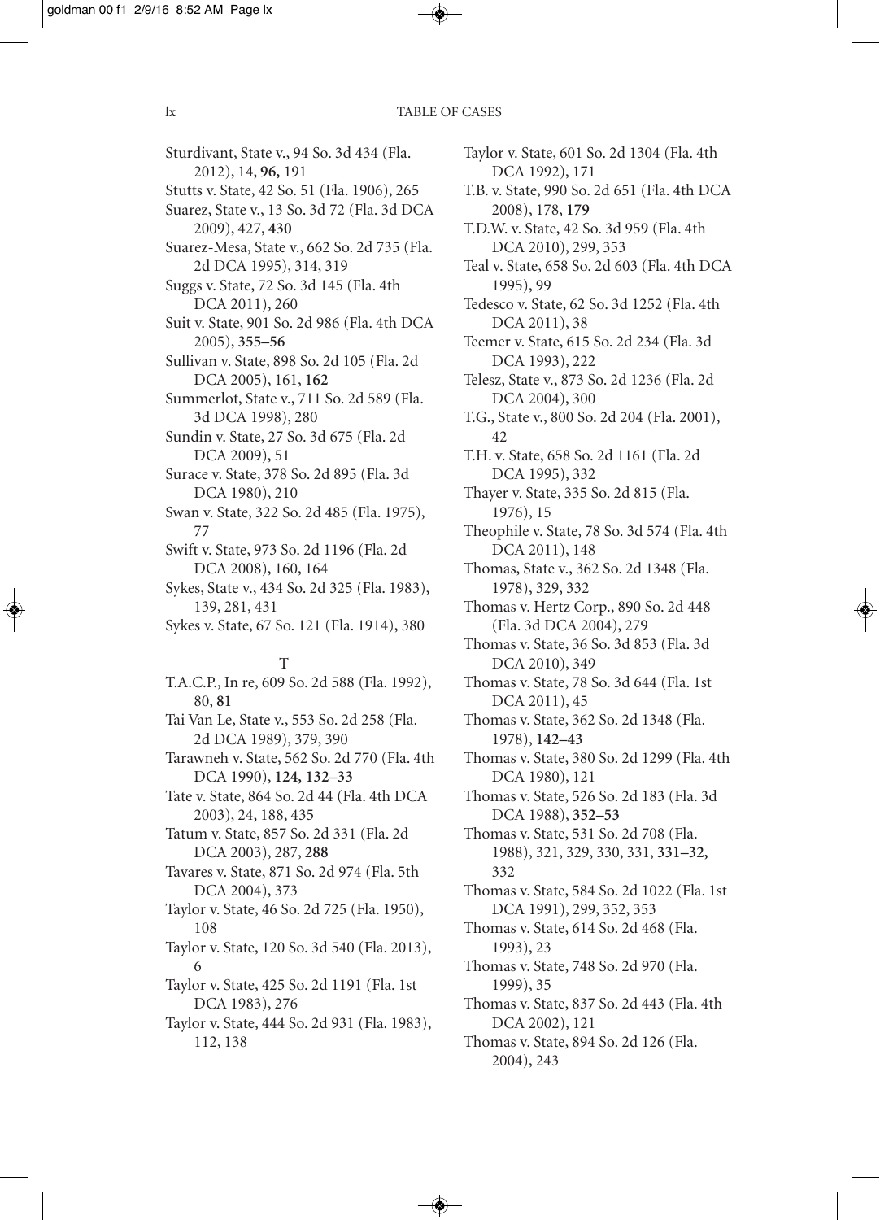Sturdivant, State v., 94 So. 3d 434 (Fla. 2012), 14, **96,** 191

Stutts v. State, 42 So. 51 (Fla. 1906), 265

Suarez, State v., 13 So. 3d 72 (Fla. 3d DCA 2009), 427, **430**

Suarez-Mesa, State v., 662 So. 2d 735 (Fla. 2d DCA 1995), 314, 319

Suggs v. State, 72 So. 3d 145 (Fla. 4th DCA 2011), 260

Suit v. State, 901 So. 2d 986 (Fla. 4th DCA 2005), **355–56**

Sullivan v. State, 898 So. 2d 105 (Fla. 2d DCA 2005), 161, **162**

Summerlot, State v., 711 So. 2d 589 (Fla. 3d DCA 1998), 280

Sundin v. State, 27 So. 3d 675 (Fla. 2d DCA 2009), 51

Surace v. State, 378 So. 2d 895 (Fla. 3d DCA 1980), 210

Swan v. State, 322 So. 2d 485 (Fla. 1975), 77

Swift v. State, 973 So. 2d 1196 (Fla. 2d DCA 2008), 160, 164

Sykes, State v., 434 So. 2d 325 (Fla. 1983), 139, 281, 431

Sykes v. State, 67 So. 121 (Fla. 1914), 380

T

T.A.C.P., In re, 609 So. 2d 588 (Fla. 1992), 80, **81**

Tai Van Le, State v., 553 So. 2d 258 (Fla. 2d DCA 1989), 379, 390

Tarawneh v. State, 562 So. 2d 770 (Fla. 4th DCA 1990), **124, 132–33**

Tate v. State, 864 So. 2d 44 (Fla. 4th DCA 2003), 24, 188, 435

Tatum v. State, 857 So. 2d 331 (Fla. 2d DCA 2003), 287, **288**

Tavares v. State, 871 So. 2d 974 (Fla. 5th DCA 2004), 373

Taylor v. State, 46 So. 2d 725 (Fla. 1950), 108

Taylor v. State, 120 So. 3d 540 (Fla. 2013), 6

Taylor v. State, 425 So. 2d 1191 (Fla. 1st DCA 1983), 276

Taylor v. State, 444 So. 2d 931 (Fla. 1983), 112, 138

Taylor v. State, 601 So. 2d 1304 (Fla. 4th DCA 1992), 171

T.B. v. State, 990 So. 2d 651 (Fla. 4th DCA 2008), 178, **179**

T.D.W. v. State, 42 So. 3d 959 (Fla. 4th DCA 2010), 299, 353

Teal v. State, 658 So. 2d 603 (Fla. 4th DCA 1995), 99

Tedesco v. State, 62 So. 3d 1252 (Fla. 4th DCA 2011), 38

Teemer v. State, 615 So. 2d 234 (Fla. 3d DCA 1993), 222

Telesz, State v., 873 So. 2d 1236 (Fla. 2d DCA 2004), 300

T.G., State v., 800 So. 2d 204 (Fla. 2001), 42

T.H. v. State, 658 So. 2d 1161 (Fla. 2d DCA 1995), 332

Thayer v. State, 335 So. 2d 815 (Fla. 1976), 15

Theophile v. State, 78 So. 3d 574 (Fla. 4th DCA 2011), 148

Thomas, State v., 362 So. 2d 1348 (Fla. 1978), 329, 332

Thomas v. Hertz Corp., 890 So. 2d 448 (Fla. 3d DCA 2004), 279

Thomas v. State, 36 So. 3d 853 (Fla. 3d DCA 2010), 349

Thomas v. State, 78 So. 3d 644 (Fla. 1st DCA 2011), 45

Thomas v. State, 362 So. 2d 1348 (Fla. 1978), **142–43**

Thomas v. State, 380 So. 2d 1299 (Fla. 4th DCA 1980), 121

Thomas v. State, 526 So. 2d 183 (Fla. 3d DCA 1988), **352–53**

Thomas v. State, 531 So. 2d 708 (Fla. 1988), 321, 329, 330, 331, **331–32,** 332

Thomas v. State, 584 So. 2d 1022 (Fla. 1st DCA 1991), 299, 352, 353

Thomas v. State, 614 So. 2d 468 (Fla. 1993), 23

Thomas v. State, 748 So. 2d 970 (Fla. 1999), 35

Thomas v. State, 837 So. 2d 443 (Fla. 4th DCA 2002), 121

Thomas v. State, 894 So. 2d 126 (Fla. 2004), 243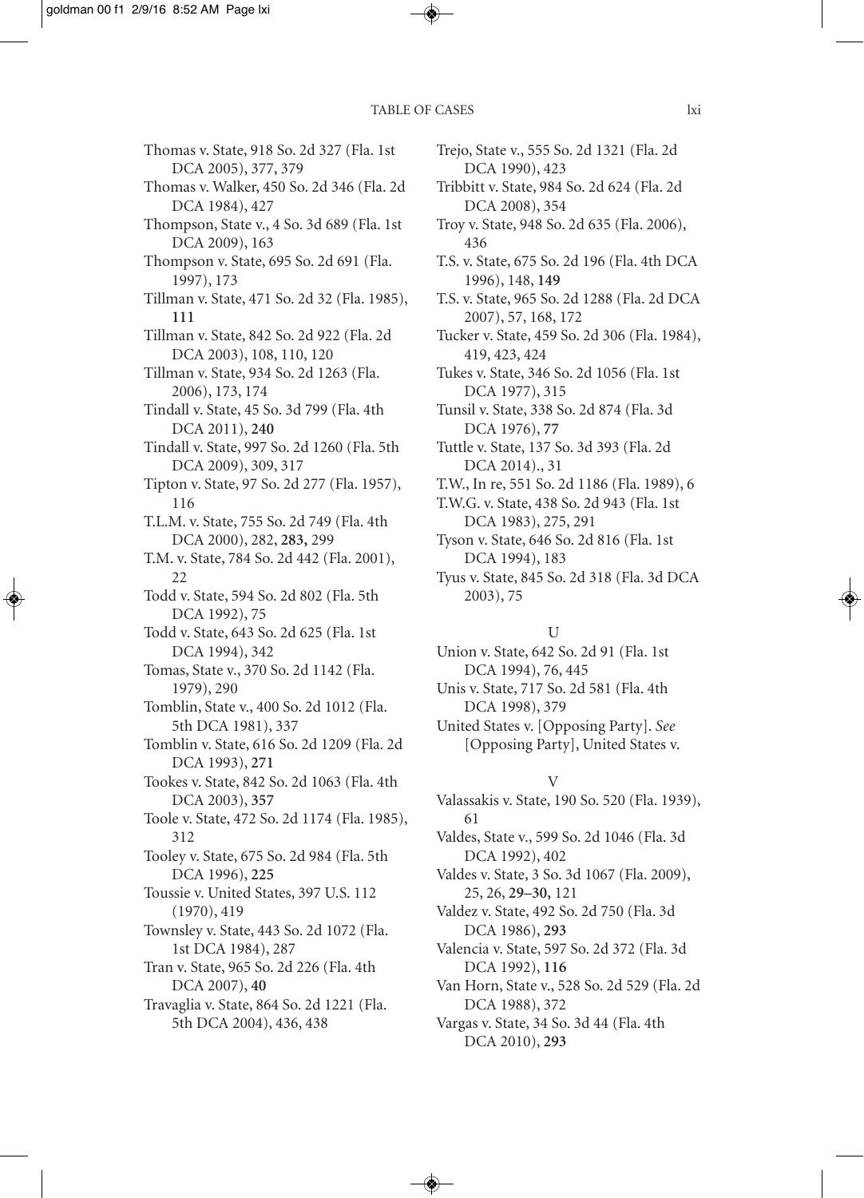Thomas v. State, 918 So. 2d 327 (Fla. 1st DCA 2005), 377, 379

Thomas v. Walker, 450 So. 2d 346 (Fla. 2d DCA 1984), 427

Thompson, State v., 4 So. 3d 689 (Fla. 1st DCA 2009), 163

Thompson v. State, 695 So. 2d 691 (Fla. 1997), 173

Tillman v. State, 471 So. 2d 32 (Fla. 1985), **111**

Tillman v. State, 842 So. 2d 922 (Fla. 2d DCA 2003), 108, 110, 120

Tillman v. State, 934 So. 2d 1263 (Fla. 2006), 173, 174

Tindall v. State, 45 So. 3d 799 (Fla. 4th DCA 2011), **240**

Tindall v. State, 997 So. 2d 1260 (Fla. 5th DCA 2009), 309, 317

Tipton v. State, 97 So. 2d 277 (Fla. 1957), 116

T.L.M. v. State, 755 So. 2d 749 (Fla. 4th DCA 2000), 282, **283,** 299

T.M. v. State, 784 So. 2d 442 (Fla. 2001), 22

Todd v. State, 594 So. 2d 802 (Fla. 5th DCA 1992), 75

Todd v. State, 643 So. 2d 625 (Fla. 1st DCA 1994), 342

Tomas, State v., 370 So. 2d 1142 (Fla. 1979), 290

Tomblin, State v., 400 So. 2d 1012 (Fla. 5th DCA 1981), 337

Tomblin v. State, 616 So. 2d 1209 (Fla. 2d DCA 1993), **271**

Tookes v. State, 842 So. 2d 1063 (Fla. 4th DCA 2003), **357**

Toole v. State, 472 So. 2d 1174 (Fla. 1985), 312

Tooley v. State, 675 So. 2d 984 (Fla. 5th DCA 1996), **225**

Toussie v. United States, 397 U.S. 112 (1970), 419

Townsley v. State, 443 So. 2d 1072 (Fla. 1st DCA 1984), 287

Tran v. State, 965 So. 2d 226 (Fla. 4th DCA 2007), **40**

Travaglia v. State, 864 So. 2d 1221 (Fla. 5th DCA 2004), 436, 438

Trejo, State v., 555 So. 2d 1321 (Fla. 2d DCA 1990), 423

Tribbitt v. State, 984 So. 2d 624 (Fla. 2d DCA 2008), 354

Troy v. State, 948 So. 2d 635 (Fla. 2006), 436

T.S. v. State, 675 So. 2d 196 (Fla. 4th DCA 1996), 148, **149**

T.S. v. State, 965 So. 2d 1288 (Fla. 2d DCA 2007), 57, 168, 172

Tucker v. State, 459 So. 2d 306 (Fla. 1984), 419, 423, 424

Tukes v. State, 346 So. 2d 1056 (Fla. 1st DCA 1977), 315

Tunsil v. State, 338 So. 2d 874 (Fla. 3d DCA 1976), **77**

Tuttle v. State, 137 So. 3d 393 (Fla. 2d DCA 2014)., 31

T.W., In re, 551 So. 2d 1186 (Fla. 1989), 6

T.W.G. v. State, 438 So. 2d 943 (Fla. 1st DCA 1983), 275, 291

Tyson v. State, 646 So. 2d 816 (Fla. 1st DCA 1994), 183

Tyus v. State, 845 So. 2d 318 (Fla. 3d DCA 2003), 75

## U

Union v. State, 642 So. 2d 91 (Fla. 1st DCA 1994), 76, 445

Unis v. State, 717 So. 2d 581 (Fla. 4th DCA 1998), 379

United States v. [Opposing Party]. *See* [Opposing Party], United States v.

## V

Valassakis v. State, 190 So. 520 (Fla. 1939), 61

Valdes, State v., 599 So. 2d 1046 (Fla. 3d DCA 1992), 402

Valdes v. State, 3 So. 3d 1067 (Fla. 2009), 25, 26, **29–30,** 121

Valdez v. State, 492 So. 2d 750 (Fla. 3d DCA 1986), **293**

Valencia v. State, 597 So. 2d 372 (Fla. 3d DCA 1992), **116**

Van Horn, State v., 528 So. 2d 529 (Fla. 2d DCA 1988), 372

Vargas v. State, 34 So. 3d 44 (Fla. 4th DCA 2010), **293**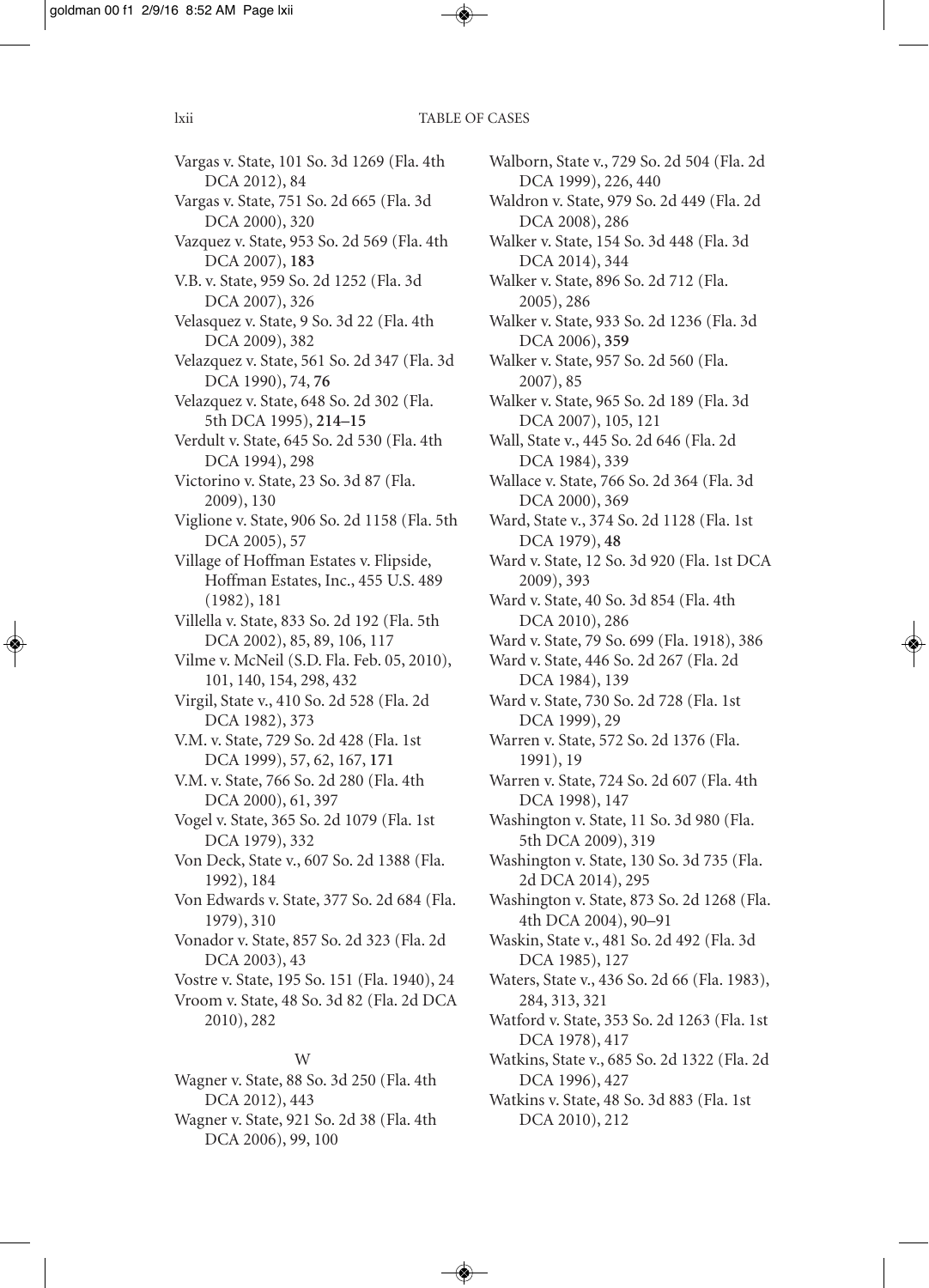Vargas v. State, 101 So. 3d 1269 (Fla. 4th DCA 2012), 84

Vargas v. State, 751 So. 2d 665 (Fla. 3d DCA 2000), 320

Vazquez v. State, 953 So. 2d 569 (Fla. 4th DCA 2007), **183**

V.B. v. State, 959 So. 2d 1252 (Fla. 3d DCA 2007), 326

Velasquez v. State, 9 So. 3d 22 (Fla. 4th DCA 2009), 382

Velazquez v. State, 561 So. 2d 347 (Fla. 3d DCA 1990), 74, **76**

Velazquez v. State, 648 So. 2d 302 (Fla. 5th DCA 1995), **214–15**

Verdult v. State, 645 So. 2d 530 (Fla. 4th DCA 1994), 298

Victorino v. State, 23 So. 3d 87 (Fla. 2009), 130

Viglione v. State, 906 So. 2d 1158 (Fla. 5th DCA 2005), 57

Village of Hoffman Estates v. Flipside, Hoffman Estates, Inc., 455 U.S. 489 (1982), 181

Villella v. State, 833 So. 2d 192 (Fla. 5th DCA 2002), 85, 89, 106, 117

Vilme v. McNeil (S.D. Fla. Feb. 05, 2010), 101, 140, 154, 298, 432

Virgil, State v., 410 So. 2d 528 (Fla. 2d DCA 1982), 373

V.M. v. State, 729 So. 2d 428 (Fla. 1st DCA 1999), 57, 62, 167, **171**

V.M. v. State, 766 So. 2d 280 (Fla. 4th DCA 2000), 61, 397

Vogel v. State, 365 So. 2d 1079 (Fla. 1st DCA 1979), 332

Von Deck, State v., 607 So. 2d 1388 (Fla. 1992), 184

Von Edwards v. State, 377 So. 2d 684 (Fla. 1979), 310

Vonador v. State, 857 So. 2d 323 (Fla. 2d DCA 2003), 43

Vostre v. State, 195 So. 151 (Fla. 1940), 24

Vroom v. State, 48 So. 3d 82 (Fla. 2d DCA 2010), 282

W

Wagner v. State, 88 So. 3d 250 (Fla. 4th DCA 2012), 443

Wagner v. State, 921 So. 2d 38 (Fla. 4th DCA 2006), 99, 100

Walborn, State v., 729 So. 2d 504 (Fla. 2d DCA 1999), 226, 440

Waldron v. State, 979 So. 2d 449 (Fla. 2d DCA 2008), 286

Walker v. State, 154 So. 3d 448 (Fla. 3d DCA 2014), 344

Walker v. State, 896 So. 2d 712 (Fla. 2005), 286

Walker v. State, 933 So. 2d 1236 (Fla. 3d DCA 2006), **359**

Walker v. State, 957 So. 2d 560 (Fla. 2007), 85

Walker v. State, 965 So. 2d 189 (Fla. 3d DCA 2007), 105, 121

Wall, State v., 445 So. 2d 646 (Fla. 2d DCA 1984), 339

Wallace v. State, 766 So. 2d 364 (Fla. 3d DCA 2000), 369

Ward, State v., 374 So. 2d 1128 (Fla. 1st DCA 1979), **48**

Ward v. State, 12 So. 3d 920 (Fla. 1st DCA 2009), 393

Ward v. State, 40 So. 3d 854 (Fla. 4th DCA 2010), 286

Ward v. State, 79 So. 699 (Fla. 1918), 386

Ward v. State, 446 So. 2d 267 (Fla. 2d DCA 1984), 139

Ward v. State, 730 So. 2d 728 (Fla. 1st DCA 1999), 29

Warren v. State, 572 So. 2d 1376 (Fla. 1991), 19

Warren v. State, 724 So. 2d 607 (Fla. 4th DCA 1998), 147

Washington v. State, 11 So. 3d 980 (Fla. 5th DCA 2009), 319

Washington v. State, 130 So. 3d 735 (Fla. 2d DCA 2014), 295

Washington v. State, 873 So. 2d 1268 (Fla. 4th DCA 2004), 90–91

Waskin, State v., 481 So. 2d 492 (Fla. 3d DCA 1985), 127

Waters, State v., 436 So. 2d 66 (Fla. 1983), 284, 313, 321

Watford v. State, 353 So. 2d 1263 (Fla. 1st DCA 1978), 417

Watkins, State v., 685 So. 2d 1322 (Fla. 2d DCA 1996), 427

Watkins v. State, 48 So. 3d 883 (Fla. 1st DCA 2010), 212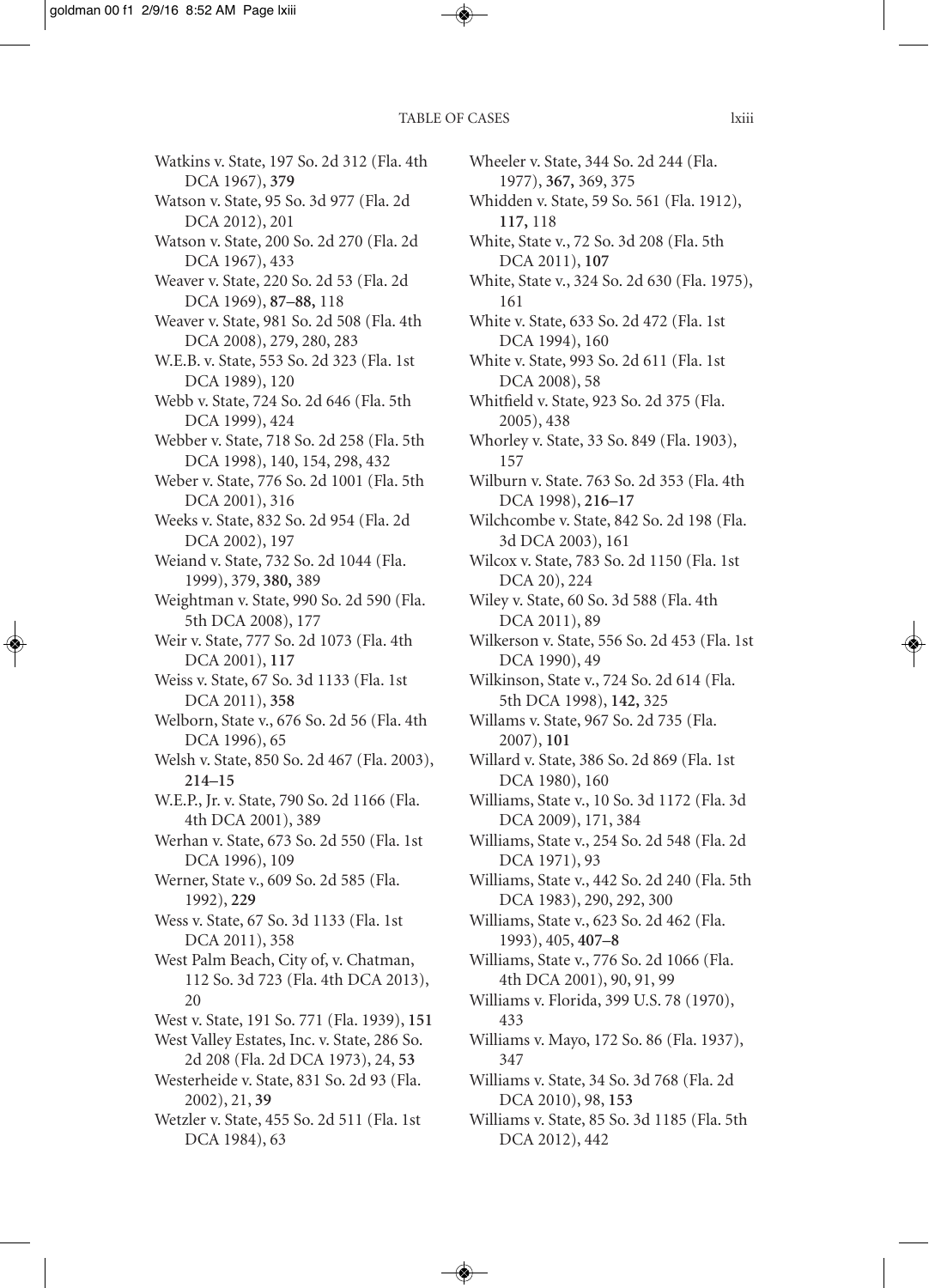Watkins v. State, 197 So. 2d 312 (Fla. 4th DCA 1967), **379**

Watson v. State, 95 So. 3d 977 (Fla. 2d DCA 2012), 201

Watson v. State, 200 So. 2d 270 (Fla. 2d DCA 1967), 433

Weaver v. State, 220 So. 2d 53 (Fla. 2d DCA 1969), **87–88,** 118

Weaver v. State, 981 So. 2d 508 (Fla. 4th DCA 2008), 279, 280, 283

W.E.B. v. State, 553 So. 2d 323 (Fla. 1st DCA 1989), 120

Webb v. State, 724 So. 2d 646 (Fla. 5th DCA 1999), 424

Webber v. State, 718 So. 2d 258 (Fla. 5th DCA 1998), 140, 154, 298, 432

Weber v. State, 776 So. 2d 1001 (Fla. 5th DCA 2001), 316

Weeks v. State, 832 So. 2d 954 (Fla. 2d DCA 2002), 197

Weiand v. State, 732 So. 2d 1044 (Fla. 1999), 379, **380,** 389

Weightman v. State, 990 So. 2d 590 (Fla. 5th DCA 2008), 177

Weir v. State, 777 So. 2d 1073 (Fla. 4th DCA 2001), **117**

Weiss v. State, 67 So. 3d 1133 (Fla. 1st DCA 2011), **358**

Welborn, State v., 676 So. 2d 56 (Fla. 4th DCA 1996), 65

Welsh v. State, 850 So. 2d 467 (Fla. 2003), **214–15**

W.E.P., Jr. v. State, 790 So. 2d 1166 (Fla. 4th DCA 2001), 389

Werhan v. State, 673 So. 2d 550 (Fla. 1st DCA 1996), 109

Werner, State v., 609 So. 2d 585 (Fla. 1992), **229**

Wess v. State, 67 So. 3d 1133 (Fla. 1st DCA 2011), 358

West Palm Beach, City of, v. Chatman, 112 So. 3d 723 (Fla. 4th DCA 2013), 20

West v. State, 191 So. 771 (Fla. 1939), **151**

West Valley Estates, Inc. v. State, 286 So. 2d 208 (Fla. 2d DCA 1973), 24, **53**

Westerheide v. State, 831 So. 2d 93 (Fla. 2002), 21, **39**

Wetzler v. State, 455 So. 2d 511 (Fla. 1st DCA 1984), 63

Wheeler v. State, 344 So. 2d 244 (Fla. 1977), **367,** 369, 375

Whidden v. State, 59 So. 561 (Fla. 1912), **117,** 118

White, State v., 72 So. 3d 208 (Fla. 5th DCA 2011), **107**

White, State v., 324 So. 2d 630 (Fla. 1975), 161

White v. State, 633 So. 2d 472 (Fla. 1st DCA 1994), 160

White v. State, 993 So. 2d 611 (Fla. 1st DCA 2008), 58

Whitfield v. State, 923 So. 2d 375 (Fla. 2005), 438

Whorley v. State, 33 So. 849 (Fla. 1903), 157

Wilburn v. State. 763 So. 2d 353 (Fla. 4th DCA 1998), **216–17**

Wilchcombe v. State, 842 So. 2d 198 (Fla. 3d DCA 2003), 161

Wilcox v. State, 783 So. 2d 1150 (Fla. 1st DCA 20), 224

Wiley v. State, 60 So. 3d 588 (Fla. 4th DCA 2011), 89

Wilkerson v. State, 556 So. 2d 453 (Fla. 1st DCA 1990), 49

Wilkinson, State v., 724 So. 2d 614 (Fla. 5th DCA 1998), **142,** 325

Willams v. State, 967 So. 2d 735 (Fla. 2007), **101**

Willard v. State, 386 So. 2d 869 (Fla. 1st DCA 1980), 160

Williams, State v., 10 So. 3d 1172 (Fla. 3d DCA 2009), 171, 384

Williams, State v., 254 So. 2d 548 (Fla. 2d DCA 1971), 93

Williams, State v., 442 So. 2d 240 (Fla. 5th DCA 1983), 290, 292, 300

Williams, State v., 623 So. 2d 462 (Fla. 1993), 405, **407–8**

Williams, State v., 776 So. 2d 1066 (Fla. 4th DCA 2001), 90, 91, 99

Williams v. Florida, 399 U.S. 78 (1970), 433

Williams v. Mayo, 172 So. 86 (Fla. 1937), 347

Williams v. State, 34 So. 3d 768 (Fla. 2d DCA 2010), 98, **153**

Williams v. State, 85 So. 3d 1185 (Fla. 5th DCA 2012), 442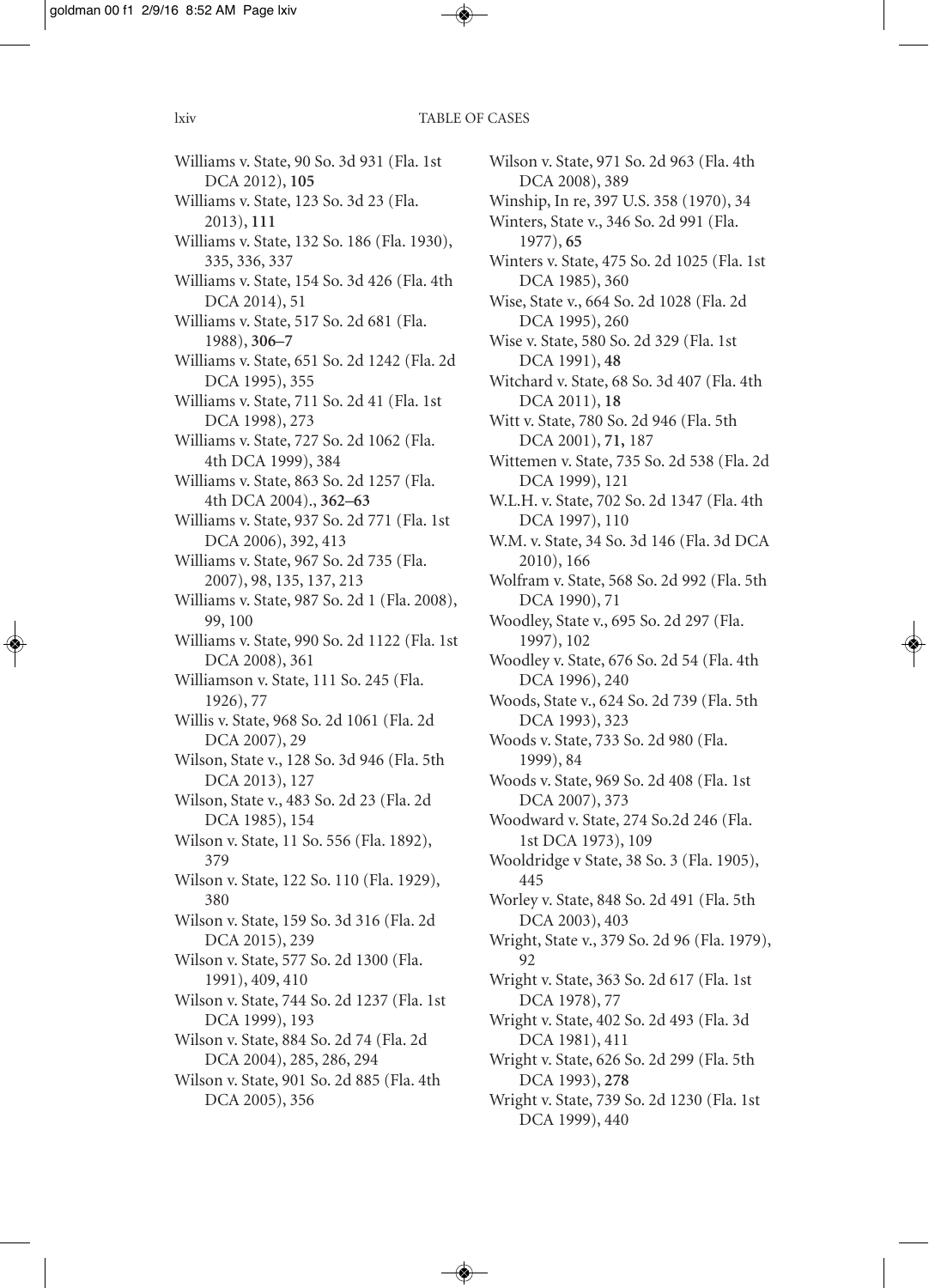Williams v. State, 90 So. 3d 931 (Fla. 1st DCA 2012), **105**
Williams v. State, 123 So. 3d 23 (Fla. 2013), **111**
Williams v. State, 132 So. 186 (Fla. 1930), 335, 336, 337
Williams v. State, 154 So. 3d 426 (Fla. 4th DCA 2014), 51
Williams v. State, 517 So. 2d 681 (Fla. 1988), **306–7**
Williams v. State, 651 So. 2d 1242 (Fla. 2d DCA 1995), 355
Williams v. State, 711 So. 2d 41 (Fla. 1st DCA 1998), 273
Williams v. State, 727 So. 2d 1062 (Fla. 4th DCA 1999), 384
Williams v. State, 863 So. 2d 1257 (Fla. 4th DCA 2004)., **362–63**
Williams v. State, 937 So. 2d 771 (Fla. 1st DCA 2006), 392, 413
Williams v. State, 967 So. 2d 735 (Fla. 2007), 98, 135, 137, 213
Williams v. State, 987 So. 2d 1 (Fla. 2008), 99, 100
Williams v. State, 990 So. 2d 1122 (Fla. 1st DCA 2008), 361
Williamson v. State, 111 So. 245 (Fla. 1926), 77
Willis v. State, 968 So. 2d 1061 (Fla. 2d DCA 2007), 29
Wilson, State v., 128 So. 3d 946 (Fla. 5th DCA 2013), 127
Wilson, State v., 483 So. 2d 23 (Fla. 2d DCA 1985), 154
Wilson v. State, 11 So. 556 (Fla. 1892), 379
Wilson v. State, 122 So. 110 (Fla. 1929), 380
Wilson v. State, 159 So. 3d 316 (Fla. 2d DCA 2015), 239
Wilson v. State, 577 So. 2d 1300 (Fla. 1991), 409, 410
Wilson v. State, 744 So. 2d 1237 (Fla. 1st DCA 1999), 193
Wilson v. State, 884 So. 2d 74 (Fla. 2d DCA 2004), 285, 286, 294
Wilson v. State, 901 So. 2d 885 (Fla. 4th DCA 2005), 356
Wilson v. State, 971 So. 2d 963 (Fla. 4th DCA 2008), 389
Winship, In re, 397 U.S. 358 (1970), 34
Winters, State v., 346 So. 2d 991 (Fla. 1977), **65**
Winters v. State, 475 So. 2d 1025 (Fla. 1st DCA 1985), 360
Wise, State v., 664 So. 2d 1028 (Fla. 2d DCA 1995), 260
Wise v. State, 580 So. 2d 329 (Fla. 1st DCA 1991), **48**
Witchard v. State, 68 So. 3d 407 (Fla. 4th DCA 2011), **18**
Witt v. State, 780 So. 2d 946 (Fla. 5th DCA 2001), **71,** 187
Wittemen v. State, 735 So. 2d 538 (Fla. 2d DCA 1999), 121
W.L.H. v. State, 702 So. 2d 1347 (Fla. 4th DCA 1997), 110
W.M. v. State, 34 So. 3d 146 (Fla. 3d DCA 2010), 166
Wolfram v. State, 568 So. 2d 992 (Fla. 5th DCA 1990), 71
Woodley, State v., 695 So. 2d 297 (Fla. 1997), 102
Woodley v. State, 676 So. 2d 54 (Fla. 4th DCA 1996), 240
Woods, State v., 624 So. 2d 739 (Fla. 5th DCA 1993), 323
Woods v. State, 733 So. 2d 980 (Fla. 1999), 84
Woods v. State, 969 So. 2d 408 (Fla. 1st DCA 2007), 373
Woodward v. State, 274 So.2d 246 (Fla. 1st DCA 1973), 109
Wooldridge v State, 38 So. 3 (Fla. 1905), 445
Worley v. State, 848 So. 2d 491 (Fla. 5th DCA 2003), 403
Wright, State v., 379 So. 2d 96 (Fla. 1979), 92
Wright v. State, 363 So. 2d 617 (Fla. 1st DCA 1978), 77
Wright v. State, 402 So. 2d 493 (Fla. 3d DCA 1981), 411
Wright v. State, 626 So. 2d 299 (Fla. 5th DCA 1993), **278**
Wright v. State, 739 So. 2d 1230 (Fla. 1st DCA 1999), 440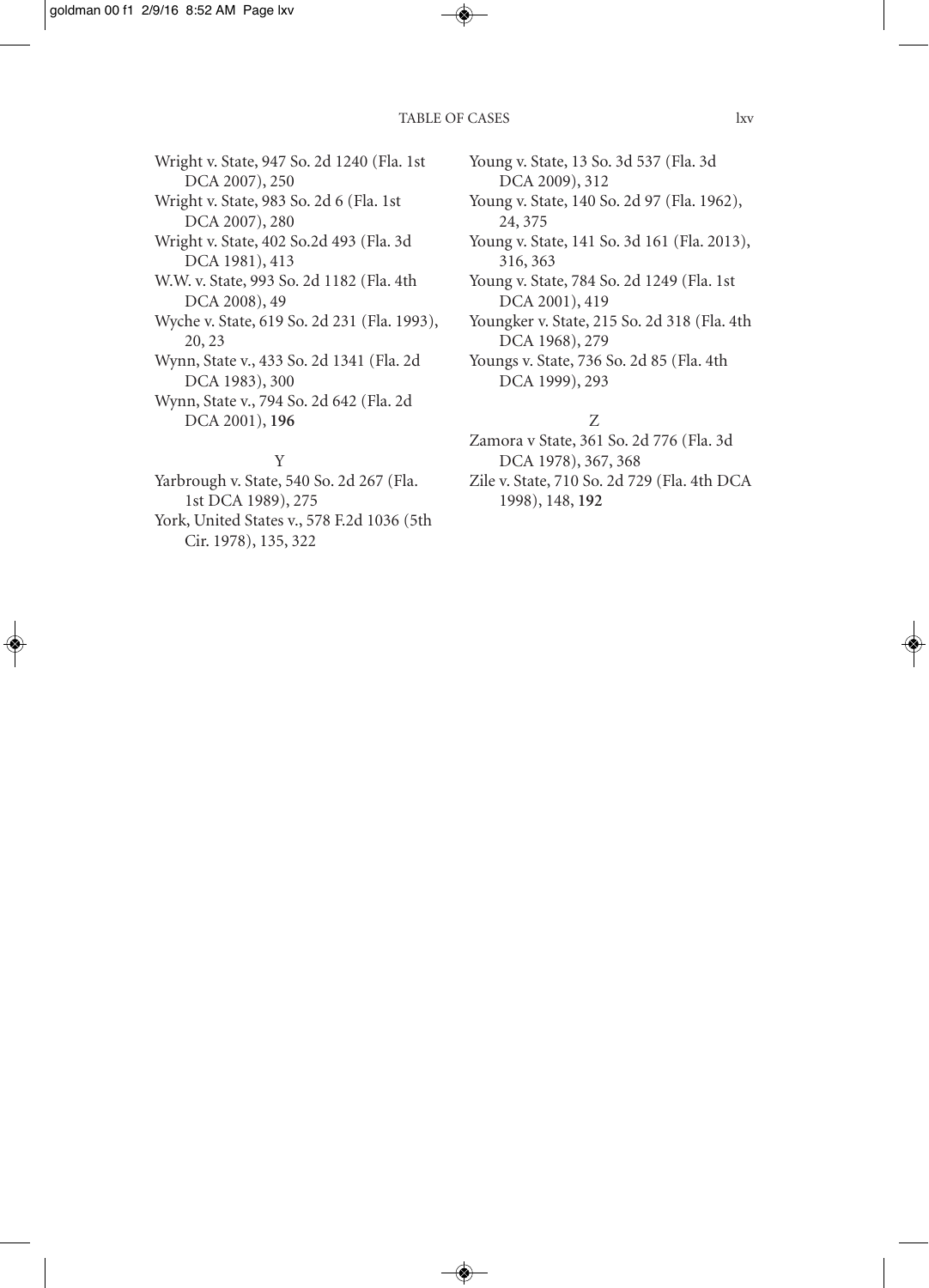Wright v. State, 947 So. 2d 1240 (Fla. 1st DCA 2007), 250

Wright v. State, 983 So. 2d 6 (Fla. 1st DCA 2007), 280

Wright v. State, 402 So.2d 493 (Fla. 3d DCA 1981), 413

W.W. v. State, 993 So. 2d 1182 (Fla. 4th DCA 2008), 49

Wyche v. State, 619 So. 2d 231 (Fla. 1993), 20, 23

Wynn, State v., 433 So. 2d 1341 (Fla. 2d DCA 1983), 300

Wynn, State v., 794 So. 2d 642 (Fla. 2d DCA 2001), **196**

Y

Yarbrough v. State, 540 So. 2d 267 (Fla. 1st DCA 1989), 275

York, United States v., 578 F.2d 1036 (5th Cir. 1978), 135, 322

Young v. State, 13 So. 3d 537 (Fla. 3d DCA 2009), 312

Young v. State, 140 So. 2d 97 (Fla. 1962), 24, 375

Young v. State, 141 So. 3d 161 (Fla. 2013), 316, 363

Young v. State, 784 So. 2d 1249 (Fla. 1st DCA 2001), 419

Youngker v. State, 215 So. 2d 318 (Fla. 4th DCA 1968), 279

Youngs v. State, 736 So. 2d 85 (Fla. 4th DCA 1999), 293

Z

Zamora v State, 361 So. 2d 776 (Fla. 3d DCA 1978), 367, 368

Zile v. State, 710 So. 2d 729 (Fla. 4th DCA 1998), 148, **192**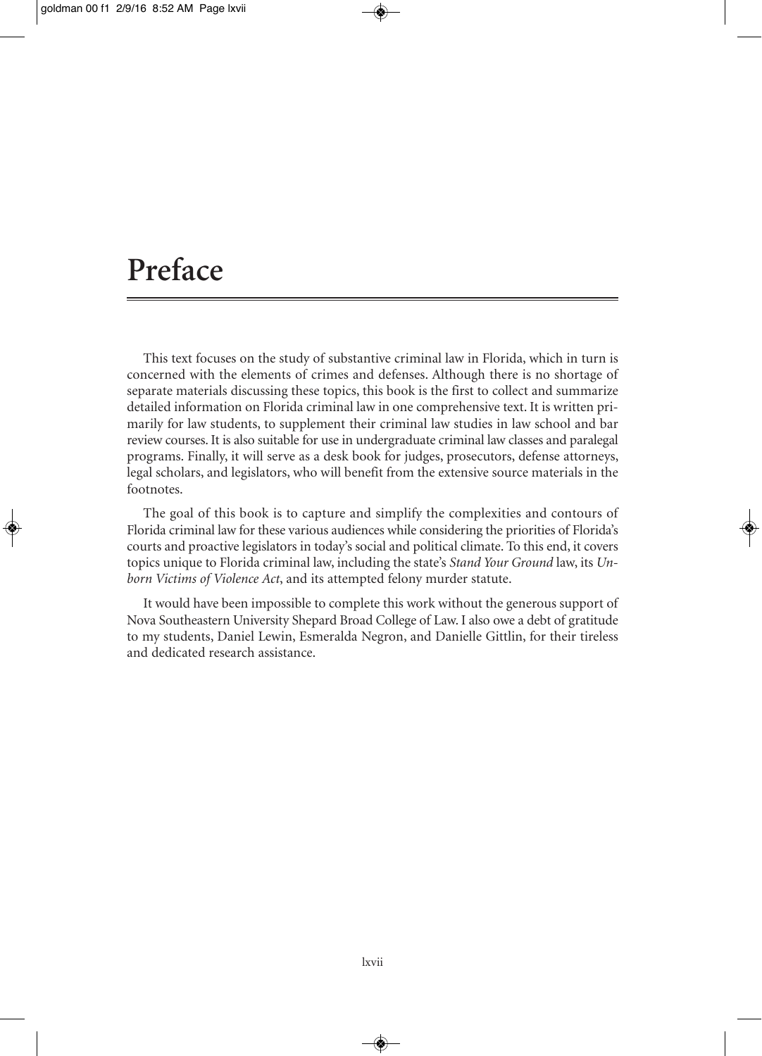# Preface

This text focuses on the study of substantive criminal law in Florida, which in turn is concerned with the elements of crimes and defenses. Although there is no shortage of separate materials discussing these topics, this book is the first to collect and summarize detailed information on Florida criminal law in one comprehensive text. It is written primarily for law students, to supplement their criminal law studies in law school and bar review courses. It is also suitable for use in undergraduate criminal law classes and paralegal programs. Finally, it will serve as a desk book for judges, prosecutors, defense attorneys, legal scholars, and legislators, who will benefit from the extensive source materials in the footnotes.

The goal of this book is to capture and simplify the complexities and contours of Florida criminal law for these various audiences while considering the priorities of Florida's courts and proactive legislators in today's social and political climate. To this end, it covers topics unique to Florida criminal law, including the state's *Stand Your Ground* law, its *Unborn Victims of Violence Act*, and its attempted felony murder statute.

It would have been impossible to complete this work without the generous support of Nova Southeastern University Shepard Broad College of Law. I also owe a debt of gratitude to my students, Daniel Lewin, Esmeralda Negron, and Danielle Gittlin, for their tireless and dedicated research assistance.